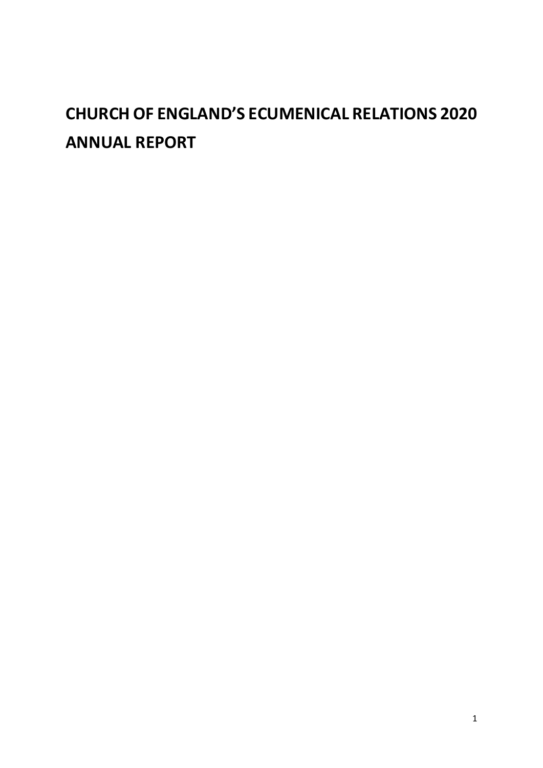# CHURCH OF ENGLAND’S ECUMENICAL RELATIONS 2020 ANNUAL REPORT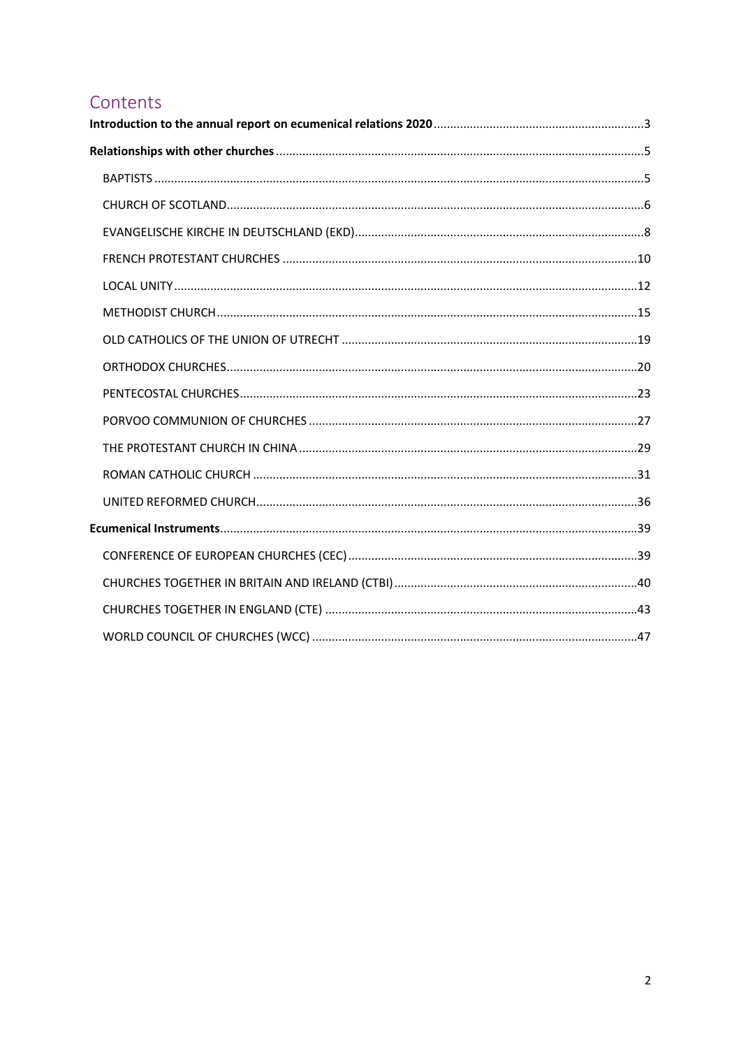# Contents

**Introduction to the annual report on ecumenical relations 2020** ..... 3

**Relationships with other churches** ..... 5

- BAPTISTS ..... 5
- CHURCH OF SCOTLAND ..... 6
- EVANGELISCHE KIRCHE IN DEUTSCHLAND (EKD) ..... 8
- FRENCH PROTESTANT CHURCHES ..... 10
- LOCAL UNITY ..... 12
- METHODIST CHURCH ..... 15
- OLD CATHOLICS OF THE UNION OF UTRECHT ..... 19
- ORTHODOX CHURCHES ..... 20
- PENTECOSTAL CHURCHES ..... 23
- PORVOO COMMUNION OF CHURCHES ..... 27
- THE PROTESTANT CHURCH IN CHINA ..... 29
- ROMAN CATHOLIC CHURCH ..... 31
- UNITED REFORMED CHURCH ..... 36

**Ecumenical Instruments** ..... 39

- CONFERENCE OF EUROPEAN CHURCHES (CEC) ..... 39
- CHURCHES TOGETHER IN BRITAIN AND IRELAND (CTBI) ..... 40
- CHURCHES TOGETHER IN ENGLAND (CTE) ..... 43
- WORLD COUNCIL OF CHURCHES (WCC) ..... 47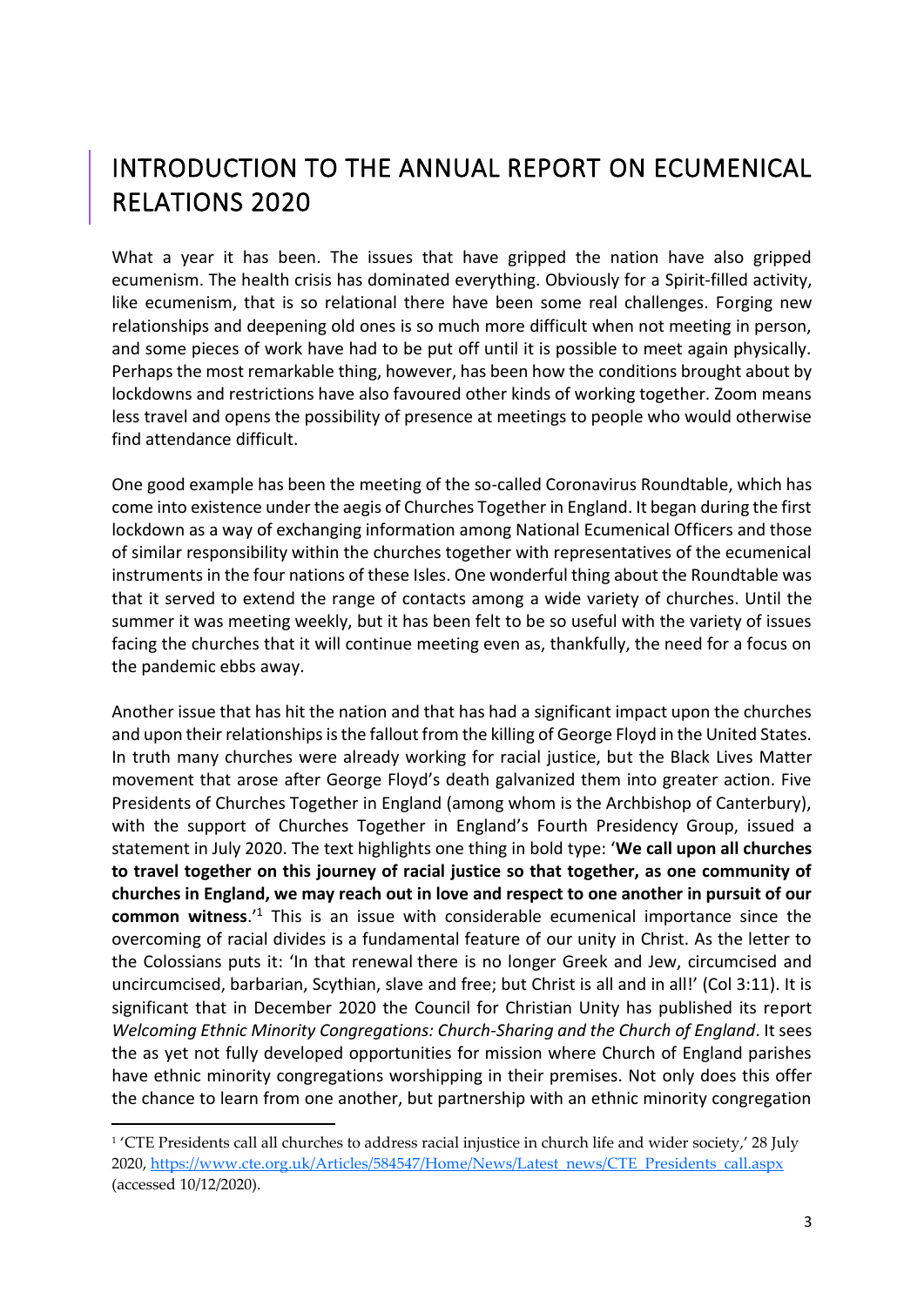# INTRODUCTION TO THE ANNUAL REPORT ON ECUMENICAL RELATIONS 2020

What a year it has been. The issues that have gripped the nation have also gripped ecumenism. The health crisis has dominated everything. Obviously for a Spirit-filled activity, like ecumenism, that is so relational there have been some real challenges. Forging new relationships and deepening old ones is so much more difficult when not meeting in person, and some pieces of work have had to be put off until it is possible to meet again physically. Perhaps the most remarkable thing, however, has been how the conditions brought about by lockdowns and restrictions have also favoured other kinds of working together. Zoom means less travel and opens the possibility of presence at meetings to people who would otherwise find attendance difficult.

One good example has been the meeting of the so-called Coronavirus Roundtable, which has come into existence under the aegis of Churches Together in England. It began during the first lockdown as a way of exchanging information among National Ecumenical Officers and those of similar responsibility within the churches together with representatives of the ecumenical instruments in the four nations of these Isles. One wonderful thing about the Roundtable was that it served to extend the range of contacts among a wide variety of churches. Until the summer it was meeting weekly, but it has been felt to be so useful with the variety of issues facing the churches that it will continue meeting even as, thankfully, the need for a focus on the pandemic ebbs away.

Another issue that has hit the nation and that has had a significant impact upon the churches and upon their relationships is the fallout from the killing of George Floyd in the United States. In truth many churches were already working for racial justice, but the Black Lives Matter movement that arose after George Floyd's death galvanized them into greater action. Five Presidents of Churches Together in England (among whom is the Archbishop of Canterbury), with the support of Churches Together in England's Fourth Presidency Group, issued a statement in July 2020. The text highlights one thing in bold type: '**We call upon all churches to travel together on this journey of racial justice so that together, as one community of churches in England, we may reach out in love and respect to one another in pursuit of our common witness**.'[1] This is an issue with considerable ecumenical importance since the overcoming of racial divides is a fundamental feature of our unity in Christ. As the letter to the Colossians puts it: 'In that renewal there is no longer Greek and Jew, circumcised and uncircumcised, barbarian, Scythian, slave and free; but Christ is all and in all!' (Col 3:11). It is significant that in December 2020 the Council for Christian Unity has published its report *Welcoming Ethnic Minority Congregations: Church-Sharing and the Church of England*. It sees the as yet not fully developed opportunities for mission where Church of England parishes have ethnic minority congregations worshipping in their premises. Not only does this offer the chance to learn from one another, but partnership with an ethnic minority congregation

[1] 'CTE Presidents call all churches to address racial injustice in church life and wider society,' 28 July 2020, https://www.cte.org.uk/Articles/584547/Home/News/Latest_news/CTE_Presidents_call.aspx (accessed 10/12/2020).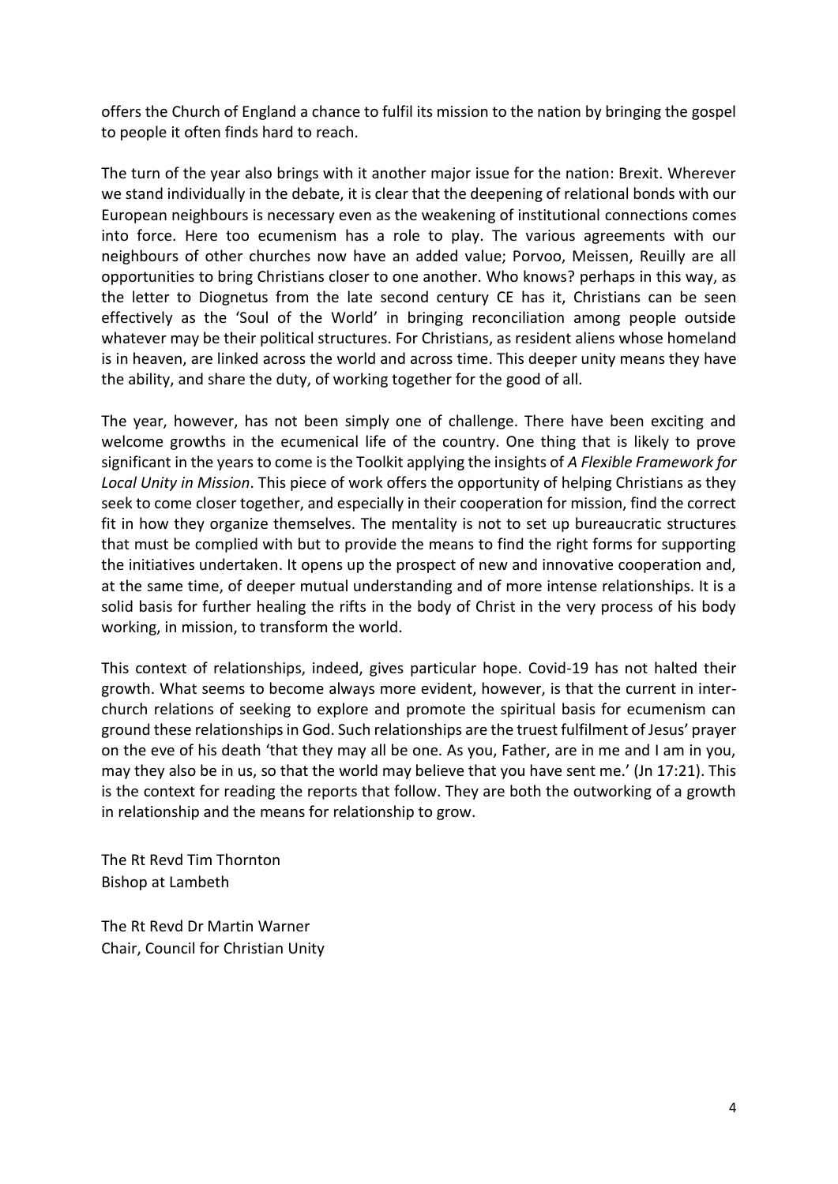offers the Church of England a chance to fulfil its mission to the nation by bringing the gospel to people it often finds hard to reach.

The turn of the year also brings with it another major issue for the nation: Brexit. Wherever we stand individually in the debate, it is clear that the deepening of relational bonds with our European neighbours is necessary even as the weakening of institutional connections comes into force. Here too ecumenism has a role to play. The various agreements with our neighbours of other churches now have an added value; Porvoo, Meissen, Reuilly are all opportunities to bring Christians closer to one another. Who knows? perhaps in this way, as the letter to Diognetus from the late second century CE has it, Christians can be seen effectively as the 'Soul of the World' in bringing reconciliation among people outside whatever may be their political structures. For Christians, as resident aliens whose homeland is in heaven, are linked across the world and across time. This deeper unity means they have the ability, and share the duty, of working together for the good of all.

The year, however, has not been simply one of challenge. There have been exciting and welcome growths in the ecumenical life of the country. One thing that is likely to prove significant in the years to come is the Toolkit applying the insights of *A Flexible Framework for Local Unity in Mission*. This piece of work offers the opportunity of helping Christians as they seek to come closer together, and especially in their cooperation for mission, find the correct fit in how they organize themselves. The mentality is not to set up bureaucratic structures that must be complied with but to provide the means to find the right forms for supporting the initiatives undertaken. It opens up the prospect of new and innovative cooperation and, at the same time, of deeper mutual understanding and of more intense relationships. It is a solid basis for further healing the rifts in the body of Christ in the very process of his body working, in mission, to transform the world.

This context of relationships, indeed, gives particular hope. Covid-19 has not halted their growth. What seems to become always more evident, however, is that the current in inter-church relations of seeking to explore and promote the spiritual basis for ecumenism can ground these relationships in God. Such relationships are the truest fulfilment of Jesus' prayer on the eve of his death 'that they may all be one. As you, Father, are in me and I am in you, may they also be in us, so that the world may believe that you have sent me.' (Jn 17:21). This is the context for reading the reports that follow. They are both the outworking of a growth in relationship and the means for relationship to grow.

The Rt Revd Tim Thornton  
Bishop at Lambeth

The Rt Revd Dr Martin Warner  
Chair, Council for Christian Unity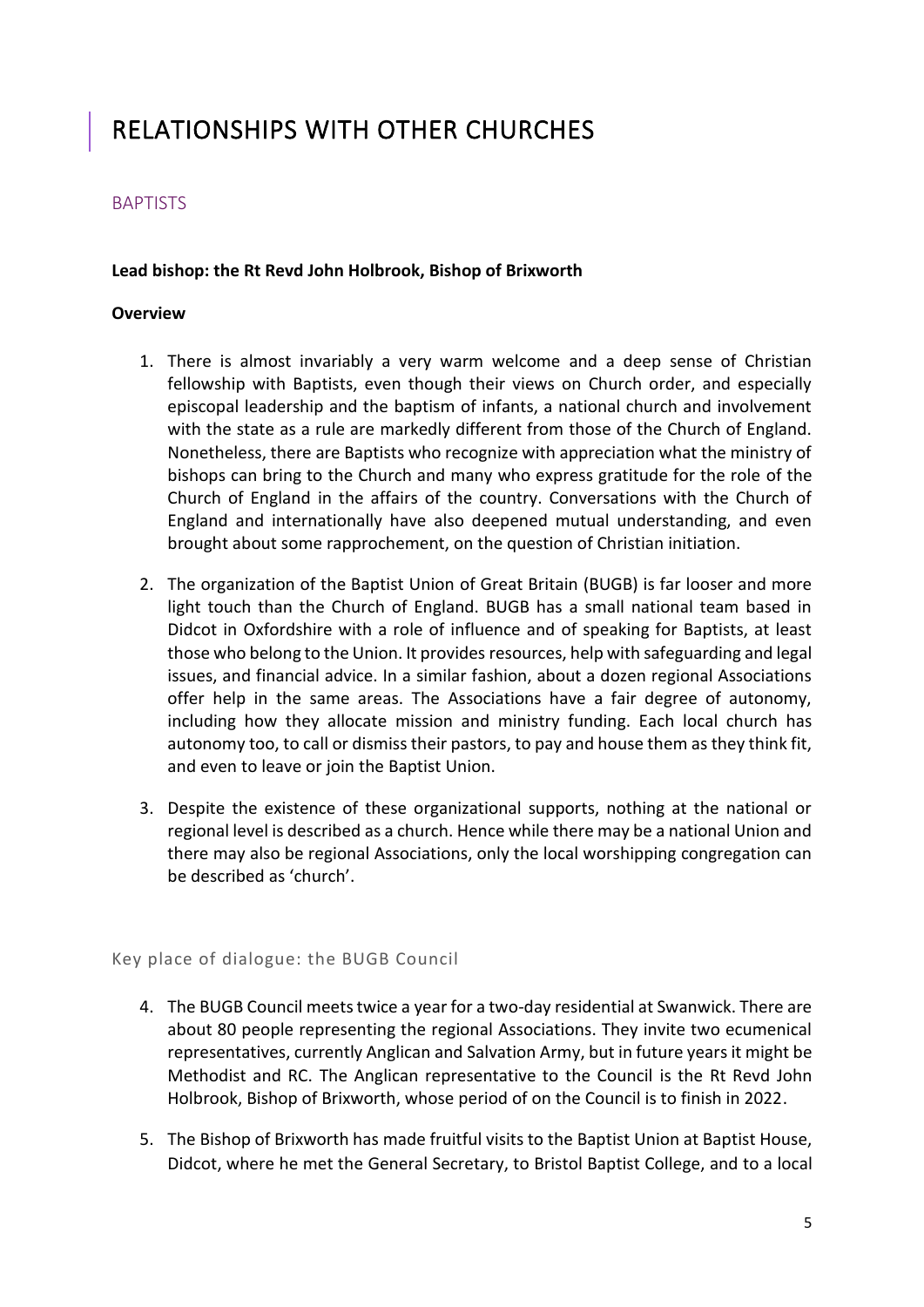# RELATIONSHIPS WITH OTHER CHURCHES

## BAPTISTS

**Lead bishop: the Rt Revd John Holbrook, Bishop of Brixworth**

**Overview**

1. There is almost invariably a very warm welcome and a deep sense of Christian fellowship with Baptists, even though their views on Church order, and especially episcopal leadership and the baptism of infants, a national church and involvement with the state as a rule are markedly different from those of the Church of England. Nonetheless, there are Baptists who recognize with appreciation what the ministry of bishops can bring to the Church and many who express gratitude for the role of the Church of England in the affairs of the country. Conversations with the Church of England and internationally have also deepened mutual understanding, and even brought about some rapprochement, on the question of Christian initiation.

2. The organization of the Baptist Union of Great Britain (BUGB) is far looser and more light touch than the Church of England. BUGB has a small national team based in Didcot in Oxfordshire with a role of influence and of speaking for Baptists, at least those who belong to the Union. It provides resources, help with safeguarding and legal issues, and financial advice. In a similar fashion, about a dozen regional Associations offer help in the same areas. The Associations have a fair degree of autonomy, including how they allocate mission and ministry funding. Each local church has autonomy too, to call or dismiss their pastors, to pay and house them as they think fit, and even to leave or join the Baptist Union.

3. Despite the existence of these organizational supports, nothing at the national or regional level is described as a church. Hence while there may be a national Union and there may also be regional Associations, only the local worshipping congregation can be described as 'church'.

### Key place of dialogue: the BUGB Council

4. The BUGB Council meets twice a year for a two-day residential at Swanwick. There are about 80 people representing the regional Associations. They invite two ecumenical representatives, currently Anglican and Salvation Army, but in future years it might be Methodist and RC. The Anglican representative to the Council is the Rt Revd John Holbrook, Bishop of Brixworth, whose period of on the Council is to finish in 2022.

5. The Bishop of Brixworth has made fruitful visits to the Baptist Union at Baptist House, Didcot, where he met the General Secretary, to Bristol Baptist College, and to a local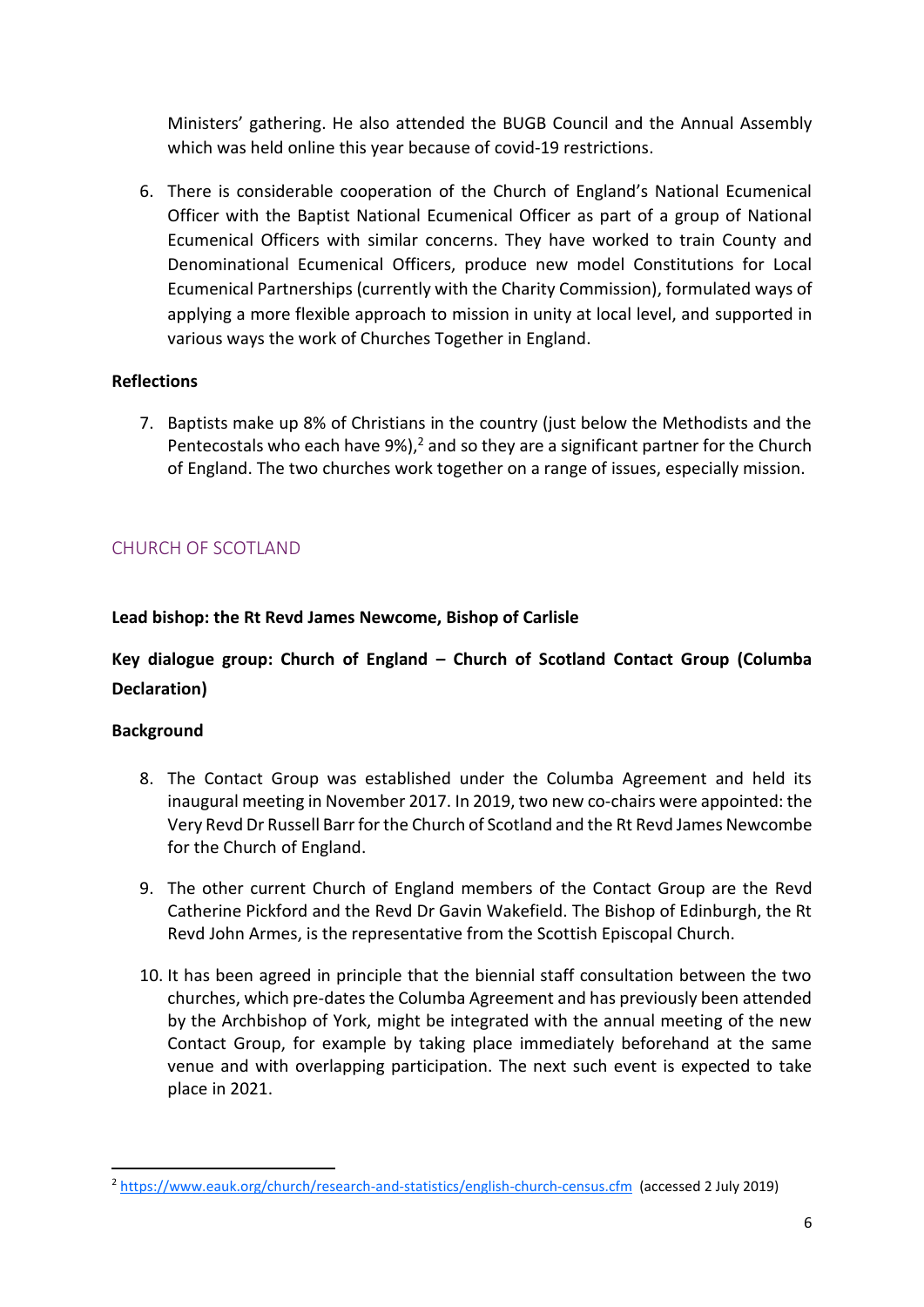Ministers' gathering. He also attended the BUGB Council and the Annual Assembly which was held online this year because of covid-19 restrictions.

6. There is considerable cooperation of the Church of England's National Ecumenical Officer with the Baptist National Ecumenical Officer as part of a group of National Ecumenical Officers with similar concerns. They have worked to train County and Denominational Ecumenical Officers, produce new model Constitutions for Local Ecumenical Partnerships (currently with the Charity Commission), formulated ways of applying a more flexible approach to mission in unity at local level, and supported in various ways the work of Churches Together in England.

**Reflections**

7. Baptists make up 8% of Christians in the country (just below the Methodists and the Pentecostals who each have 9%),[2] and so they are a significant partner for the Church of England. The two churches work together on a range of issues, especially mission.

## CHURCH OF SCOTLAND

**Lead bishop: the Rt Revd James Newcome, Bishop of Carlisle**

**Key dialogue group: Church of England – Church of Scotland Contact Group (Columba Declaration)**

**Background**

8. The Contact Group was established under the Columba Agreement and held its inaugural meeting in November 2017. In 2019, two new co-chairs were appointed: the Very Revd Dr Russell Barr for the Church of Scotland and the Rt Revd James Newcombe for the Church of England.

9. The other current Church of England members of the Contact Group are the Revd Catherine Pickford and the Revd Dr Gavin Wakefield. The Bishop of Edinburgh, the Rt Revd John Armes, is the representative from the Scottish Episcopal Church.

10. It has been agreed in principle that the biennial staff consultation between the two churches, which pre-dates the Columba Agreement and has previously been attended by the Archbishop of York, might be integrated with the annual meeting of the new Contact Group, for example by taking place immediately beforehand at the same venue and with overlapping participation. The next such event is expected to take place in 2021.

[2] https://www.eauk.org/church/research-and-statistics/english-church-census.cfm (accessed 2 July 2019)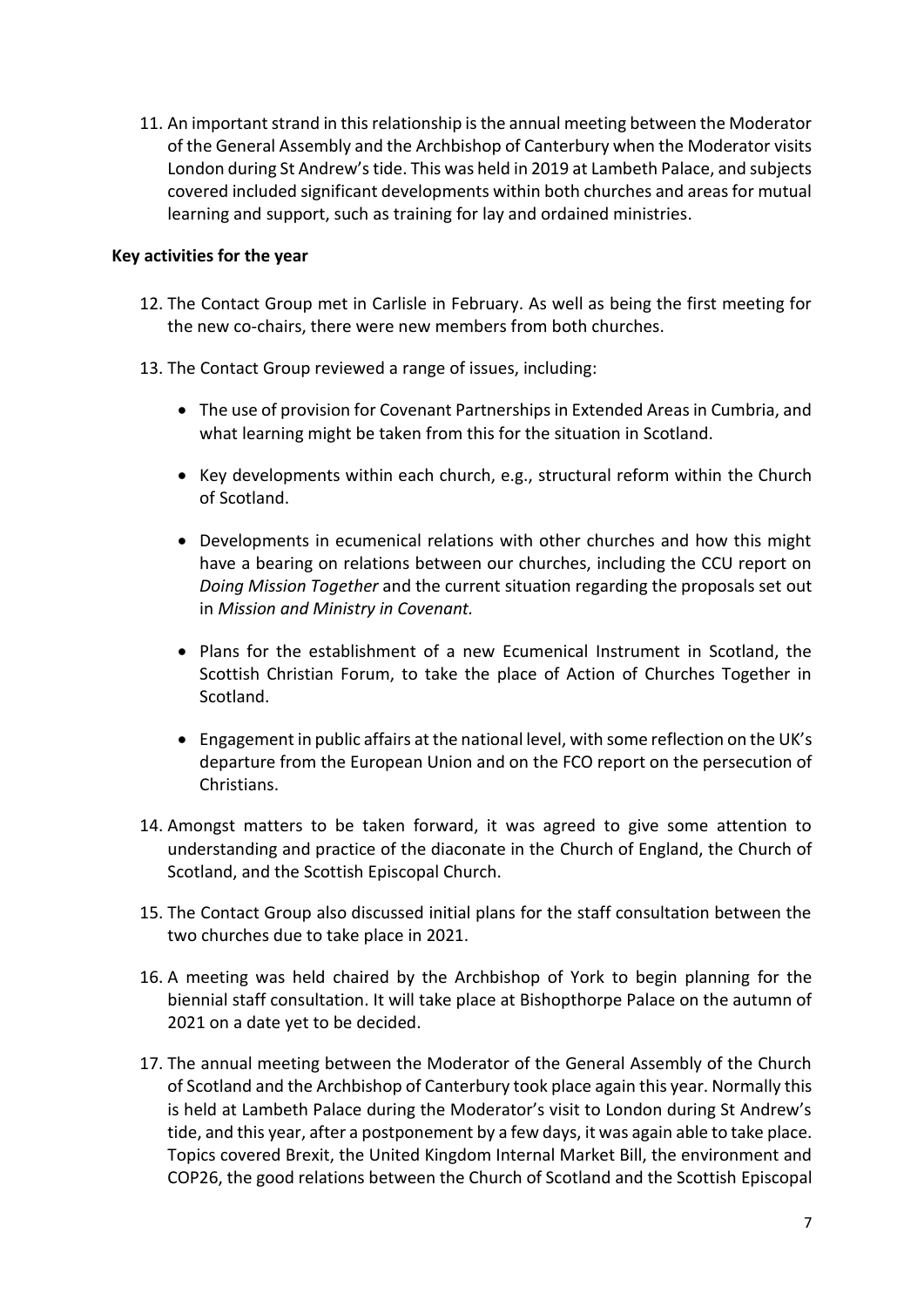11. An important strand in this relationship is the annual meeting between the Moderator of the General Assembly and the Archbishop of Canterbury when the Moderator visits London during St Andrew's tide. This was held in 2019 at Lambeth Palace, and subjects covered included significant developments within both churches and areas for mutual learning and support, such as training for lay and ordained ministries.

**Key activities for the year**

12. The Contact Group met in Carlisle in February. As well as being the first meeting for the new co-chairs, there were new members from both churches.

13. The Contact Group reviewed a range of issues, including:

    - The use of provision for Covenant Partnerships in Extended Areas in Cumbria, and what learning might be taken from this for the situation in Scotland.

    - Key developments within each church, e.g., structural reform within the Church of Scotland.

    - Developments in ecumenical relations with other churches and how this might have a bearing on relations between our churches, including the CCU report on *Doing Mission Together* and the current situation regarding the proposals set out in *Mission and Ministry in Covenant.*

    - Plans for the establishment of a new Ecumenical Instrument in Scotland, the Scottish Christian Forum, to take the place of Action of Churches Together in Scotland.

    - Engagement in public affairs at the national level, with some reflection on the UK's departure from the European Union and on the FCO report on the persecution of Christians.

14. Amongst matters to be taken forward, it was agreed to give some attention to understanding and practice of the diaconate in the Church of England, the Church of Scotland, and the Scottish Episcopal Church.

15. The Contact Group also discussed initial plans for the staff consultation between the two churches due to take place in 2021.

16. A meeting was held chaired by the Archbishop of York to begin planning for the biennial staff consultation. It will take place at Bishopthorpe Palace on the autumn of 2021 on a date yet to be decided.

17. The annual meeting between the Moderator of the General Assembly of the Church of Scotland and the Archbishop of Canterbury took place again this year. Normally this is held at Lambeth Palace during the Moderator's visit to London during St Andrew's tide, and this year, after a postponement by a few days, it was again able to take place. Topics covered Brexit, the United Kingdom Internal Market Bill, the environment and COP26, the good relations between the Church of Scotland and the Scottish Episcopal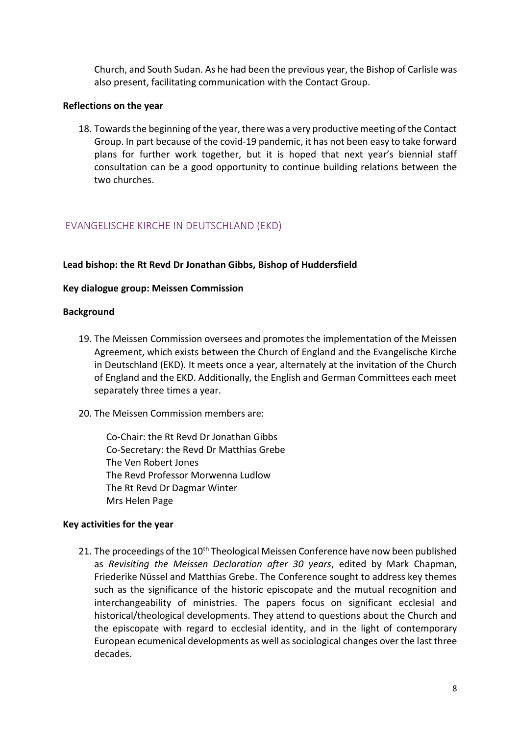Church, and South Sudan. As he had been the previous year, the Bishop of Carlisle was also present, facilitating communication with the Contact Group.

**Reflections on the year**

18. Towards the beginning of the year, there was a very productive meeting of the Contact Group. In part because of the covid-19 pandemic, it has not been easy to take forward plans for further work together, but it is hoped that next year's biennial staff consultation can be a good opportunity to continue building relations between the two churches.

## EVANGELISCHE KIRCHE IN DEUTSCHLAND (EKD)

**Lead bishop: the Rt Revd Dr Jonathan Gibbs, Bishop of Huddersfield**

**Key dialogue group: Meissen Commission**

**Background**

19. The Meissen Commission oversees and promotes the implementation of the Meissen Agreement, which exists between the Church of England and the Evangelische Kirche in Deutschland (EKD). It meets once a year, alternately at the invitation of the Church of England and the EKD. Additionally, the English and German Committees each meet separately three times a year.

20. The Meissen Commission members are:

    Co-Chair: the Rt Revd Dr Jonathan Gibbs
    Co-Secretary: the Revd Dr Matthias Grebe
    The Ven Robert Jones
    The Revd Professor Morwenna Ludlow
    The Rt Revd Dr Dagmar Winter
    Mrs Helen Page

**Key activities for the year**

21. The proceedings of the 10th Theological Meissen Conference have now been published as *Revisiting the Meissen Declaration after 30 years*, edited by Mark Chapman, Friederike Nüssel and Matthias Grebe. The Conference sought to address key themes such as the significance of the historic episcopate and the mutual recognition and interchangeability of ministries. The papers focus on significant ecclesial and historical/theological developments. They attend to questions about the Church and the episcopate with regard to ecclesial identity, and in the light of contemporary European ecumenical developments as well as sociological changes over the last three decades.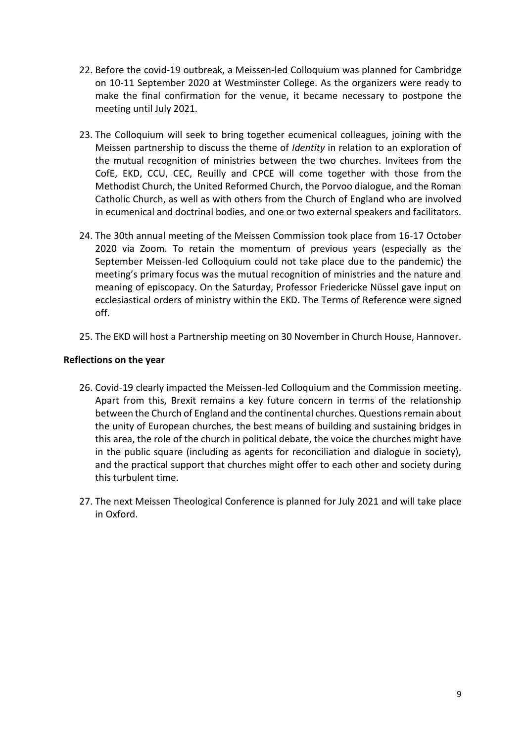22. Before the covid-19 outbreak, a Meissen-led Colloquium was planned for Cambridge on 10-11 September 2020 at Westminster College. As the organizers were ready to make the final confirmation for the venue, it became necessary to postpone the meeting until July 2021.

23. The Colloquium will seek to bring together ecumenical colleagues, joining with the Meissen partnership to discuss the theme of *Identity* in relation to an exploration of the mutual recognition of ministries between the two churches. Invitees from the CofE, EKD, CCU, CEC, Reuilly and CPCE will come together with those from the Methodist Church, the United Reformed Church, the Porvoo dialogue, and the Roman Catholic Church, as well as with others from the Church of England who are involved in ecumenical and doctrinal bodies, and one or two external speakers and facilitators.

24. The 30th annual meeting of the Meissen Commission took place from 16-17 October 2020 via Zoom. To retain the momentum of previous years (especially as the September Meissen-led Colloquium could not take place due to the pandemic) the meeting's primary focus was the mutual recognition of ministries and the nature and meaning of episcopacy. On the Saturday, Professor Friedericke Nüssel gave input on ecclesiastical orders of ministry within the EKD. The Terms of Reference were signed off.

25. The EKD will host a Partnership meeting on 30 November in Church House, Hannover.

**Reflections on the year**

26. Covid-19 clearly impacted the Meissen-led Colloquium and the Commission meeting. Apart from this, Brexit remains a key future concern in terms of the relationship between the Church of England and the continental churches. Questions remain about the unity of European churches, the best means of building and sustaining bridges in this area, the role of the church in political debate, the voice the churches might have in the public square (including as agents for reconciliation and dialogue in society), and the practical support that churches might offer to each other and society during this turbulent time.

27. The next Meissen Theological Conference is planned for July 2021 and will take place in Oxford.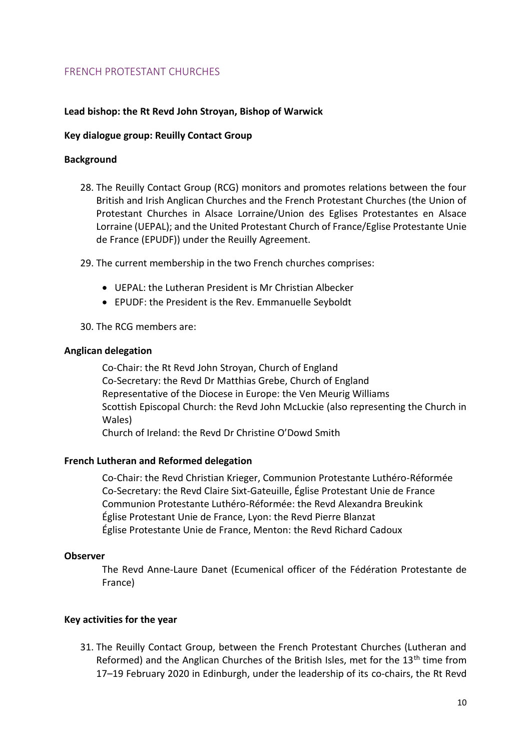## FRENCH PROTESTANT CHURCHES

**Lead bishop: the Rt Revd John Stroyan, Bishop of Warwick**

**Key dialogue group: Reuilly Contact Group**

**Background**

28. The Reuilly Contact Group (RCG) monitors and promotes relations between the four British and Irish Anglican Churches and the French Protestant Churches (the Union of Protestant Churches in Alsace Lorraine/Union des Eglises Protestantes en Alsace Lorraine (UEPAL); and the United Protestant Church of France/Eglise Protestante Unie de France (EPUDF)) under the Reuilly Agreement.

29. The current membership in the two French churches comprises:

    - UEPAL: the Lutheran President is Mr Christian Albecker
    - EPUDF: the President is the Rev. Emmanuelle Seyboldt

30. The RCG members are:

**Anglican delegation**

Co-Chair: the Rt Revd John Stroyan, Church of England
Co-Secretary: the Revd Dr Matthias Grebe, Church of England
Representative of the Diocese in Europe: the Ven Meurig Williams
Scottish Episcopal Church: the Revd John McLuckie (also representing the Church in Wales)
Church of Ireland: the Revd Dr Christine O'Dowd Smith

**French Lutheran and Reformed delegation**

Co-Chair: the Revd Christian Krieger, Communion Protestante Luthéro-Réformée
Co-Secretary: the Revd Claire Sixt-Gateuille, Église Protestant Unie de France
Communion Protestante Luthéro-Réformée: the Revd Alexandra Breukink
Église Protestant Unie de France, Lyon: the Revd Pierre Blanzat
Église Protestante Unie de France, Menton: the Revd Richard Cadoux

**Observer**

The Revd Anne-Laure Danet (Ecumenical officer of the Fédération Protestante de France)

**Key activities for the year**

31. The Reuilly Contact Group, between the French Protestant Churches (Lutheran and Reformed) and the Anglican Churches of the British Isles, met for the 13th time from 17–19 February 2020 in Edinburgh, under the leadership of its co-chairs, the Rt Revd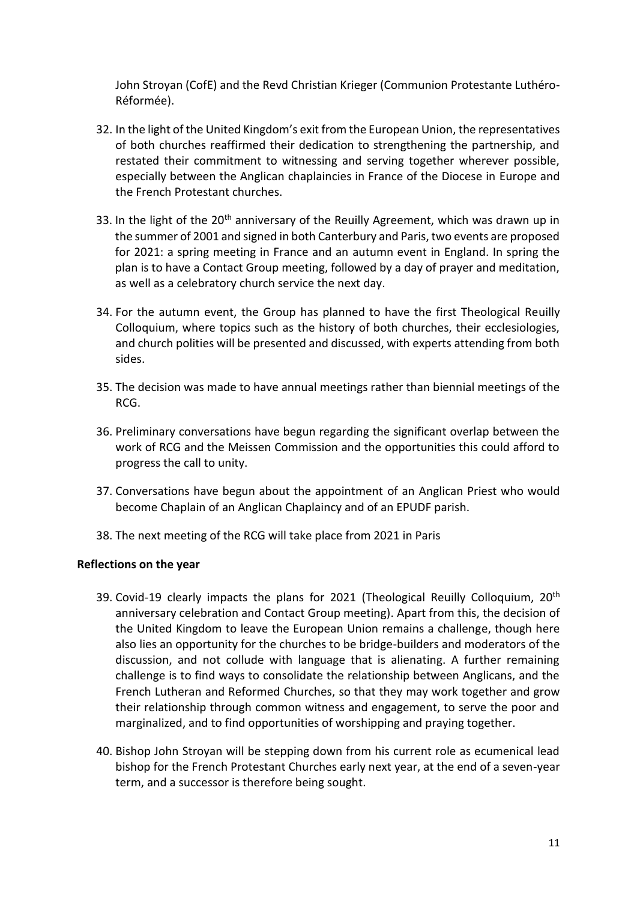John Stroyan (CofE) and the Revd Christian Krieger (Communion Protestante Luthéro-Réformée).

32. In the light of the United Kingdom's exit from the European Union, the representatives of both churches reaffirmed their dedication to strengthening the partnership, and restated their commitment to witnessing and serving together wherever possible, especially between the Anglican chaplaincies in France of the Diocese in Europe and the French Protestant churches.

33. In the light of the 20th anniversary of the Reuilly Agreement, which was drawn up in the summer of 2001 and signed in both Canterbury and Paris, two events are proposed for 2021: a spring meeting in France and an autumn event in England. In spring the plan is to have a Contact Group meeting, followed by a day of prayer and meditation, as well as a celebratory church service the next day.

34. For the autumn event, the Group has planned to have the first Theological Reuilly Colloquium, where topics such as the history of both churches, their ecclesiologies, and church polities will be presented and discussed, with experts attending from both sides.

35. The decision was made to have annual meetings rather than biennial meetings of the RCG.

36. Preliminary conversations have begun regarding the significant overlap between the work of RCG and the Meissen Commission and the opportunities this could afford to progress the call to unity.

37. Conversations have begun about the appointment of an Anglican Priest who would become Chaplain of an Anglican Chaplaincy and of an EPUDF parish.

38. The next meeting of the RCG will take place from 2021 in Paris

**Reflections on the year**

39. Covid-19 clearly impacts the plans for 2021 (Theological Reuilly Colloquium, 20th anniversary celebration and Contact Group meeting). Apart from this, the decision of the United Kingdom to leave the European Union remains a challenge, though here also lies an opportunity for the churches to be bridge-builders and moderators of the discussion, and not collude with language that is alienating. A further remaining challenge is to find ways to consolidate the relationship between Anglicans, and the French Lutheran and Reformed Churches, so that they may work together and grow their relationship through common witness and engagement, to serve the poor and marginalized, and to find opportunities of worshipping and praying together.

40. Bishop John Stroyan will be stepping down from his current role as ecumenical lead bishop for the French Protestant Churches early next year, at the end of a seven-year term, and a successor is therefore being sought.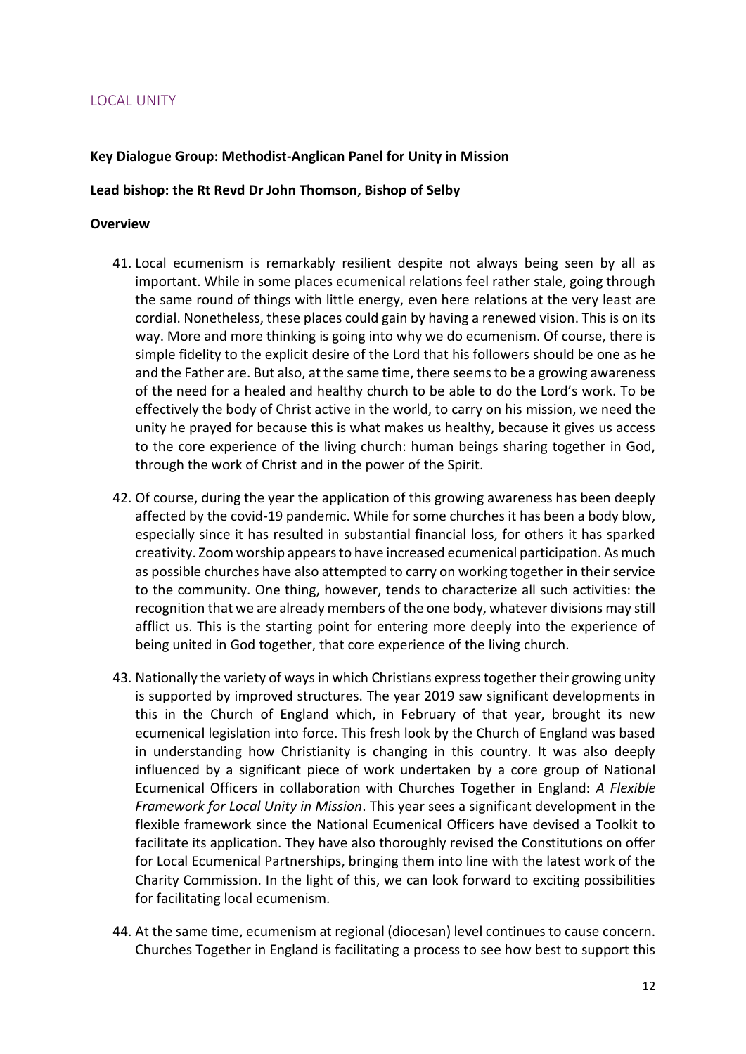## LOCAL UNITY

**Key Dialogue Group: Methodist-Anglican Panel for Unity in Mission**

**Lead bishop: the Rt Revd Dr John Thomson, Bishop of Selby**

**Overview**

41. Local ecumenism is remarkably resilient despite not always being seen by all as important. While in some places ecumenical relations feel rather stale, going through the same round of things with little energy, even here relations at the very least are cordial. Nonetheless, these places could gain by having a renewed vision. This is on its way. More and more thinking is going into why we do ecumenism. Of course, there is simple fidelity to the explicit desire of the Lord that his followers should be one as he and the Father are. But also, at the same time, there seems to be a growing awareness of the need for a healed and healthy church to be able to do the Lord's work. To be effectively the body of Christ active in the world, to carry on his mission, we need the unity he prayed for because this is what makes us healthy, because it gives us access to the core experience of the living church: human beings sharing together in God, through the work of Christ and in the power of the Spirit.

42. Of course, during the year the application of this growing awareness has been deeply affected by the covid-19 pandemic. While for some churches it has been a body blow, especially since it has resulted in substantial financial loss, for others it has sparked creativity. Zoom worship appears to have increased ecumenical participation. As much as possible churches have also attempted to carry on working together in their service to the community. One thing, however, tends to characterize all such activities: the recognition that we are already members of the one body, whatever divisions may still afflict us. This is the starting point for entering more deeply into the experience of being united in God together, that core experience of the living church.

43. Nationally the variety of ways in which Christians express together their growing unity is supported by improved structures. The year 2019 saw significant developments in this in the Church of England which, in February of that year, brought its new ecumenical legislation into force. This fresh look by the Church of England was based in understanding how Christianity is changing in this country. It was also deeply influenced by a significant piece of work undertaken by a core group of National Ecumenical Officers in collaboration with Churches Together in England: *A Flexible Framework for Local Unity in Mission*. This year sees a significant development in the flexible framework since the National Ecumenical Officers have devised a Toolkit to facilitate its application. They have also thoroughly revised the Constitutions on offer for Local Ecumenical Partnerships, bringing them into line with the latest work of the Charity Commission. In the light of this, we can look forward to exciting possibilities for facilitating local ecumenism.

44. At the same time, ecumenism at regional (diocesan) level continues to cause concern. Churches Together in England is facilitating a process to see how best to support this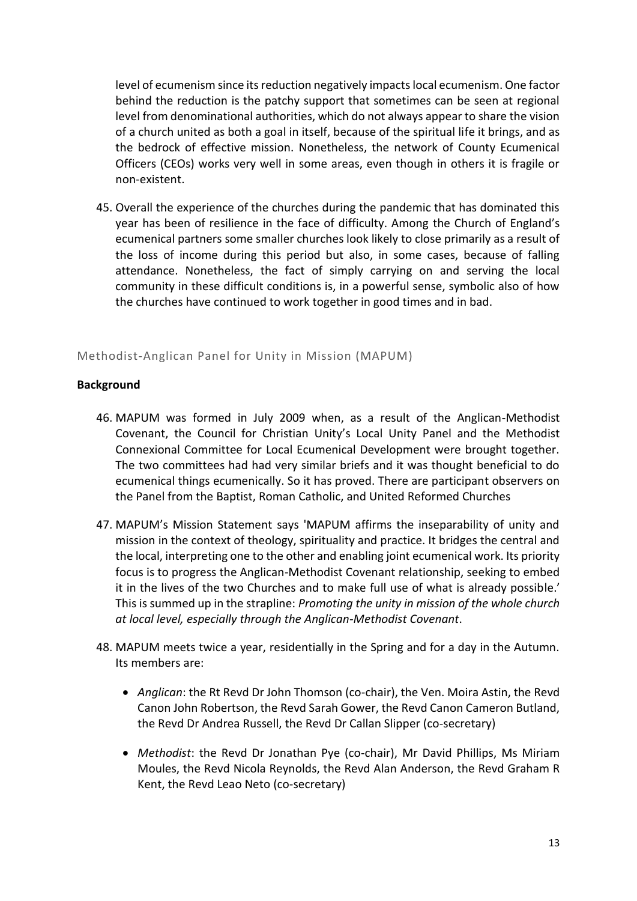level of ecumenism since its reduction negatively impacts local ecumenism. One factor behind the reduction is the patchy support that sometimes can be seen at regional level from denominational authorities, which do not always appear to share the vision of a church united as both a goal in itself, because of the spiritual life it brings, and as the bedrock of effective mission. Nonetheless, the network of County Ecumenical Officers (CEOs) works very well in some areas, even though in others it is fragile or non-existent.

45. Overall the experience of the churches during the pandemic that has dominated this year has been of resilience in the face of difficulty. Among the Church of England's ecumenical partners some smaller churches look likely to close primarily as a result of the loss of income during this period but also, in some cases, because of falling attendance. Nonetheless, the fact of simply carrying on and serving the local community in these difficult conditions is, in a powerful sense, symbolic also of how the churches have continued to work together in good times and in bad.

## Methodist-Anglican Panel for Unity in Mission (MAPUM)

**Background**

46. MAPUM was formed in July 2009 when, as a result of the Anglican-Methodist Covenant, the Council for Christian Unity's Local Unity Panel and the Methodist Connexional Committee for Local Ecumenical Development were brought together. The two committees had had very similar briefs and it was thought beneficial to do ecumenical things ecumenically. So it has proved. There are participant observers on the Panel from the Baptist, Roman Catholic, and United Reformed Churches

47. MAPUM's Mission Statement says 'MAPUM affirms the inseparability of unity and mission in the context of theology, spirituality and practice. It bridges the central and the local, interpreting one to the other and enabling joint ecumenical work. Its priority focus is to progress the Anglican-Methodist Covenant relationship, seeking to embed it in the lives of the two Churches and to make full use of what is already possible.' This is summed up in the strapline: *Promoting the unity in mission of the whole church at local level, especially through the Anglican-Methodist Covenant*.

48. MAPUM meets twice a year, residentially in the Spring and for a day in the Autumn. Its members are:

    - *Anglican*: the Rt Revd Dr John Thomson (co-chair), the Ven. Moira Astin, the Revd Canon John Robertson, the Revd Sarah Gower, the Revd Canon Cameron Butland, the Revd Dr Andrea Russell, the Revd Dr Callan Slipper (co-secretary)

    - *Methodist*: the Revd Dr Jonathan Pye (co-chair), Mr David Phillips, Ms Miriam Moules, the Revd Nicola Reynolds, the Revd Alan Anderson, the Revd Graham R Kent, the Revd Leao Neto (co-secretary)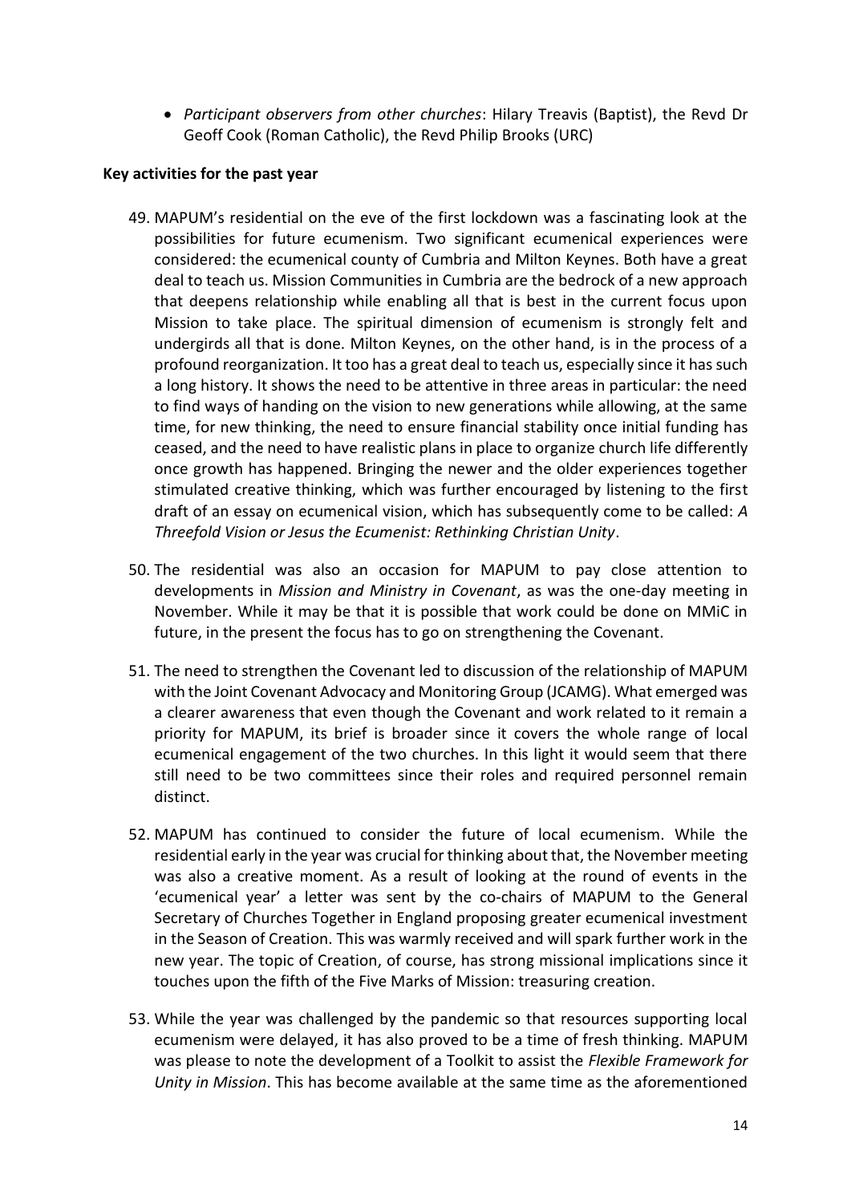- *Participant observers from other churches*: Hilary Treavis (Baptist), the Revd Dr Geoff Cook (Roman Catholic), the Revd Philip Brooks (URC)

**Key activities for the past year**

49. MAPUM's residential on the eve of the first lockdown was a fascinating look at the possibilities for future ecumenism. Two significant ecumenical experiences were considered: the ecumenical county of Cumbria and Milton Keynes. Both have a great deal to teach us. Mission Communities in Cumbria are the bedrock of a new approach that deepens relationship while enabling all that is best in the current focus upon Mission to take place. The spiritual dimension of ecumenism is strongly felt and undergirds all that is done. Milton Keynes, on the other hand, is in the process of a profound reorganization. It too has a great deal to teach us, especially since it has such a long history. It shows the need to be attentive in three areas in particular: the need to find ways of handing on the vision to new generations while allowing, at the same time, for new thinking, the need to ensure financial stability once initial funding has ceased, and the need to have realistic plans in place to organize church life differently once growth has happened. Bringing the newer and the older experiences together stimulated creative thinking, which was further encouraged by listening to the first draft of an essay on ecumenical vision, which has subsequently come to be called: *A Threefold Vision or Jesus the Ecumenist: Rethinking Christian Unity*.

50. The residential was also an occasion for MAPUM to pay close attention to developments in *Mission and Ministry in Covenant*, as was the one-day meeting in November. While it may be that it is possible that work could be done on MMiC in future, in the present the focus has to go on strengthening the Covenant.

51. The need to strengthen the Covenant led to discussion of the relationship of MAPUM with the Joint Covenant Advocacy and Monitoring Group (JCAMG). What emerged was a clearer awareness that even though the Covenant and work related to it remain a priority for MAPUM, its brief is broader since it covers the whole range of local ecumenical engagement of the two churches. In this light it would seem that there still need to be two committees since their roles and required personnel remain distinct.

52. MAPUM has continued to consider the future of local ecumenism. While the residential early in the year was crucial for thinking about that, the November meeting was also a creative moment. As a result of looking at the round of events in the 'ecumenical year' a letter was sent by the co-chairs of MAPUM to the General Secretary of Churches Together in England proposing greater ecumenical investment in the Season of Creation. This was warmly received and will spark further work in the new year. The topic of Creation, of course, has strong missional implications since it touches upon the fifth of the Five Marks of Mission: treasuring creation.

53. While the year was challenged by the pandemic so that resources supporting local ecumenism were delayed, it has also proved to be a time of fresh thinking. MAPUM was please to note the development of a Toolkit to assist the *Flexible Framework for Unity in Mission*. This has become available at the same time as the aforementioned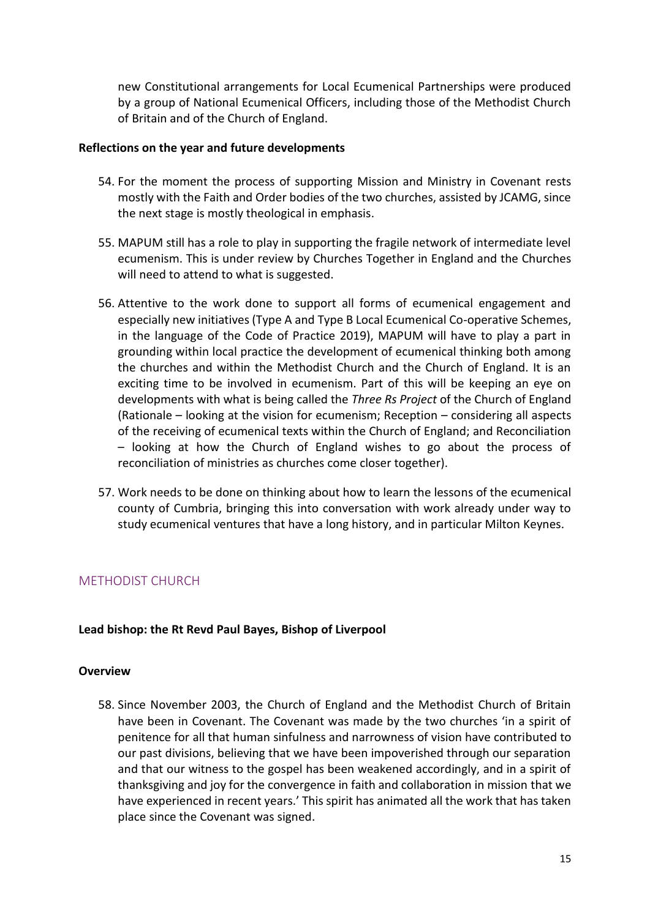new Constitutional arrangements for Local Ecumenical Partnerships were produced by a group of National Ecumenical Officers, including those of the Methodist Church of Britain and of the Church of England.

**Reflections on the year and future developments**

54. For the moment the process of supporting Mission and Ministry in Covenant rests mostly with the Faith and Order bodies of the two churches, assisted by JCAMG, since the next stage is mostly theological in emphasis.

55. MAPUM still has a role to play in supporting the fragile network of intermediate level ecumenism. This is under review by Churches Together in England and the Churches will need to attend to what is suggested.

56. Attentive to the work done to support all forms of ecumenical engagement and especially new initiatives (Type A and Type B Local Ecumenical Co-operative Schemes, in the language of the Code of Practice 2019), MAPUM will have to play a part in grounding within local practice the development of ecumenical thinking both among the churches and within the Methodist Church and the Church of England. It is an exciting time to be involved in ecumenism. Part of this will be keeping an eye on developments with what is being called the *Three Rs Project* of the Church of England (Rationale – looking at the vision for ecumenism; Reception – considering all aspects of the receiving of ecumenical texts within the Church of England; and Reconciliation – looking at how the Church of England wishes to go about the process of reconciliation of ministries as churches come closer together).

57. Work needs to be done on thinking about how to learn the lessons of the ecumenical county of Cumbria, bringing this into conversation with work already under way to study ecumenical ventures that have a long history, and in particular Milton Keynes.

## METHODIST CHURCH

**Lead bishop: the Rt Revd Paul Bayes, Bishop of Liverpool**

**Overview**

58. Since November 2003, the Church of England and the Methodist Church of Britain have been in Covenant. The Covenant was made by the two churches 'in a spirit of penitence for all that human sinfulness and narrowness of vision have contributed to our past divisions, believing that we have been impoverished through our separation and that our witness to the gospel has been weakened accordingly, and in a spirit of thanksgiving and joy for the convergence in faith and collaboration in mission that we have experienced in recent years.' This spirit has animated all the work that has taken place since the Covenant was signed.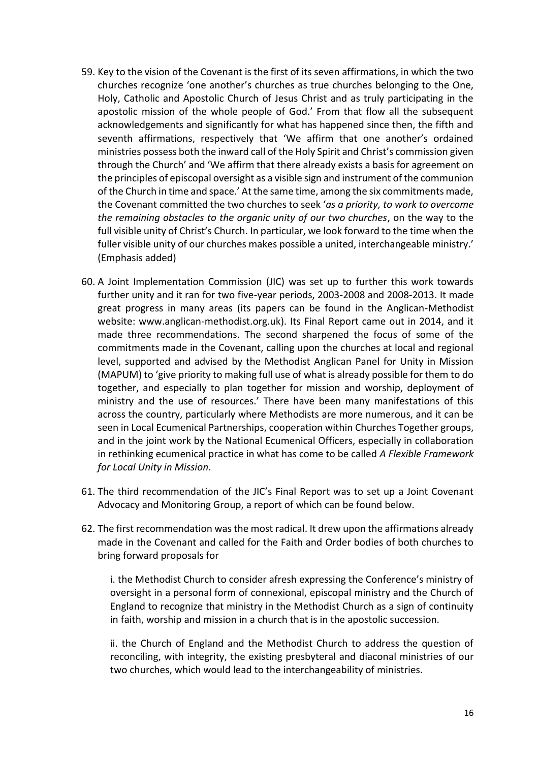59. Key to the vision of the Covenant is the first of its seven affirmations, in which the two churches recognize 'one another's churches as true churches belonging to the One, Holy, Catholic and Apostolic Church of Jesus Christ and as truly participating in the apostolic mission of the whole people of God.' From that flow all the subsequent acknowledgements and significantly for what has happened since then, the fifth and seventh affirmations, respectively that 'We affirm that one another's ordained ministries possess both the inward call of the Holy Spirit and Christ's commission given through the Church' and 'We affirm that there already exists a basis for agreement on the principles of episcopal oversight as a visible sign and instrument of the communion of the Church in time and space.' At the same time, among the six commitments made, the Covenant committed the two churches to seek '*as a priority, to work to overcome the remaining obstacles to the organic unity of our two churches*, on the way to the full visible unity of Christ's Church. In particular, we look forward to the time when the fuller visible unity of our churches makes possible a united, interchangeable ministry.' (Emphasis added)

60. A Joint Implementation Commission (JIC) was set up to further this work towards further unity and it ran for two five-year periods, 2003-2008 and 2008-2013. It made great progress in many areas (its papers can be found in the Anglican-Methodist website: www.anglican-methodist.org.uk). Its Final Report came out in 2014, and it made three recommendations. The second sharpened the focus of some of the commitments made in the Covenant, calling upon the churches at local and regional level, supported and advised by the Methodist Anglican Panel for Unity in Mission (MAPUM) to 'give priority to making full use of what is already possible for them to do together, and especially to plan together for mission and worship, deployment of ministry and the use of resources.' There have been many manifestations of this across the country, particularly where Methodists are more numerous, and it can be seen in Local Ecumenical Partnerships, cooperation within Churches Together groups, and in the joint work by the National Ecumenical Officers, especially in collaboration in rethinking ecumenical practice in what has come to be called *A Flexible Framework for Local Unity in Mission*.

61. The third recommendation of the JIC's Final Report was to set up a Joint Covenant Advocacy and Monitoring Group, a report of which can be found below.

62. The first recommendation was the most radical. It drew upon the affirmations already made in the Covenant and called for the Faith and Order bodies of both churches to bring forward proposals for

    i. the Methodist Church to consider afresh expressing the Conference's ministry of oversight in a personal form of connexional, episcopal ministry and the Church of England to recognize that ministry in the Methodist Church as a sign of continuity in faith, worship and mission in a church that is in the apostolic succession.

    ii. the Church of England and the Methodist Church to address the question of reconciling, with integrity, the existing presbyteral and diaconal ministries of our two churches, which would lead to the interchangeability of ministries.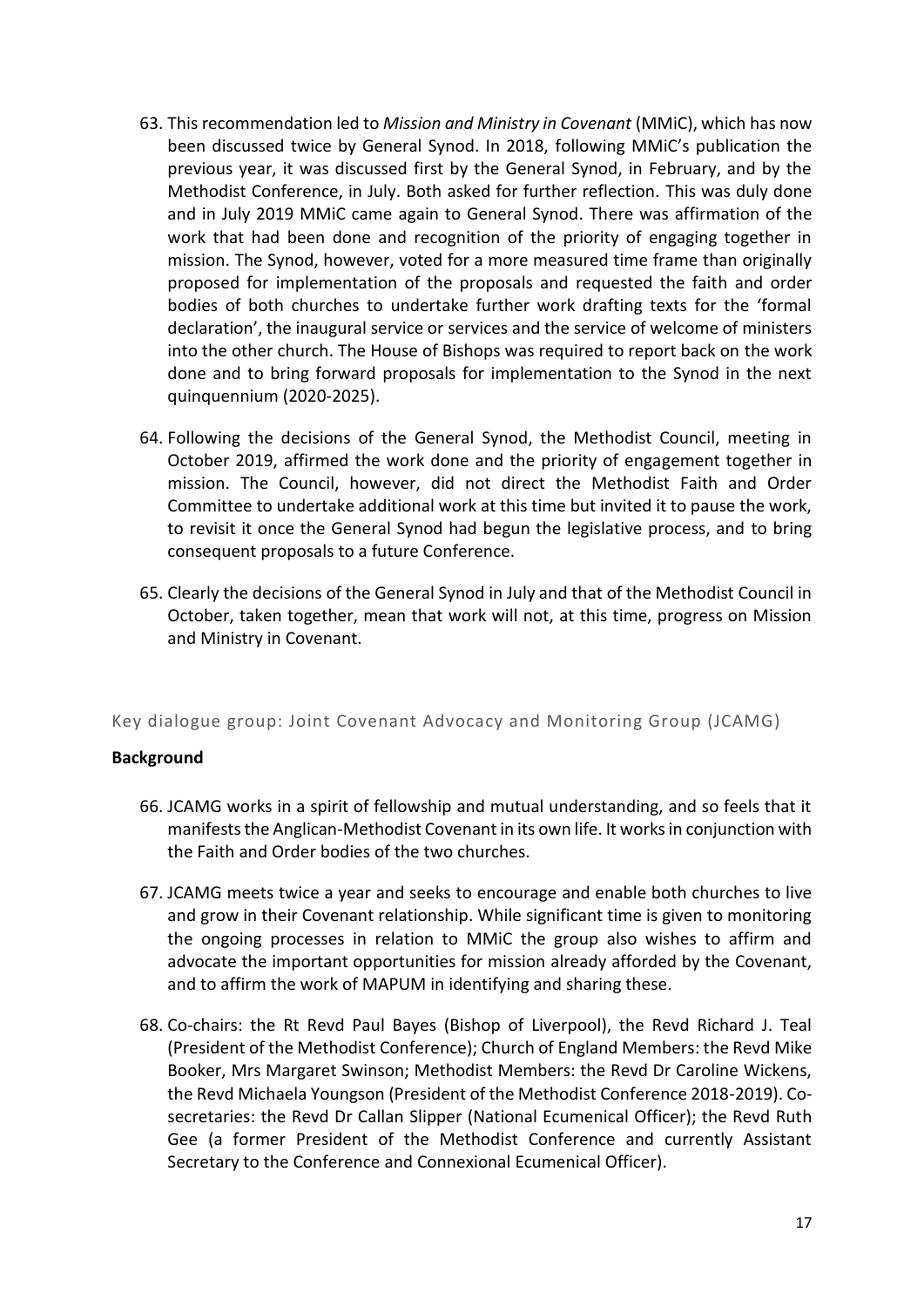63. This recommendation led to *Mission and Ministry in Covenant* (MMiC), which has now been discussed twice by General Synod. In 2018, following MMiC's publication the previous year, it was discussed first by the General Synod, in February, and by the Methodist Conference, in July. Both asked for further reflection. This was duly done and in July 2019 MMiC came again to General Synod. There was affirmation of the work that had been done and recognition of the priority of engaging together in mission. The Synod, however, voted for a more measured time frame than originally proposed for implementation of the proposals and requested the faith and order bodies of both churches to undertake further work drafting texts for the 'formal declaration', the inaugural service or services and the service of welcome of ministers into the other church. The House of Bishops was required to report back on the work done and to bring forward proposals for implementation to the Synod in the next quinquennium (2020-2025).

64. Following the decisions of the General Synod, the Methodist Council, meeting in October 2019, affirmed the work done and the priority of engagement together in mission. The Council, however, did not direct the Methodist Faith and Order Committee to undertake additional work at this time but invited it to pause the work, to revisit it once the General Synod had begun the legislative process, and to bring consequent proposals to a future Conference.

65. Clearly the decisions of the General Synod in July and that of the Methodist Council in October, taken together, mean that work will not, at this time, progress on Mission and Ministry in Covenant.

## Key dialogue group: Joint Covenant Advocacy and Monitoring Group (JCAMG)

**Background**

66. JCAMG works in a spirit of fellowship and mutual understanding, and so feels that it manifests the Anglican-Methodist Covenant in its own life. It works in conjunction with the Faith and Order bodies of the two churches.

67. JCAMG meets twice a year and seeks to encourage and enable both churches to live and grow in their Covenant relationship. While significant time is given to monitoring the ongoing processes in relation to MMiC the group also wishes to affirm and advocate the important opportunities for mission already afforded by the Covenant, and to affirm the work of MAPUM in identifying and sharing these.

68. Co-chairs: the Rt Revd Paul Bayes (Bishop of Liverpool), the Revd Richard J. Teal (President of the Methodist Conference); Church of England Members: the Revd Mike Booker, Mrs Margaret Swinson; Methodist Members: the Revd Dr Caroline Wickens, the Revd Michaela Youngson (President of the Methodist Conference 2018-2019). Co-secretaries: the Revd Dr Callan Slipper (National Ecumenical Officer); the Revd Ruth Gee (a former President of the Methodist Conference and currently Assistant Secretary to the Conference and Connexional Ecumenical Officer).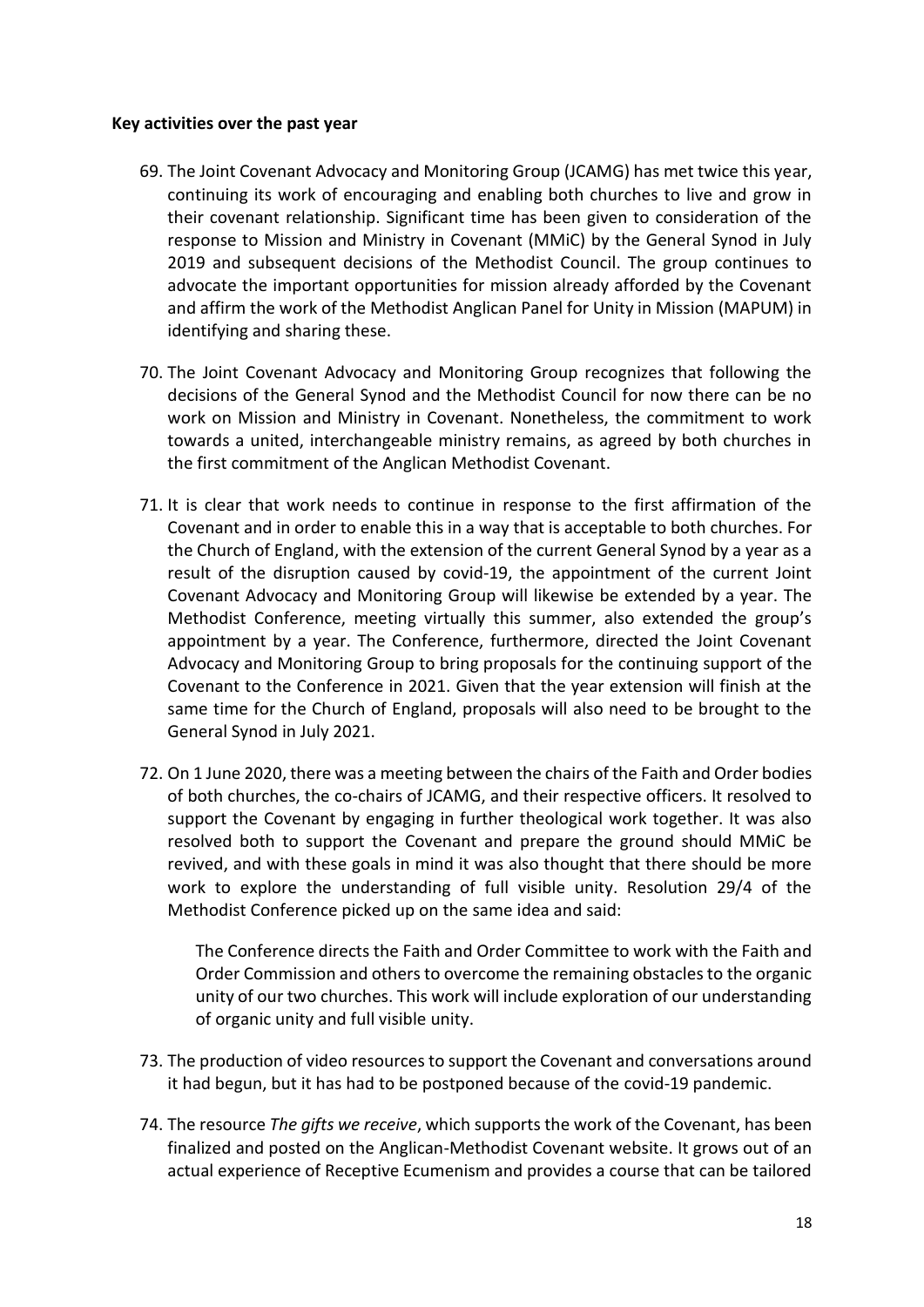**Key activities over the past year**

69. The Joint Covenant Advocacy and Monitoring Group (JCAMG) has met twice this year, continuing its work of encouraging and enabling both churches to live and grow in their covenant relationship. Significant time has been given to consideration of the response to Mission and Ministry in Covenant (MMiC) by the General Synod in July 2019 and subsequent decisions of the Methodist Council. The group continues to advocate the important opportunities for mission already afforded by the Covenant and affirm the work of the Methodist Anglican Panel for Unity in Mission (MAPUM) in identifying and sharing these.

70. The Joint Covenant Advocacy and Monitoring Group recognizes that following the decisions of the General Synod and the Methodist Council for now there can be no work on Mission and Ministry in Covenant. Nonetheless, the commitment to work towards a united, interchangeable ministry remains, as agreed by both churches in the first commitment of the Anglican Methodist Covenant.

71. It is clear that work needs to continue in response to the first affirmation of the Covenant and in order to enable this in a way that is acceptable to both churches. For the Church of England, with the extension of the current General Synod by a year as a result of the disruption caused by covid-19, the appointment of the current Joint Covenant Advocacy and Monitoring Group will likewise be extended by a year. The Methodist Conference, meeting virtually this summer, also extended the group's appointment by a year. The Conference, furthermore, directed the Joint Covenant Advocacy and Monitoring Group to bring proposals for the continuing support of the Covenant to the Conference in 2021. Given that the year extension will finish at the same time for the Church of England, proposals will also need to be brought to the General Synod in July 2021.

72. On 1 June 2020, there was a meeting between the chairs of the Faith and Order bodies of both churches, the co-chairs of JCAMG, and their respective officers. It resolved to support the Covenant by engaging in further theological work together. It was also resolved both to support the Covenant and prepare the ground should MMiC be revived, and with these goals in mind it was also thought that there should be more work to explore the understanding of full visible unity. Resolution 29/4 of the Methodist Conference picked up on the same idea and said:

    The Conference directs the Faith and Order Committee to work with the Faith and Order Commission and others to overcome the remaining obstacles to the organic unity of our two churches. This work will include exploration of our understanding of organic unity and full visible unity.

73. The production of video resources to support the Covenant and conversations around it had begun, but it has had to be postponed because of the covid-19 pandemic.

74. The resource *The gifts we receive*, which supports the work of the Covenant, has been finalized and posted on the Anglican-Methodist Covenant website. It grows out of an actual experience of Receptive Ecumenism and provides a course that can be tailored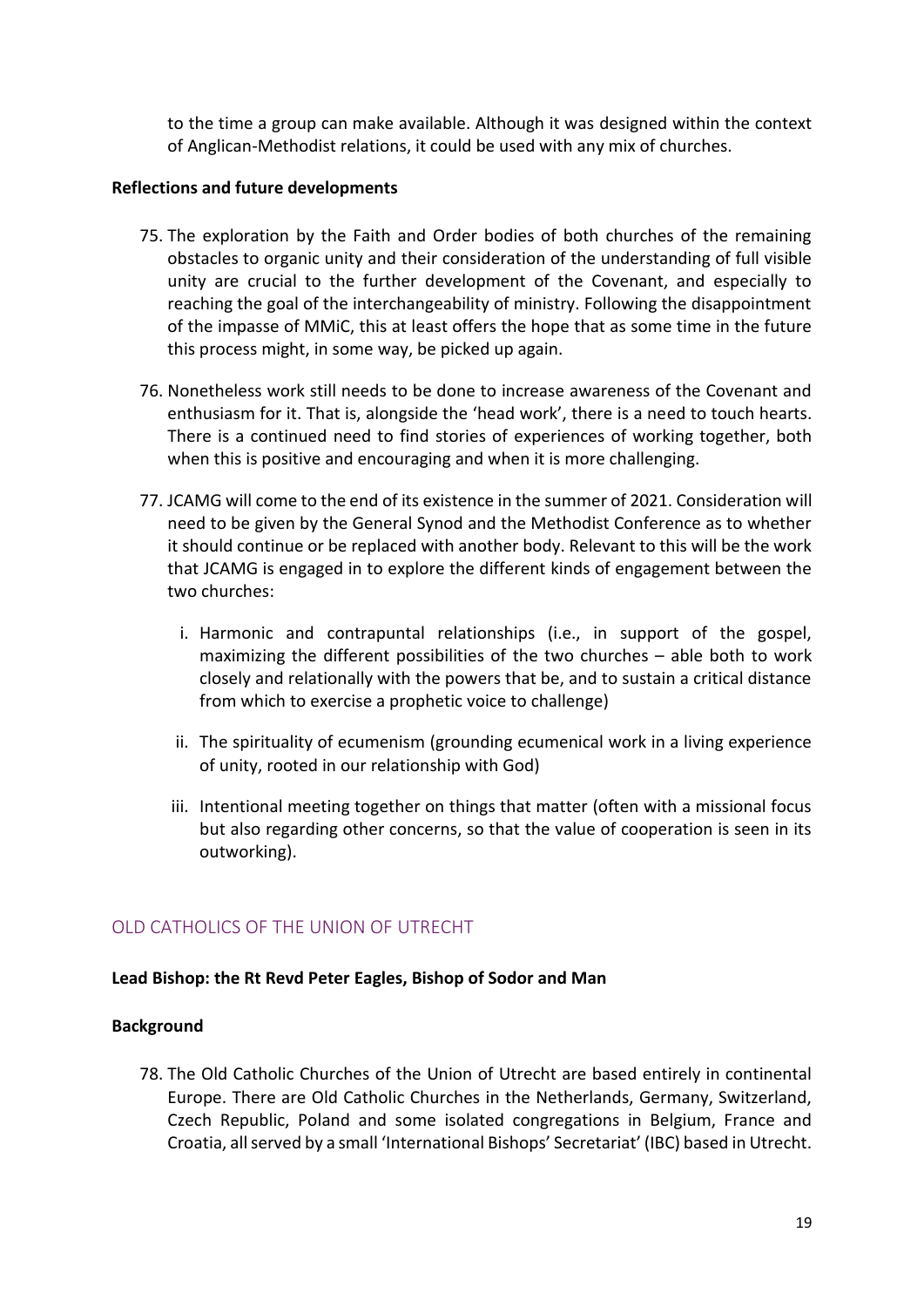to the time a group can make available. Although it was designed within the context of Anglican-Methodist relations, it could be used with any mix of churches.

**Reflections and future developments**

75. The exploration by the Faith and Order bodies of both churches of the remaining obstacles to organic unity and their consideration of the understanding of full visible unity are crucial to the further development of the Covenant, and especially to reaching the goal of the interchangeability of ministry. Following the disappointment of the impasse of MMiC, this at least offers the hope that as some time in the future this process might, in some way, be picked up again.

76. Nonetheless work still needs to be done to increase awareness of the Covenant and enthusiasm for it. That is, alongside the 'head work', there is a need to touch hearts. There is a continued need to find stories of experiences of working together, both when this is positive and encouraging and when it is more challenging.

77. JCAMG will come to the end of its existence in the summer of 2021. Consideration will need to be given by the General Synod and the Methodist Conference as to whether it should continue or be replaced with another body. Relevant to this will be the work that JCAMG is engaged in to explore the different kinds of engagement between the two churches:

    i. Harmonic and contrapuntal relationships (i.e., in support of the gospel, maximizing the different possibilities of the two churches – able both to work closely and relationally with the powers that be, and to sustain a critical distance from which to exercise a prophetic voice to challenge)

    ii. The spirituality of ecumenism (grounding ecumenical work in a living experience of unity, rooted in our relationship with God)

    iii. Intentional meeting together on things that matter (often with a missional focus but also regarding other concerns, so that the value of cooperation is seen in its outworking).

## OLD CATHOLICS OF THE UNION OF UTRECHT

**Lead Bishop: the Rt Revd Peter Eagles, Bishop of Sodor and Man**

**Background**

78. The Old Catholic Churches of the Union of Utrecht are based entirely in continental Europe. There are Old Catholic Churches in the Netherlands, Germany, Switzerland, Czech Republic, Poland and some isolated congregations in Belgium, France and Croatia, all served by a small 'International Bishops' Secretariat' (IBC) based in Utrecht.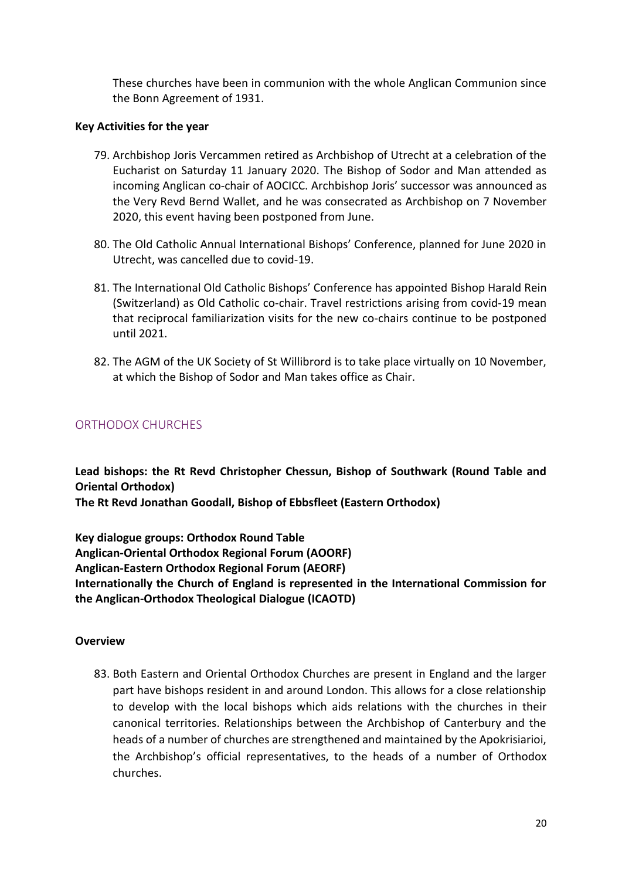These churches have been in communion with the whole Anglican Communion since the Bonn Agreement of 1931.

**Key Activities for the year**

79. Archbishop Joris Vercammen retired as Archbishop of Utrecht at a celebration of the Eucharist on Saturday 11 January 2020. The Bishop of Sodor and Man attended as incoming Anglican co-chair of AOCICC. Archbishop Joris' successor was announced as the Very Revd Bernd Wallet, and he was consecrated as Archbishop on 7 November 2020, this event having been postponed from June.

80. The Old Catholic Annual International Bishops' Conference, planned for June 2020 in Utrecht, was cancelled due to covid-19.

81. The International Old Catholic Bishops' Conference has appointed Bishop Harald Rein (Switzerland) as Old Catholic co-chair. Travel restrictions arising from covid-19 mean that reciprocal familiarization visits for the new co-chairs continue to be postponed until 2021.

82. The AGM of the UK Society of St Willibrord is to take place virtually on 10 November, at which the Bishop of Sodor and Man takes office as Chair.

## ORTHODOX CHURCHES

**Lead bishops: the Rt Revd Christopher Chessun, Bishop of Southwark (Round Table and Oriental Orthodox)**
**The Rt Revd Jonathan Goodall, Bishop of Ebbsfleet (Eastern Orthodox)**

**Key dialogue groups: Orthodox Round Table**
**Anglican-Oriental Orthodox Regional Forum (AOORF)**
**Anglican-Eastern Orthodox Regional Forum (AEORF)**
**Internationally the Church of England is represented in the International Commission for the Anglican-Orthodox Theological Dialogue (ICAOTD)**

**Overview**

83. Both Eastern and Oriental Orthodox Churches are present in England and the larger part have bishops resident in and around London. This allows for a close relationship to develop with the local bishops which aids relations with the churches in their canonical territories. Relationships between the Archbishop of Canterbury and the heads of a number of churches are strengthened and maintained by the Apokrisiarioi, the Archbishop's official representatives, to the heads of a number of Orthodox churches.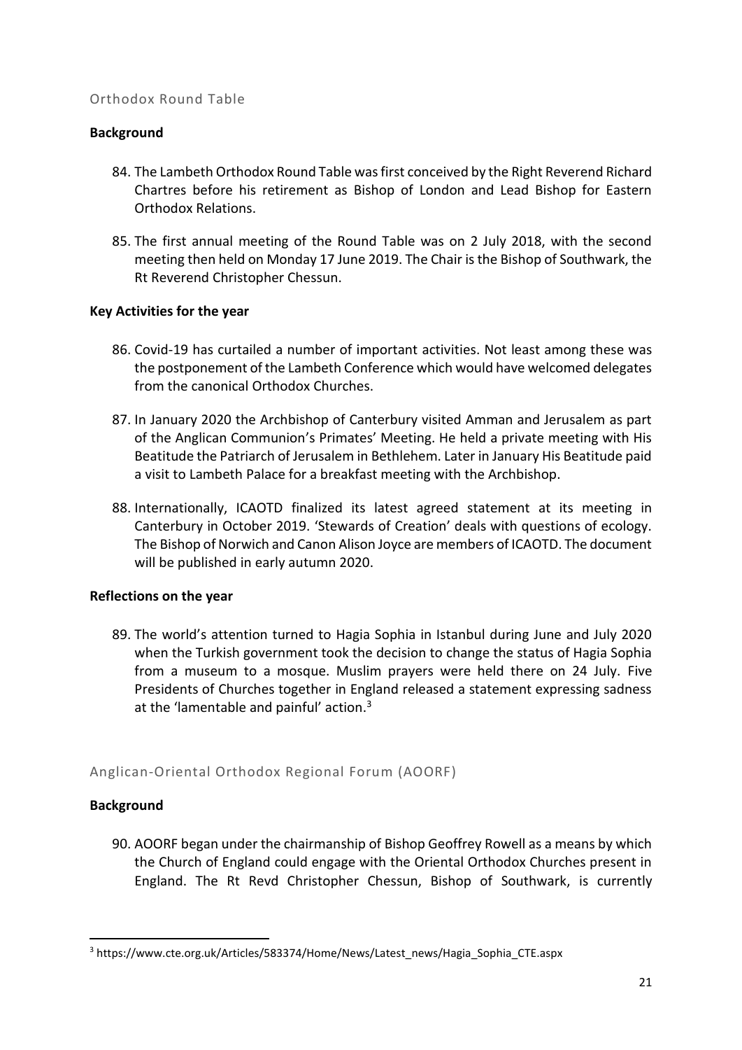## Orthodox Round Table

**Background**

84. The Lambeth Orthodox Round Table was first conceived by the Right Reverend Richard Chartres before his retirement as Bishop of London and Lead Bishop for Eastern Orthodox Relations.
85. The first annual meeting of the Round Table was on 2 July 2018, with the second meeting then held on Monday 17 June 2019. The Chair is the Bishop of Southwark, the Rt Reverend Christopher Chessun.

**Key Activities for the year**

86. Covid-19 has curtailed a number of important activities. Not least among these was the postponement of the Lambeth Conference which would have welcomed delegates from the canonical Orthodox Churches.
87. In January 2020 the Archbishop of Canterbury visited Amman and Jerusalem as part of the Anglican Communion's Primates' Meeting. He held a private meeting with His Beatitude the Patriarch of Jerusalem in Bethlehem. Later in January His Beatitude paid a visit to Lambeth Palace for a breakfast meeting with the Archbishop.
88. Internationally, ICAOTD finalized its latest agreed statement at its meeting in Canterbury in October 2019. 'Stewards of Creation' deals with questions of ecology. The Bishop of Norwich and Canon Alison Joyce are members of ICAOTD. The document will be published in early autumn 2020.

**Reflections on the year**

89. The world's attention turned to Hagia Sophia in Istanbul during June and July 2020 when the Turkish government took the decision to change the status of Hagia Sophia from a museum to a mosque. Muslim prayers were held there on 24 July. Five Presidents of Churches together in England released a statement expressing sadness at the 'lamentable and painful' action.[3]

## Anglican-Oriental Orthodox Regional Forum (AOORF)

**Background**

90. AOORF began under the chairmanship of Bishop Geoffrey Rowell as a means by which the Church of England could engage with the Oriental Orthodox Churches present in England. The Rt Revd Christopher Chessun, Bishop of Southwark, is currently

[3] https://www.cte.org.uk/Articles/583374/Home/News/Latest_news/Hagia_Sophia_CTE.aspx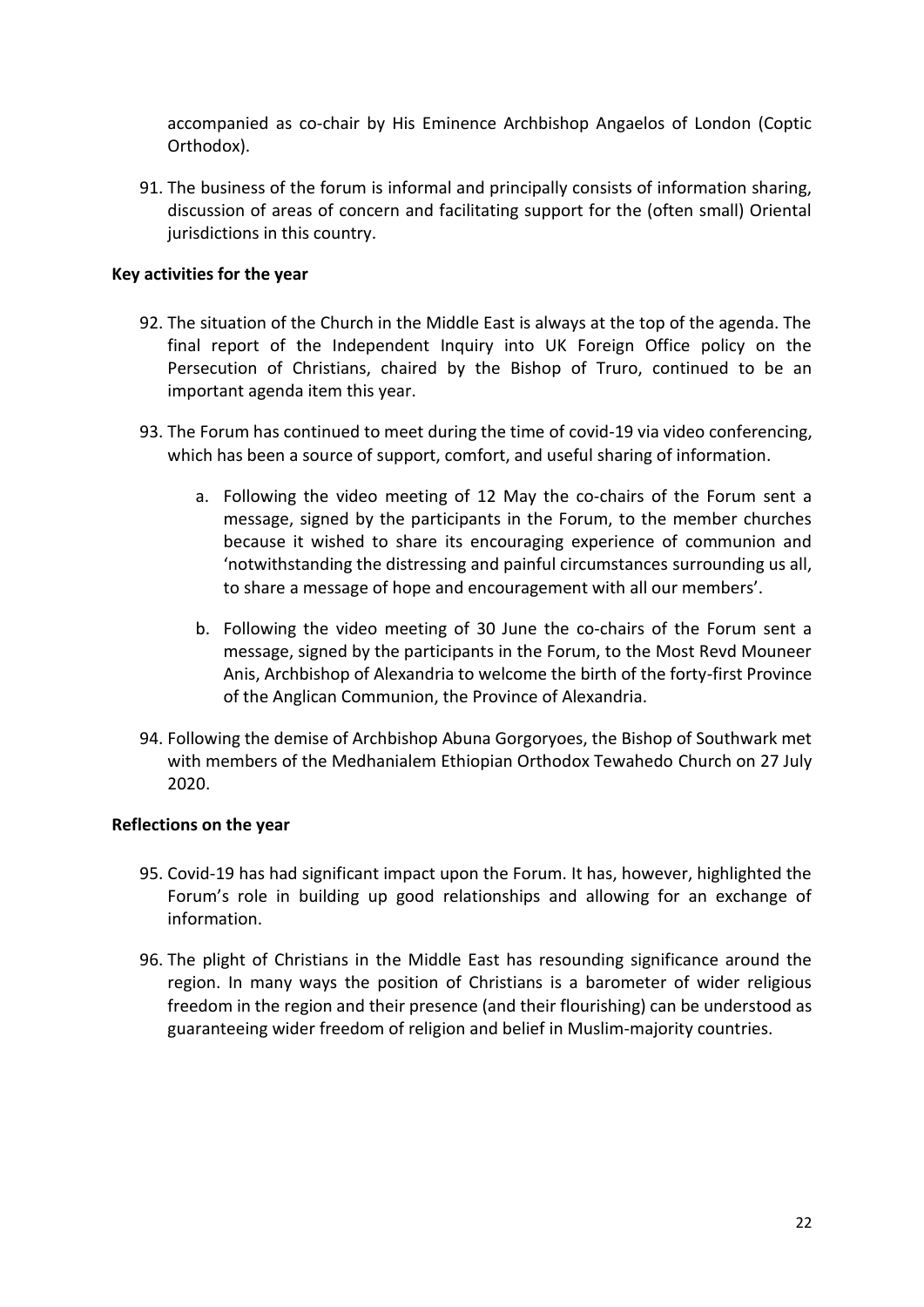accompanied as co-chair by His Eminence Archbishop Angaelos of London (Coptic Orthodox).

91. The business of the forum is informal and principally consists of information sharing, discussion of areas of concern and facilitating support for the (often small) Oriental jurisdictions in this country.

**Key activities for the year**

92. The situation of the Church in the Middle East is always at the top of the agenda. The final report of the Independent Inquiry into UK Foreign Office policy on the Persecution of Christians, chaired by the Bishop of Truro, continued to be an important agenda item this year.

93. The Forum has continued to meet during the time of covid-19 via video conferencing, which has been a source of support, comfort, and useful sharing of information.

    a. Following the video meeting of 12 May the co-chairs of the Forum sent a message, signed by the participants in the Forum, to the member churches because it wished to share its encouraging experience of communion and 'notwithstanding the distressing and painful circumstances surrounding us all, to share a message of hope and encouragement with all our members'.

    b. Following the video meeting of 30 June the co-chairs of the Forum sent a message, signed by the participants in the Forum, to the Most Revd Mouneer Anis, Archbishop of Alexandria to welcome the birth of the forty-first Province of the Anglican Communion, the Province of Alexandria.

94. Following the demise of Archbishop Abuna Gorgoryoes, the Bishop of Southwark met with members of the Medhanialem Ethiopian Orthodox Tewahedo Church on 27 July 2020.

**Reflections on the year**

95. Covid-19 has had significant impact upon the Forum. It has, however, highlighted the Forum's role in building up good relationships and allowing for an exchange of information.

96. The plight of Christians in the Middle East has resounding significance around the region. In many ways the position of Christians is a barometer of wider religious freedom in the region and their presence (and their flourishing) can be understood as guaranteeing wider freedom of religion and belief in Muslim-majority countries.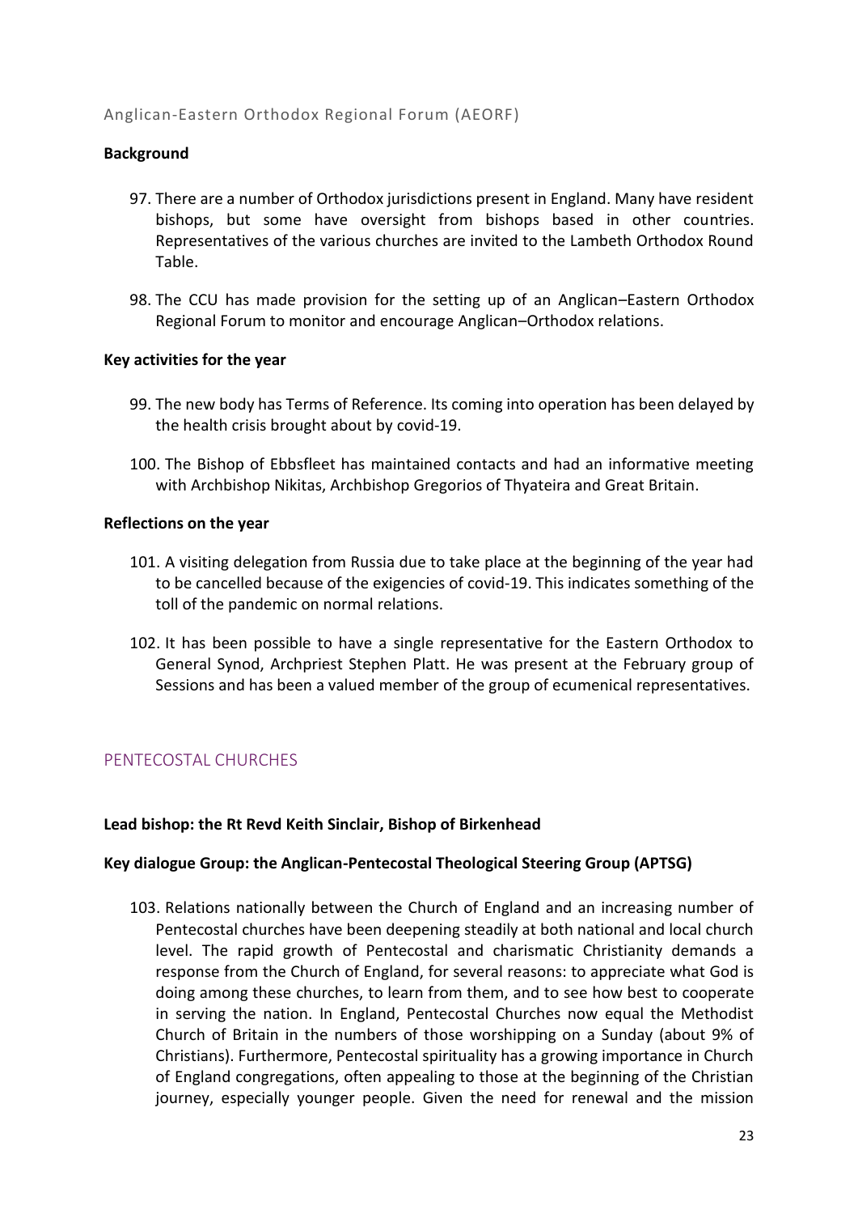## Anglican-Eastern Orthodox Regional Forum (AEORF)

**Background**

97. There are a number of Orthodox jurisdictions present in England. Many have resident bishops, but some have oversight from bishops based in other countries. Representatives of the various churches are invited to the Lambeth Orthodox Round Table.

98. The CCU has made provision for the setting up of an Anglican–Eastern Orthodox Regional Forum to monitor and encourage Anglican–Orthodox relations.

**Key activities for the year**

99. The new body has Terms of Reference. Its coming into operation has been delayed by the health crisis brought about by covid-19.

100. The Bishop of Ebbsfleet has maintained contacts and had an informative meeting with Archbishop Nikitas, Archbishop Gregorios of Thyateira and Great Britain.

**Reflections on the year**

101. A visiting delegation from Russia due to take place at the beginning of the year had to be cancelled because of the exigencies of covid-19. This indicates something of the toll of the pandemic on normal relations.

102. It has been possible to have a single representative for the Eastern Orthodox to General Synod, Archpriest Stephen Platt. He was present at the February group of Sessions and has been a valued member of the group of ecumenical representatives.

## PENTECOSTAL CHURCHES

**Lead bishop: the Rt Revd Keith Sinclair, Bishop of Birkenhead**

**Key dialogue Group: the Anglican-Pentecostal Theological Steering Group (APTSG)**

103. Relations nationally between the Church of England and an increasing number of Pentecostal churches have been deepening steadily at both national and local church level. The rapid growth of Pentecostal and charismatic Christianity demands a response from the Church of England, for several reasons: to appreciate what God is doing among these churches, to learn from them, and to see how best to cooperate in serving the nation. In England, Pentecostal Churches now equal the Methodist Church of Britain in the numbers of those worshipping on a Sunday (about 9% of Christians). Furthermore, Pentecostal spirituality has a growing importance in Church of England congregations, often appealing to those at the beginning of the Christian journey, especially younger people. Given the need for renewal and the mission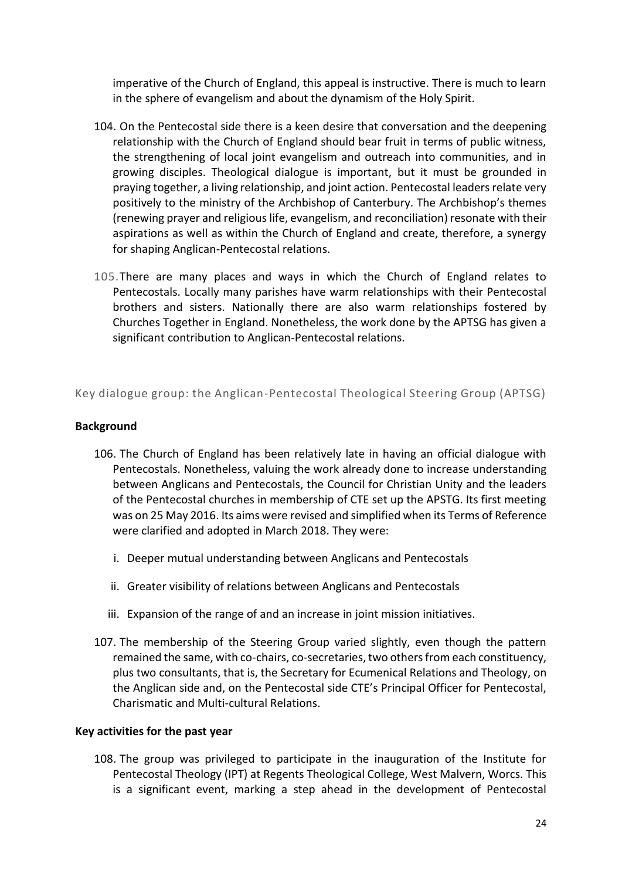imperative of the Church of England, this appeal is instructive. There is much to learn in the sphere of evangelism and about the dynamism of the Holy Spirit.

104. On the Pentecostal side there is a keen desire that conversation and the deepening relationship with the Church of England should bear fruit in terms of public witness, the strengthening of local joint evangelism and outreach into communities, and in growing disciples. Theological dialogue is important, but it must be grounded in praying together, a living relationship, and joint action. Pentecostal leaders relate very positively to the ministry of the Archbishop of Canterbury. The Archbishop's themes (renewing prayer and religious life, evangelism, and reconciliation) resonate with their aspirations as well as within the Church of England and create, therefore, a synergy for shaping Anglican-Pentecostal relations.

105. There are many places and ways in which the Church of England relates to Pentecostals. Locally many parishes have warm relationships with their Pentecostal brothers and sisters. Nationally there are also warm relationships fostered by Churches Together in England. Nonetheless, the work done by the APTSG has given a significant contribution to Anglican-Pentecostal relations.

## Key dialogue group: the Anglican-Pentecostal Theological Steering Group (APTSG)

**Background**

106. The Church of England has been relatively late in having an official dialogue with Pentecostals. Nonetheless, valuing the work already done to increase understanding between Anglicans and Pentecostals, the Council for Christian Unity and the leaders of the Pentecostal churches in membership of CTE set up the APSTG. Its first meeting was on 25 May 2016. Its aims were revised and simplified when its Terms of Reference were clarified and adopted in March 2018. They were:

    i. Deeper mutual understanding between Anglicans and Pentecostals

    ii. Greater visibility of relations between Anglicans and Pentecostals

    iii. Expansion of the range of and an increase in joint mission initiatives.

107. The membership of the Steering Group varied slightly, even though the pattern remained the same, with co-chairs, co-secretaries, two others from each constituency, plus two consultants, that is, the Secretary for Ecumenical Relations and Theology, on the Anglican side and, on the Pentecostal side CTE's Principal Officer for Pentecostal, Charismatic and Multi-cultural Relations.

**Key activities for the past year**

108. The group was privileged to participate in the inauguration of the Institute for Pentecostal Theology (IPT) at Regents Theological College, West Malvern, Worcs. This is a significant event, marking a step ahead in the development of Pentecostal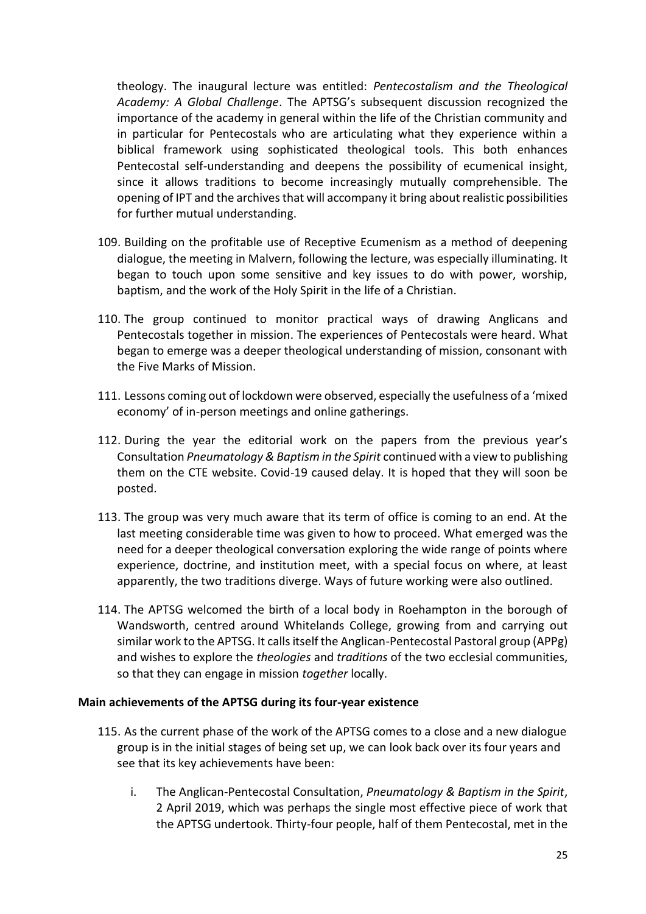theology. The inaugural lecture was entitled: *Pentecostalism and the Theological Academy: A Global Challenge*. The APTSG's subsequent discussion recognized the importance of the academy in general within the life of the Christian community and in particular for Pentecostals who are articulating what they experience within a biblical framework using sophisticated theological tools. This both enhances Pentecostal self-understanding and deepens the possibility of ecumenical insight, since it allows traditions to become increasingly mutually comprehensible. The opening of IPT and the archives that will accompany it bring about realistic possibilities for further mutual understanding.

109. Building on the profitable use of Receptive Ecumenism as a method of deepening dialogue, the meeting in Malvern, following the lecture, was especially illuminating. It began to touch upon some sensitive and key issues to do with power, worship, baptism, and the work of the Holy Spirit in the life of a Christian.

110. The group continued to monitor practical ways of drawing Anglicans and Pentecostals together in mission. The experiences of Pentecostals were heard. What began to emerge was a deeper theological understanding of mission, consonant with the Five Marks of Mission.

111. Lessons coming out of lockdown were observed, especially the usefulness of a 'mixed economy' of in-person meetings and online gatherings.

112. During the year the editorial work on the papers from the previous year's Consultation *Pneumatology & Baptism in the Spirit* continued with a view to publishing them on the CTE website. Covid-19 caused delay. It is hoped that they will soon be posted.

113. The group was very much aware that its term of office is coming to an end. At the last meeting considerable time was given to how to proceed. What emerged was the need for a deeper theological conversation exploring the wide range of points where experience, doctrine, and institution meet, with a special focus on where, at least apparently, the two traditions diverge. Ways of future working were also outlined.

114. The APTSG welcomed the birth of a local body in Roehampton in the borough of Wandsworth, centred around Whitelands College, growing from and carrying out similar work to the APTSG. It calls itself the Anglican-Pentecostal Pastoral group (APPg) and wishes to explore the *theologies* and *traditions* of the two ecclesial communities, so that they can engage in mission *together* locally.

**Main achievements of the APTSG during its four-year existence**

115. As the current phase of the work of the APTSG comes to a close and a new dialogue group is in the initial stages of being set up, we can look back over its four years and see that its key achievements have been:

   i. The Anglican-Pentecostal Consultation, *Pneumatology & Baptism in the Spirit*, 2 April 2019, which was perhaps the single most effective piece of work that the APTSG undertook. Thirty-four people, half of them Pentecostal, met in the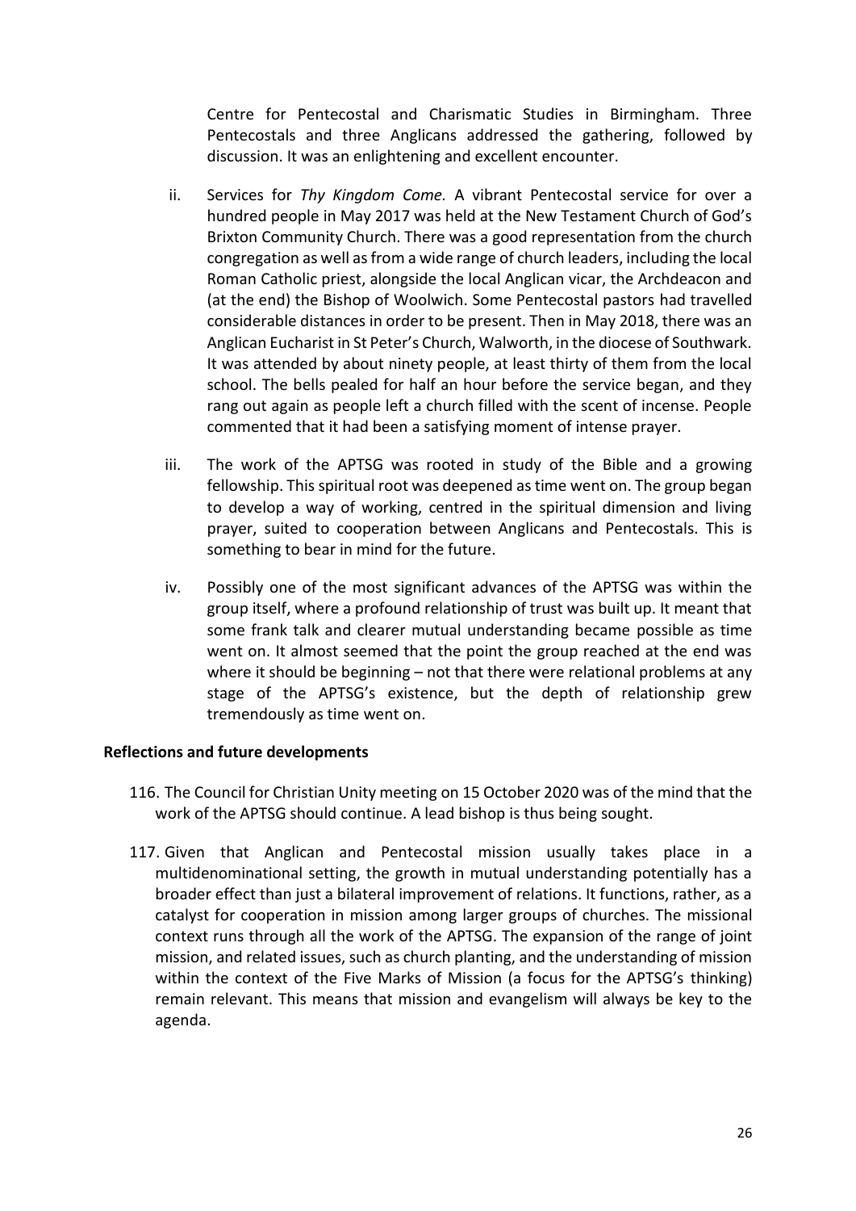Centre for Pentecostal and Charismatic Studies in Birmingham. Three Pentecostals and three Anglicans addressed the gathering, followed by discussion. It was an enlightening and excellent encounter.

ii. Services for *Thy Kingdom Come.* A vibrant Pentecostal service for over a hundred people in May 2017 was held at the New Testament Church of God's Brixton Community Church. There was a good representation from the church congregation as well as from a wide range of church leaders, including the local Roman Catholic priest, alongside the local Anglican vicar, the Archdeacon and (at the end) the Bishop of Woolwich. Some Pentecostal pastors had travelled considerable distances in order to be present. Then in May 2018, there was an Anglican Eucharist in St Peter's Church, Walworth, in the diocese of Southwark. It was attended by about ninety people, at least thirty of them from the local school. The bells pealed for half an hour before the service began, and they rang out again as people left a church filled with the scent of incense. People commented that it had been a satisfying moment of intense prayer.

iii. The work of the APTSG was rooted in study of the Bible and a growing fellowship. This spiritual root was deepened as time went on. The group began to develop a way of working, centred in the spiritual dimension and living prayer, suited to cooperation between Anglicans and Pentecostals. This is something to bear in mind for the future.

iv. Possibly one of the most significant advances of the APTSG was within the group itself, where a profound relationship of trust was built up. It meant that some frank talk and clearer mutual understanding became possible as time went on. It almost seemed that the point the group reached at the end was where it should be beginning – not that there were relational problems at any stage of the APTSG's existence, but the depth of relationship grew tremendously as time went on.

**Reflections and future developments**

116. The Council for Christian Unity meeting on 15 October 2020 was of the mind that the work of the APTSG should continue. A lead bishop is thus being sought.

117. Given that Anglican and Pentecostal mission usually takes place in a multidenominational setting, the growth in mutual understanding potentially has a broader effect than just a bilateral improvement of relations. It functions, rather, as a catalyst for cooperation in mission among larger groups of churches. The missional context runs through all the work of the APTSG. The expansion of the range of joint mission, and related issues, such as church planting, and the understanding of mission within the context of the Five Marks of Mission (a focus for the APTSG's thinking) remain relevant. This means that mission and evangelism will always be key to the agenda.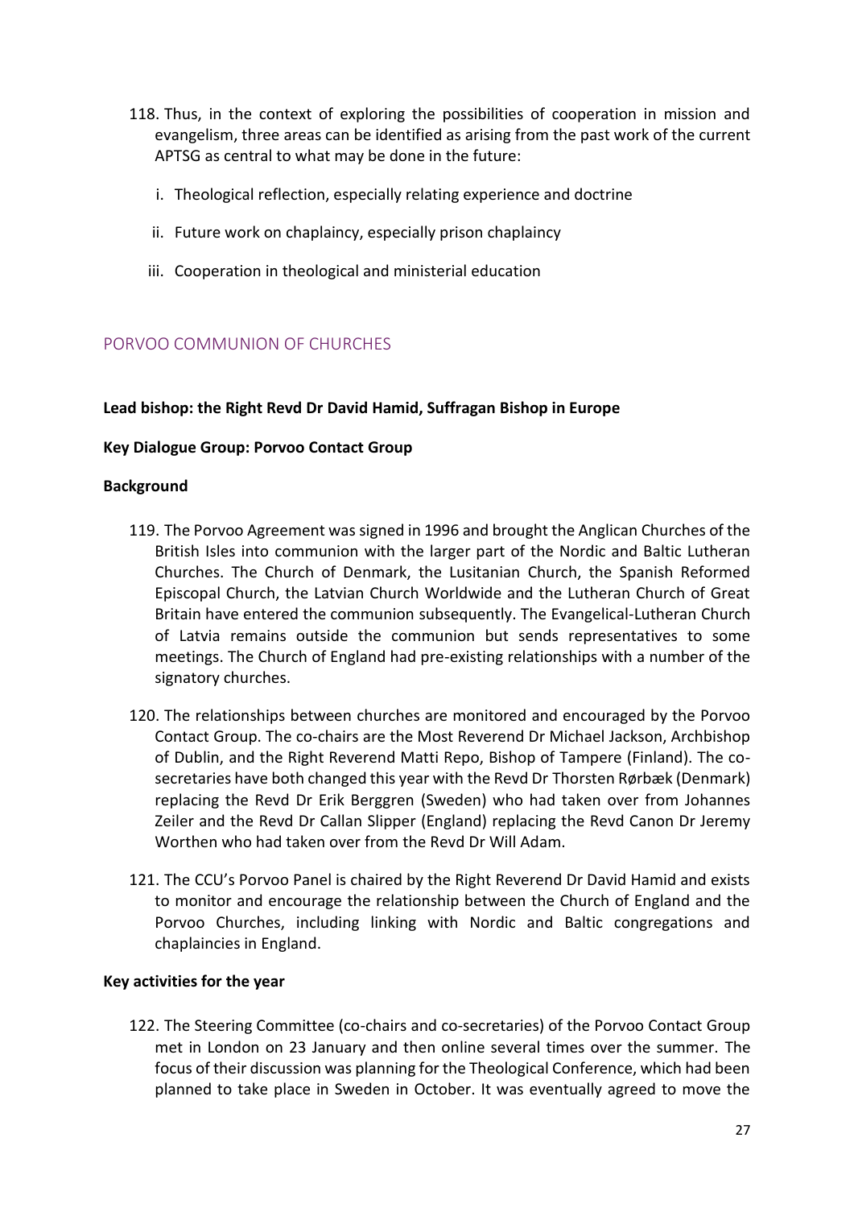118. Thus, in the context of exploring the possibilities of cooperation in mission and evangelism, three areas can be identified as arising from the past work of the current APTSG as central to what may be done in the future:

    i. Theological reflection, especially relating experience and doctrine

    ii. Future work on chaplaincy, especially prison chaplaincy

    iii. Cooperation in theological and ministerial education

## PORVOO COMMUNION OF CHURCHES

**Lead bishop: the Right Revd Dr David Hamid, Suffragan Bishop in Europe**

**Key Dialogue Group: Porvoo Contact Group**

**Background**

119. The Porvoo Agreement was signed in 1996 and brought the Anglican Churches of the British Isles into communion with the larger part of the Nordic and Baltic Lutheran Churches. The Church of Denmark, the Lusitanian Church, the Spanish Reformed Episcopal Church, the Latvian Church Worldwide and the Lutheran Church of Great Britain have entered the communion subsequently. The Evangelical-Lutheran Church of Latvia remains outside the communion but sends representatives to some meetings. The Church of England had pre-existing relationships with a number of the signatory churches.

120. The relationships between churches are monitored and encouraged by the Porvoo Contact Group. The co-chairs are the Most Reverend Dr Michael Jackson, Archbishop of Dublin, and the Right Reverend Matti Repo, Bishop of Tampere (Finland). The co-secretaries have both changed this year with the Revd Dr Thorsten Rørbæk (Denmark) replacing the Revd Dr Erik Berggren (Sweden) who had taken over from Johannes Zeiler and the Revd Dr Callan Slipper (England) replacing the Revd Canon Dr Jeremy Worthen who had taken over from the Revd Dr Will Adam.

121. The CCU's Porvoo Panel is chaired by the Right Reverend Dr David Hamid and exists to monitor and encourage the relationship between the Church of England and the Porvoo Churches, including linking with Nordic and Baltic congregations and chaplaincies in England.

**Key activities for the year**

122. The Steering Committee (co-chairs and co-secretaries) of the Porvoo Contact Group met in London on 23 January and then online several times over the summer. The focus of their discussion was planning for the Theological Conference, which had been planned to take place in Sweden in October. It was eventually agreed to move the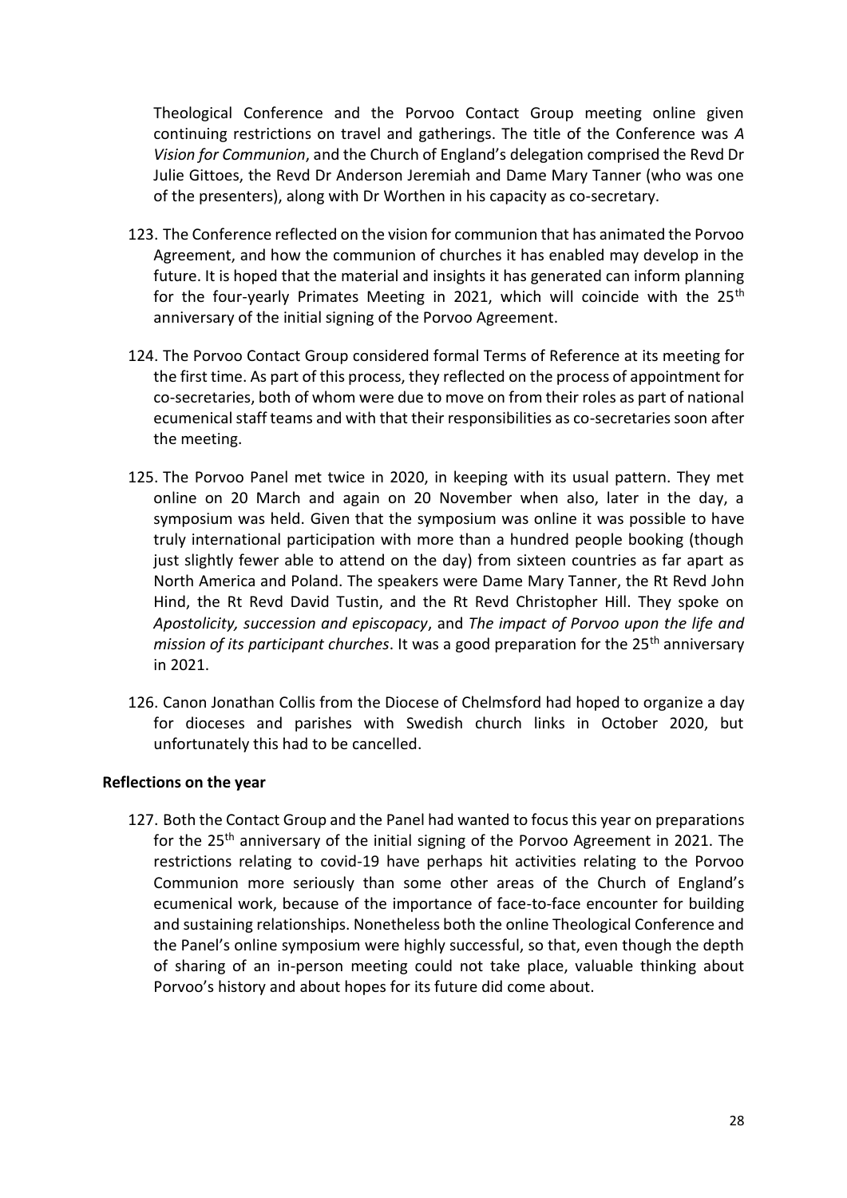Theological Conference and the Porvoo Contact Group meeting online given continuing restrictions on travel and gatherings. The title of the Conference was *A Vision for Communion*, and the Church of England's delegation comprised the Revd Dr Julie Gittoes, the Revd Dr Anderson Jeremiah and Dame Mary Tanner (who was one of the presenters), along with Dr Worthen in his capacity as co-secretary.

123. The Conference reflected on the vision for communion that has animated the Porvoo Agreement, and how the communion of churches it has enabled may develop in the future. It is hoped that the material and insights it has generated can inform planning for the four-yearly Primates Meeting in 2021, which will coincide with the 25th anniversary of the initial signing of the Porvoo Agreement.

124. The Porvoo Contact Group considered formal Terms of Reference at its meeting for the first time. As part of this process, they reflected on the process of appointment for co-secretaries, both of whom were due to move on from their roles as part of national ecumenical staff teams and with that their responsibilities as co-secretaries soon after the meeting.

125. The Porvoo Panel met twice in 2020, in keeping with its usual pattern. They met online on 20 March and again on 20 November when also, later in the day, a symposium was held. Given that the symposium was online it was possible to have truly international participation with more than a hundred people booking (though just slightly fewer able to attend on the day) from sixteen countries as far apart as North America and Poland. The speakers were Dame Mary Tanner, the Rt Revd John Hind, the Rt Revd David Tustin, and the Rt Revd Christopher Hill. They spoke on *Apostolicity, succession and episcopacy*, and *The impact of Porvoo upon the life and mission of its participant churches*. It was a good preparation for the 25th anniversary in 2021.

126. Canon Jonathan Collis from the Diocese of Chelmsford had hoped to organize a day for dioceses and parishes with Swedish church links in October 2020, but unfortunately this had to be cancelled.

**Reflections on the year**

127. Both the Contact Group and the Panel had wanted to focus this year on preparations for the 25th anniversary of the initial signing of the Porvoo Agreement in 2021. The restrictions relating to covid-19 have perhaps hit activities relating to the Porvoo Communion more seriously than some other areas of the Church of England's ecumenical work, because of the importance of face-to-face encounter for building and sustaining relationships. Nonetheless both the online Theological Conference and the Panel's online symposium were highly successful, so that, even though the depth of sharing of an in-person meeting could not take place, valuable thinking about Porvoo's history and about hopes for its future did come about.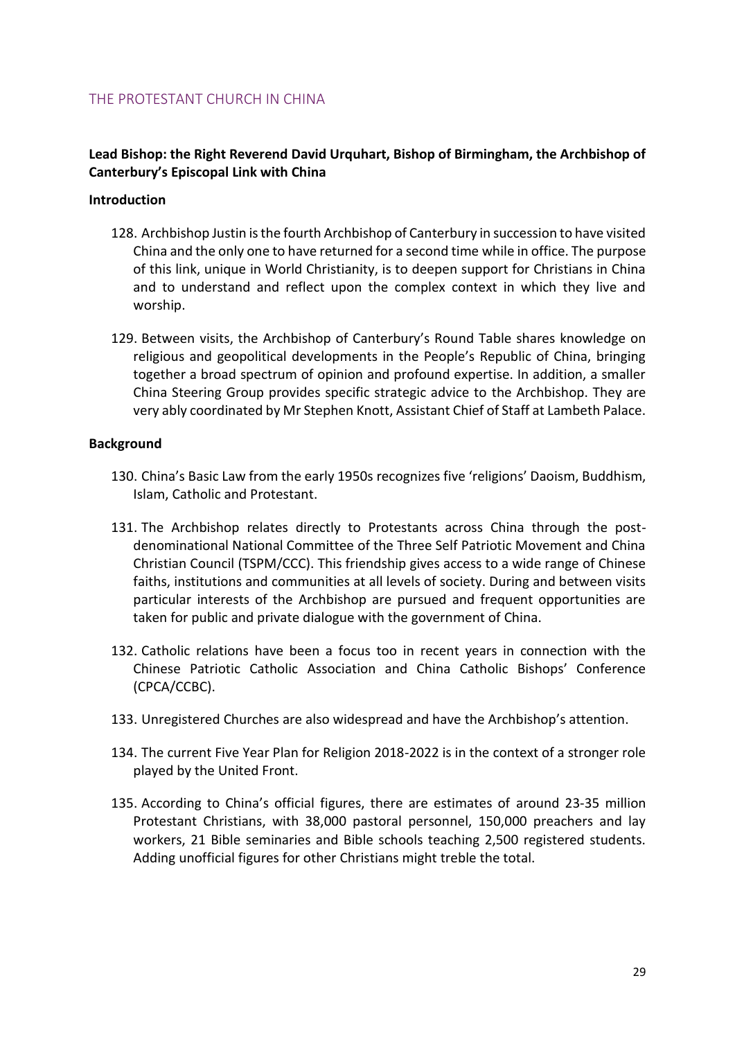## THE PROTESTANT CHURCH IN CHINA

**Lead Bishop: the Right Reverend David Urquhart, Bishop of Birmingham, the Archbishop of Canterbury's Episcopal Link with China**

**Introduction**

128. Archbishop Justin is the fourth Archbishop of Canterbury in succession to have visited China and the only one to have returned for a second time while in office. The purpose of this link, unique in World Christianity, is to deepen support for Christians in China and to understand and reflect upon the complex context in which they live and worship.

129. Between visits, the Archbishop of Canterbury's Round Table shares knowledge on religious and geopolitical developments in the People's Republic of China, bringing together a broad spectrum of opinion and profound expertise. In addition, a smaller China Steering Group provides specific strategic advice to the Archbishop. They are very ably coordinated by Mr Stephen Knott, Assistant Chief of Staff at Lambeth Palace.

**Background**

130. China's Basic Law from the early 1950s recognizes five 'religions' Daoism, Buddhism, Islam, Catholic and Protestant.

131. The Archbishop relates directly to Protestants across China through the post-denominational National Committee of the Three Self Patriotic Movement and China Christian Council (TSPM/CCC). This friendship gives access to a wide range of Chinese faiths, institutions and communities at all levels of society. During and between visits particular interests of the Archbishop are pursued and frequent opportunities are taken for public and private dialogue with the government of China.

132. Catholic relations have been a focus too in recent years in connection with the Chinese Patriotic Catholic Association and China Catholic Bishops' Conference (CPCA/CCBC).

133. Unregistered Churches are also widespread and have the Archbishop's attention.

134. The current Five Year Plan for Religion 2018-2022 is in the context of a stronger role played by the United Front.

135. According to China's official figures, there are estimates of around 23-35 million Protestant Christians, with 38,000 pastoral personnel, 150,000 preachers and lay workers, 21 Bible seminaries and Bible schools teaching 2,500 registered students. Adding unofficial figures for other Christians might treble the total.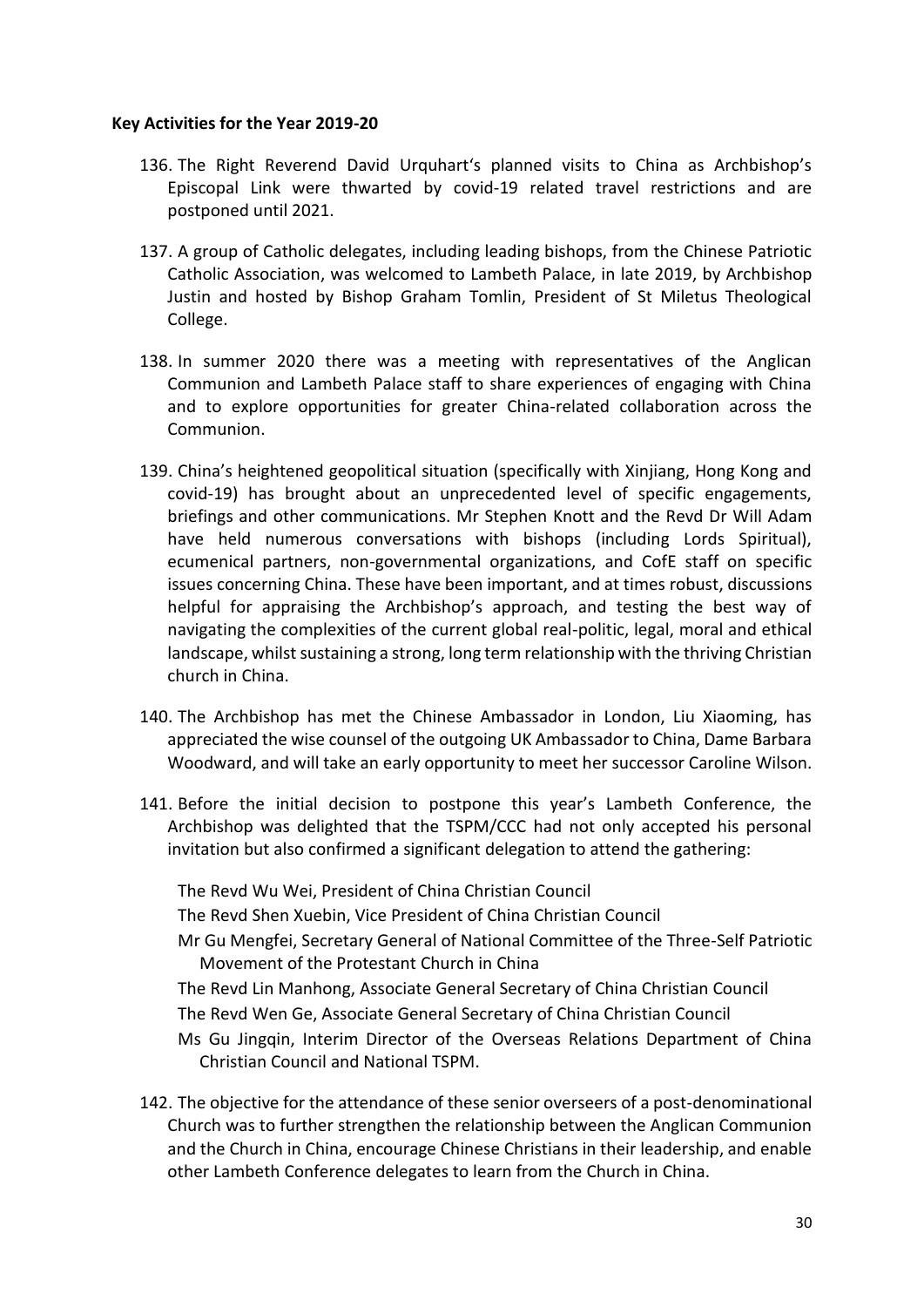**Key Activities for the Year 2019-20**

136. The Right Reverend David Urquhart's planned visits to China as Archbishop's Episcopal Link were thwarted by covid-19 related travel restrictions and are postponed until 2021.

137. A group of Catholic delegates, including leading bishops, from the Chinese Patriotic Catholic Association, was welcomed to Lambeth Palace, in late 2019, by Archbishop Justin and hosted by Bishop Graham Tomlin, President of St Miletus Theological College.

138. In summer 2020 there was a meeting with representatives of the Anglican Communion and Lambeth Palace staff to share experiences of engaging with China and to explore opportunities for greater China-related collaboration across the Communion.

139. China's heightened geopolitical situation (specifically with Xinjiang, Hong Kong and covid-19) has brought about an unprecedented level of specific engagements, briefings and other communications. Mr Stephen Knott and the Revd Dr Will Adam have held numerous conversations with bishops (including Lords Spiritual), ecumenical partners, non-governmental organizations, and CofE staff on specific issues concerning China. These have been important, and at times robust, discussions helpful for appraising the Archbishop's approach, and testing the best way of navigating the complexities of the current global real-politic, legal, moral and ethical landscape, whilst sustaining a strong, long term relationship with the thriving Christian church in China.

140. The Archbishop has met the Chinese Ambassador in London, Liu Xiaoming, has appreciated the wise counsel of the outgoing UK Ambassador to China, Dame Barbara Woodward, and will take an early opportunity to meet her successor Caroline Wilson.

141. Before the initial decision to postpone this year's Lambeth Conference, the Archbishop was delighted that the TSPM/CCC had not only accepted his personal invitation but also confirmed a significant delegation to attend the gathering:

    The Revd Wu Wei, President of China Christian Council
    The Revd Shen Xuebin, Vice President of China Christian Council
    Mr Gu Mengfei, Secretary General of National Committee of the Three-Self Patriotic Movement of the Protestant Church in China
    The Revd Lin Manhong, Associate General Secretary of China Christian Council
    The Revd Wen Ge, Associate General Secretary of China Christian Council
    Ms Gu Jingqin, Interim Director of the Overseas Relations Department of China Christian Council and National TSPM.

142. The objective for the attendance of these senior overseers of a post-denominational Church was to further strengthen the relationship between the Anglican Communion and the Church in China, encourage Chinese Christians in their leadership, and enable other Lambeth Conference delegates to learn from the Church in China.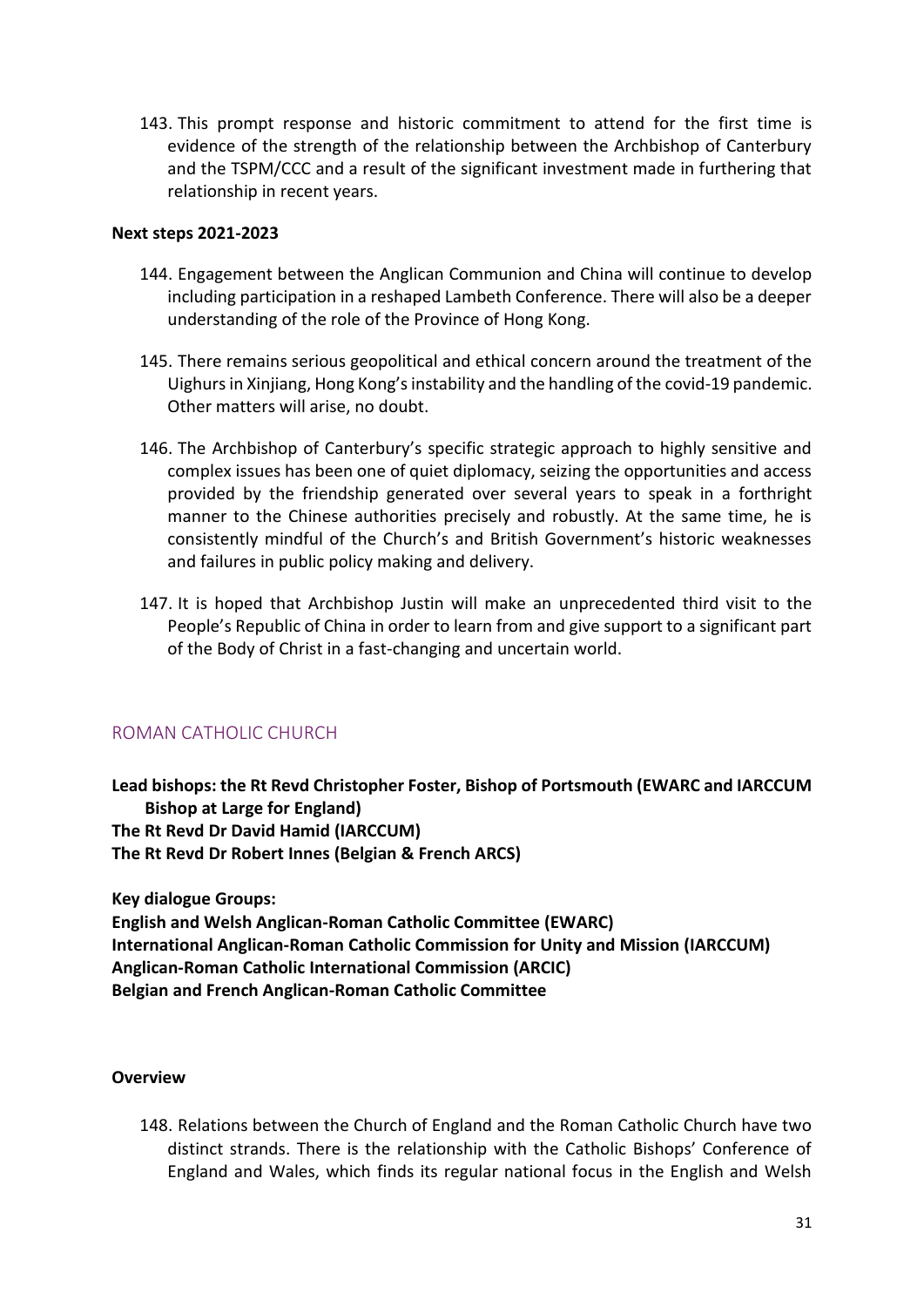143. This prompt response and historic commitment to attend for the first time is evidence of the strength of the relationship between the Archbishop of Canterbury and the TSPM/CCC and a result of the significant investment made in furthering that relationship in recent years.

**Next steps 2021-2023**

144. Engagement between the Anglican Communion and China will continue to develop including participation in a reshaped Lambeth Conference. There will also be a deeper understanding of the role of the Province of Hong Kong.

145. There remains serious geopolitical and ethical concern around the treatment of the Uighurs in Xinjiang, Hong Kong's instability and the handling of the covid-19 pandemic. Other matters will arise, no doubt.

146. The Archbishop of Canterbury's specific strategic approach to highly sensitive and complex issues has been one of quiet diplomacy, seizing the opportunities and access provided by the friendship generated over several years to speak in a forthright manner to the Chinese authorities precisely and robustly. At the same time, he is consistently mindful of the Church's and British Government's historic weaknesses and failures in public policy making and delivery.

147. It is hoped that Archbishop Justin will make an unprecedented third visit to the People's Republic of China in order to learn from and give support to a significant part of the Body of Christ in a fast-changing and uncertain world.

## ROMAN CATHOLIC CHURCH

**Lead bishops: the Rt Revd Christopher Foster, Bishop of Portsmouth (EWARC and IARCCUM Bishop at Large for England)**
**The Rt Revd Dr David Hamid (IARCCUM)**
**The Rt Revd Dr Robert Innes (Belgian & French ARCS)**

**Key dialogue Groups:**
**English and Welsh Anglican-Roman Catholic Committee (EWARC)**
**International Anglican-Roman Catholic Commission for Unity and Mission (IARCCUM)**
**Anglican-Roman Catholic International Commission (ARCIC)**
**Belgian and French Anglican-Roman Catholic Committee**

**Overview**

148. Relations between the Church of England and the Roman Catholic Church have two distinct strands. There is the relationship with the Catholic Bishops' Conference of England and Wales, which finds its regular national focus in the English and Welsh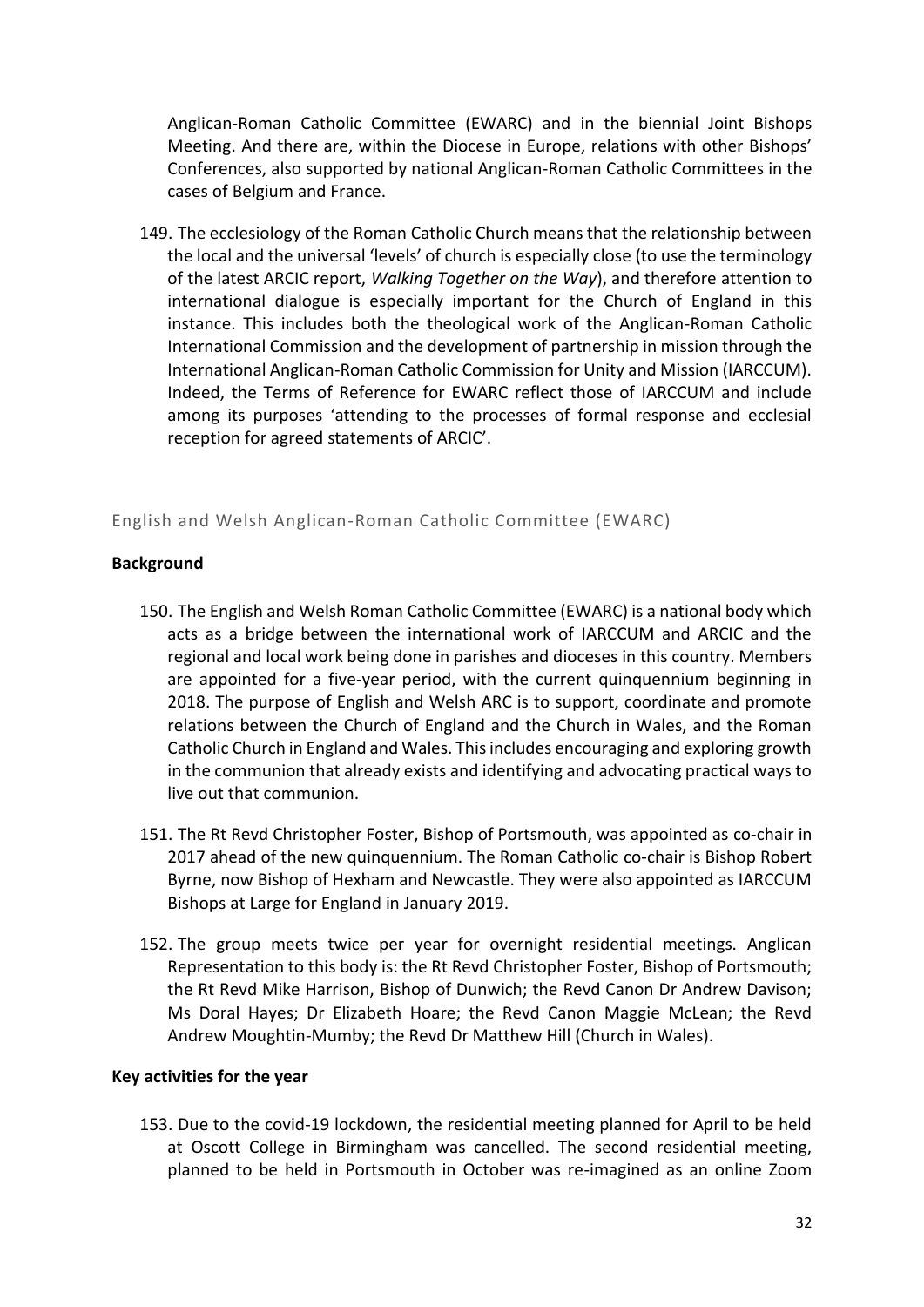Anglican-Roman Catholic Committee (EWARC) and in the biennial Joint Bishops Meeting. And there are, within the Diocese in Europe, relations with other Bishops' Conferences, also supported by national Anglican-Roman Catholic Committees in the cases of Belgium and France.

149. The ecclesiology of the Roman Catholic Church means that the relationship between the local and the universal 'levels' of church is especially close (to use the terminology of the latest ARCIC report, *Walking Together on the Way*), and therefore attention to international dialogue is especially important for the Church of England in this instance. This includes both the theological work of the Anglican-Roman Catholic International Commission and the development of partnership in mission through the International Anglican-Roman Catholic Commission for Unity and Mission (IARCCUM). Indeed, the Terms of Reference for EWARC reflect those of IARCCUM and include among its purposes 'attending to the processes of formal response and ecclesial reception for agreed statements of ARCIC'.

## English and Welsh Anglican-Roman Catholic Committee (EWARC)

**Background**

150. The English and Welsh Roman Catholic Committee (EWARC) is a national body which acts as a bridge between the international work of IARCCUM and ARCIC and the regional and local work being done in parishes and dioceses in this country. Members are appointed for a five-year period, with the current quinquennium beginning in 2018. The purpose of English and Welsh ARC is to support, coordinate and promote relations between the Church of England and the Church in Wales, and the Roman Catholic Church in England and Wales. This includes encouraging and exploring growth in the communion that already exists and identifying and advocating practical ways to live out that communion.

151. The Rt Revd Christopher Foster, Bishop of Portsmouth, was appointed as co-chair in 2017 ahead of the new quinquennium. The Roman Catholic co-chair is Bishop Robert Byrne, now Bishop of Hexham and Newcastle. They were also appointed as IARCCUM Bishops at Large for England in January 2019.

152. The group meets twice per year for overnight residential meetings. Anglican Representation to this body is: the Rt Revd Christopher Foster, Bishop of Portsmouth; the Rt Revd Mike Harrison, Bishop of Dunwich; the Revd Canon Dr Andrew Davison; Ms Doral Hayes; Dr Elizabeth Hoare; the Revd Canon Maggie McLean; the Revd Andrew Moughtin-Mumby; the Revd Dr Matthew Hill (Church in Wales).

**Key activities for the year**

153. Due to the covid-19 lockdown, the residential meeting planned for April to be held at Oscott College in Birmingham was cancelled. The second residential meeting, planned to be held in Portsmouth in October was re-imagined as an online Zoom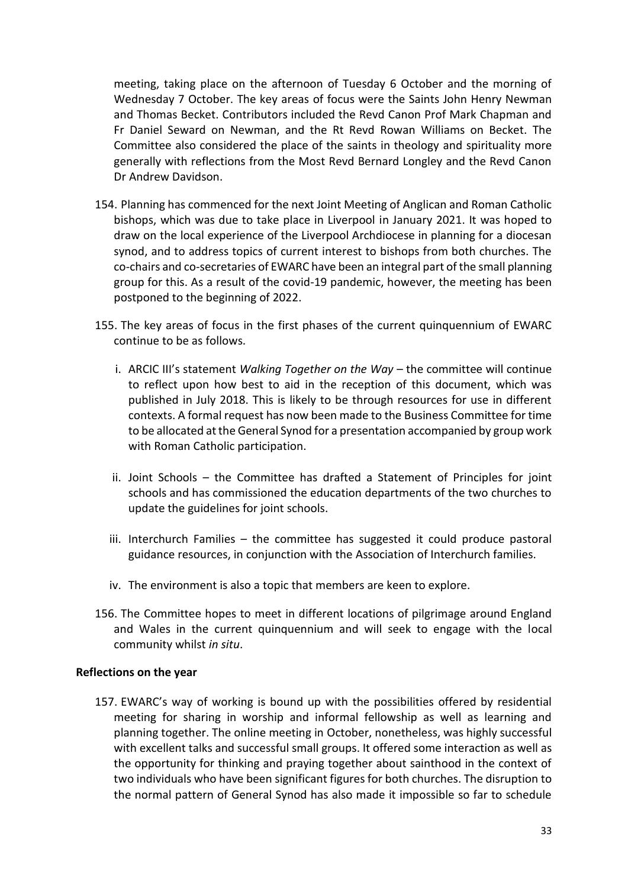meeting, taking place on the afternoon of Tuesday 6 October and the morning of Wednesday 7 October. The key areas of focus were the Saints John Henry Newman and Thomas Becket. Contributors included the Revd Canon Prof Mark Chapman and Fr Daniel Seward on Newman, and the Rt Revd Rowan Williams on Becket. The Committee also considered the place of the saints in theology and spirituality more generally with reflections from the Most Revd Bernard Longley and the Revd Canon Dr Andrew Davidson.

154. Planning has commenced for the next Joint Meeting of Anglican and Roman Catholic bishops, which was due to take place in Liverpool in January 2021. It was hoped to draw on the local experience of the Liverpool Archdiocese in planning for a diocesan synod, and to address topics of current interest to bishops from both churches. The co-chairs and co-secretaries of EWARC have been an integral part of the small planning group for this. As a result of the covid-19 pandemic, however, the meeting has been postponed to the beginning of 2022.

155. The key areas of focus in the first phases of the current quinquennium of EWARC continue to be as follows.

   i. ARCIC III's statement *Walking Together on the Way* – the committee will continue to reflect upon how best to aid in the reception of this document, which was published in July 2018. This is likely to be through resources for use in different contexts. A formal request has now been made to the Business Committee for time to be allocated at the General Synod for a presentation accompanied by group work with Roman Catholic participation.

   ii. Joint Schools – the Committee has drafted a Statement of Principles for joint schools and has commissioned the education departments of the two churches to update the guidelines for joint schools.

   iii. Interchurch Families – the committee has suggested it could produce pastoral guidance resources, in conjunction with the Association of Interchurch families.

   iv. The environment is also a topic that members are keen to explore.

156. The Committee hopes to meet in different locations of pilgrimage around England and Wales in the current quinquennium and will seek to engage with the local community whilst *in situ*.

**Reflections on the year**

157. EWARC's way of working is bound up with the possibilities offered by residential meeting for sharing in worship and informal fellowship as well as learning and planning together. The online meeting in October, nonetheless, was highly successful with excellent talks and successful small groups. It offered some interaction as well as the opportunity for thinking and praying together about sainthood in the context of two individuals who have been significant figures for both churches. The disruption to the normal pattern of General Synod has also made it impossible so far to schedule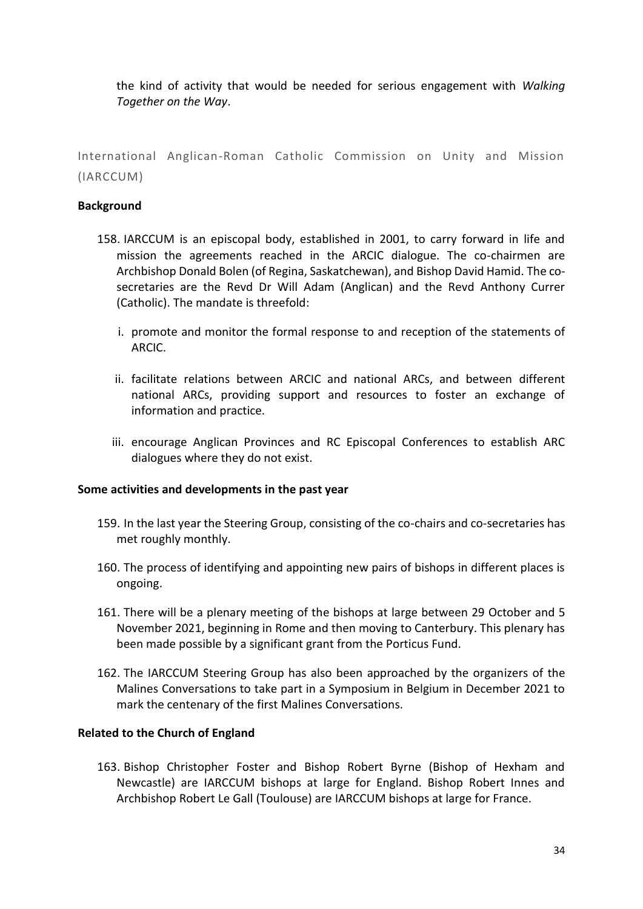the kind of activity that would be needed for serious engagement with *Walking Together on the Way*.

## International Anglican-Roman Catholic Commission on Unity and Mission (IARCCUM)

**Background**

158. IARCCUM is an episcopal body, established in 2001, to carry forward in life and mission the agreements reached in the ARCIC dialogue. The co-chairmen are Archbishop Donald Bolen (of Regina, Saskatchewan), and Bishop David Hamid. The co-secretaries are the Revd Dr Will Adam (Anglican) and the Revd Anthony Currer (Catholic). The mandate is threefold:

    i. promote and monitor the formal response to and reception of the statements of ARCIC.

    ii. facilitate relations between ARCIC and national ARCs, and between different national ARCs, providing support and resources to foster an exchange of information and practice.

    iii. encourage Anglican Provinces and RC Episcopal Conferences to establish ARC dialogues where they do not exist.

**Some activities and developments in the past year**

159. In the last year the Steering Group, consisting of the co-chairs and co-secretaries has met roughly monthly.

160. The process of identifying and appointing new pairs of bishops in different places is ongoing.

161. There will be a plenary meeting of the bishops at large between 29 October and 5 November 2021, beginning in Rome and then moving to Canterbury. This plenary has been made possible by a significant grant from the Porticus Fund.

162. The IARCCUM Steering Group has also been approached by the organizers of the Malines Conversations to take part in a Symposium in Belgium in December 2021 to mark the centenary of the first Malines Conversations.

**Related to the Church of England**

163. Bishop Christopher Foster and Bishop Robert Byrne (Bishop of Hexham and Newcastle) are IARCCUM bishops at large for England. Bishop Robert Innes and Archbishop Robert Le Gall (Toulouse) are IARCCUM bishops at large for France.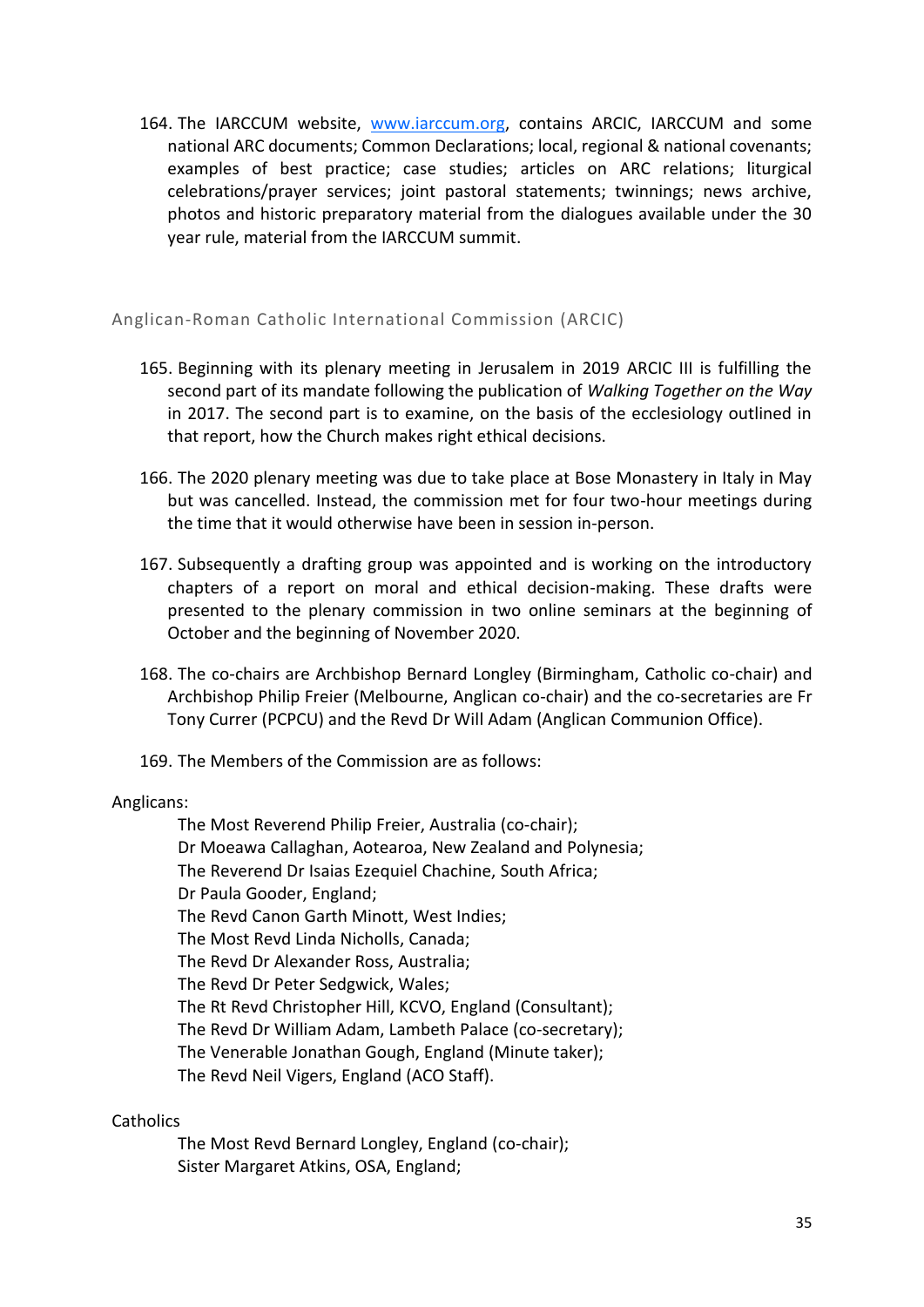164. The IARCCUM website, [www.iarccum.org](http://www.iarccum.org), contains ARCIC, IARCCUM and some national ARC documents; Common Declarations; local, regional & national covenants; examples of best practice; case studies; articles on ARC relations; liturgical celebrations/prayer services; joint pastoral statements; twinnings; news archive, photos and historic preparatory material from the dialogues available under the 30 year rule, material from the IARCCUM summit.

## Anglican-Roman Catholic International Commission (ARCIC)

165. Beginning with its plenary meeting in Jerusalem in 2019 ARCIC III is fulfilling the second part of its mandate following the publication of *Walking Together on the Way* in 2017. The second part is to examine, on the basis of the ecclesiology outlined in that report, how the Church makes right ethical decisions.

166. The 2020 plenary meeting was due to take place at Bose Monastery in Italy in May but was cancelled. Instead, the commission met for four two-hour meetings during the time that it would otherwise have been in session in-person.

167. Subsequently a drafting group was appointed and is working on the introductory chapters of a report on moral and ethical decision-making. These drafts were presented to the plenary commission in two online seminars at the beginning of October and the beginning of November 2020.

168. The co-chairs are Archbishop Bernard Longley (Birmingham, Catholic co-chair) and Archbishop Philip Freier (Melbourne, Anglican co-chair) and the co-secretaries are Fr Tony Currer (PCPCU) and the Revd Dr Will Adam (Anglican Communion Office).

169. The Members of the Commission are as follows:

Anglicans:

The Most Reverend Philip Freier, Australia (co-chair);
Dr Moeawa Callaghan, Aotearoa, New Zealand and Polynesia;
The Reverend Dr Isaias Ezequiel Chachine, South Africa;
Dr Paula Gooder, England;
The Revd Canon Garth Minott, West Indies;
The Most Revd Linda Nicholls, Canada;
The Revd Dr Alexander Ross, Australia;
The Revd Dr Peter Sedgwick, Wales;
The Rt Revd Christopher Hill, KCVO, England (Consultant);
The Revd Dr William Adam, Lambeth Palace (co-secretary);
The Venerable Jonathan Gough, England (Minute taker);
The Revd Neil Vigers, England (ACO Staff).

Catholics

The Most Revd Bernard Longley, England (co-chair);
Sister Margaret Atkins, OSA, England;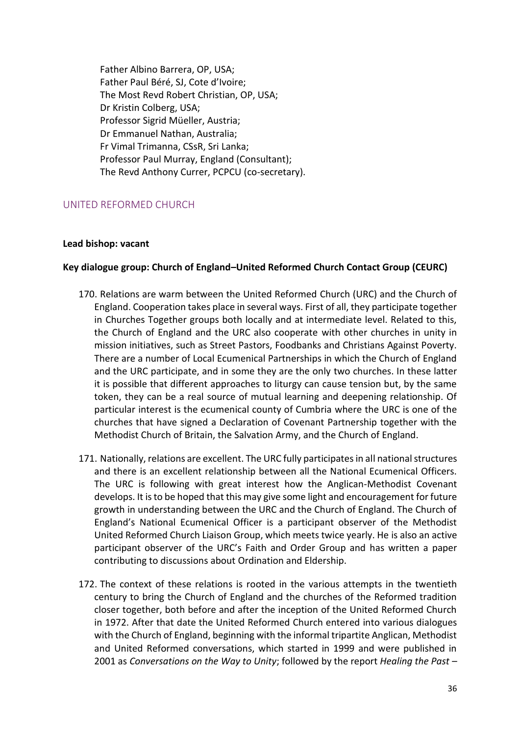Father Albino Barrera, OP, USA;
Father Paul Béré, SJ, Cote d'Ivoire;
The Most Revd Robert Christian, OP, USA;
Dr Kristin Colberg, USA;
Professor Sigrid Müeller, Austria;
Dr Emmanuel Nathan, Australia;
Fr Vimal Trimanna, CSsR, Sri Lanka;
Professor Paul Murray, England (Consultant);
The Revd Anthony Currer, PCPCU (co-secretary).

## UNITED REFORMED CHURCH

**Lead bishop: vacant**

**Key dialogue group: Church of England–United Reformed Church Contact Group (CEURC)**

170. Relations are warm between the United Reformed Church (URC) and the Church of England. Cooperation takes place in several ways. First of all, they participate together in Churches Together groups both locally and at intermediate level. Related to this, the Church of England and the URC also cooperate with other churches in unity in mission initiatives, such as Street Pastors, Foodbanks and Christians Against Poverty. There are a number of Local Ecumenical Partnerships in which the Church of England and the URC participate, and in some they are the only two churches. In these latter it is possible that different approaches to liturgy can cause tension but, by the same token, they can be a real source of mutual learning and deepening relationship. Of particular interest is the ecumenical county of Cumbria where the URC is one of the churches that have signed a Declaration of Covenant Partnership together with the Methodist Church of Britain, the Salvation Army, and the Church of England.

171. Nationally, relations are excellent. The URC fully participates in all national structures and there is an excellent relationship between all the National Ecumenical Officers. The URC is following with great interest how the Anglican-Methodist Covenant develops. It is to be hoped that this may give some light and encouragement for future growth in understanding between the URC and the Church of England. The Church of England's National Ecumenical Officer is a participant observer of the Methodist United Reformed Church Liaison Group, which meets twice yearly. He is also an active participant observer of the URC's Faith and Order Group and has written a paper contributing to discussions about Ordination and Eldership.

172. The context of these relations is rooted in the various attempts in the twentieth century to bring the Church of England and the churches of the Reformed tradition closer together, both before and after the inception of the United Reformed Church in 1972. After that date the United Reformed Church entered into various dialogues with the Church of England, beginning with the informal tripartite Anglican, Methodist and United Reformed conversations, which started in 1999 and were published in 2001 as *Conversations on the Way to Unity*; followed by the report *Healing the Past* –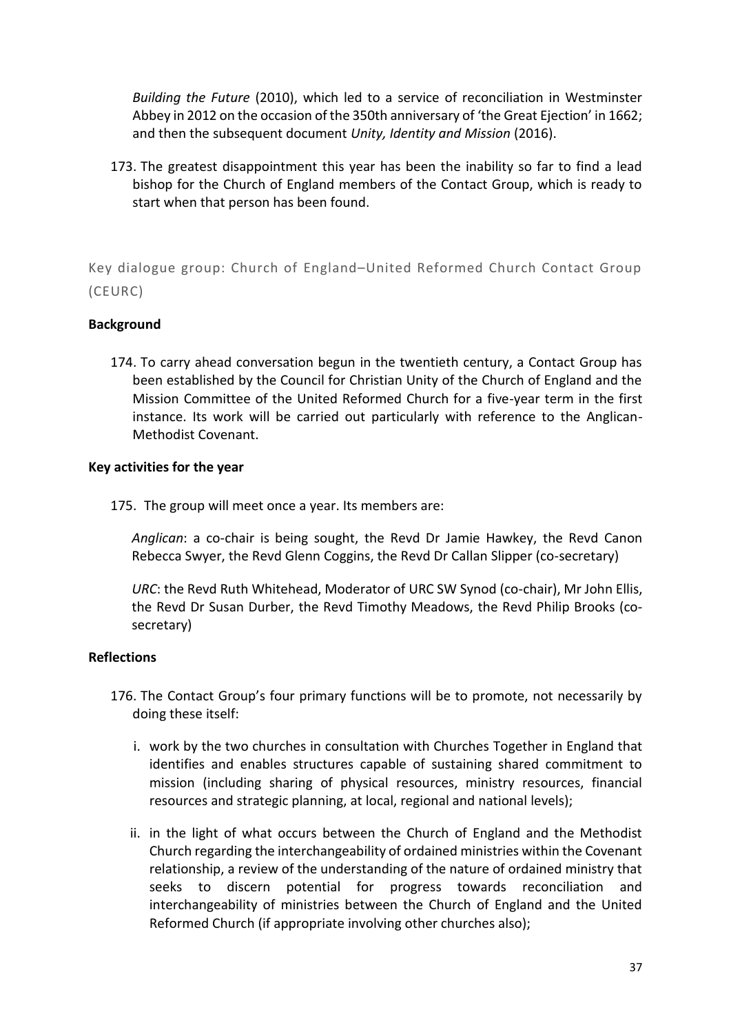*Building the Future* (2010), which led to a service of reconciliation in Westminster Abbey in 2012 on the occasion of the 350th anniversary of 'the Great Ejection' in 1662; and then the subsequent document *Unity, Identity and Mission* (2016).

173. The greatest disappointment this year has been the inability so far to find a lead bishop for the Church of England members of the Contact Group, which is ready to start when that person has been found.

## Key dialogue group: Church of England–United Reformed Church Contact Group (CEURC)

**Background**

174. To carry ahead conversation begun in the twentieth century, a Contact Group has been established by the Council for Christian Unity of the Church of England and the Mission Committee of the United Reformed Church for a five-year term in the first instance. Its work will be carried out particularly with reference to the Anglican-Methodist Covenant.

**Key activities for the year**

175. The group will meet once a year. Its members are:

*Anglican*: a co-chair is being sought, the Revd Dr Jamie Hawkey, the Revd Canon Rebecca Swyer, the Revd Glenn Coggins, the Revd Dr Callan Slipper (co-secretary)

*URC*: the Revd Ruth Whitehead, Moderator of URC SW Synod (co-chair), Mr John Ellis, the Revd Dr Susan Durber, the Revd Timothy Meadows, the Revd Philip Brooks (co-secretary)

**Reflections**

176. The Contact Group's four primary functions will be to promote, not necessarily by doing these itself:

i. work by the two churches in consultation with Churches Together in England that identifies and enables structures capable of sustaining shared commitment to mission (including sharing of physical resources, ministry resources, financial resources and strategic planning, at local, regional and national levels);

ii. in the light of what occurs between the Church of England and the Methodist Church regarding the interchangeability of ordained ministries within the Covenant relationship, a review of the understanding of the nature of ordained ministry that seeks to discern potential for progress towards reconciliation and interchangeability of ministries between the Church of England and the United Reformed Church (if appropriate involving other churches also);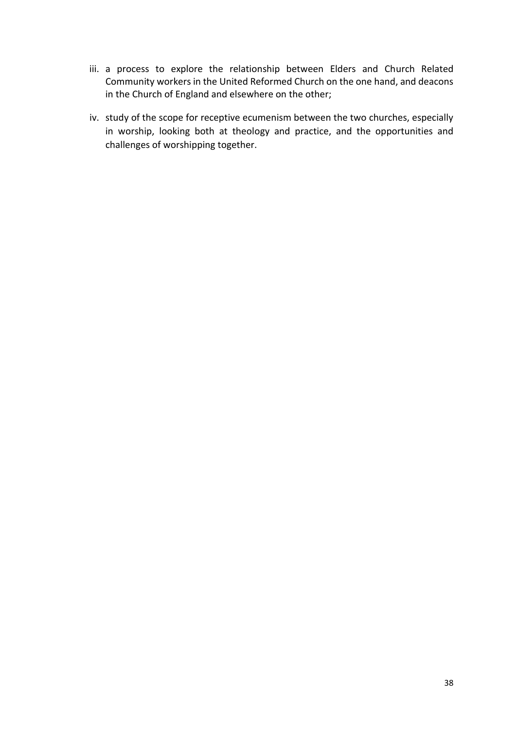iii. a process to explore the relationship between Elders and Church Related Community workers in the United Reformed Church on the one hand, and deacons in the Church of England and elsewhere on the other;

iv. study of the scope for receptive ecumenism between the two churches, especially in worship, looking both at theology and practice, and the opportunities and challenges of worshipping together.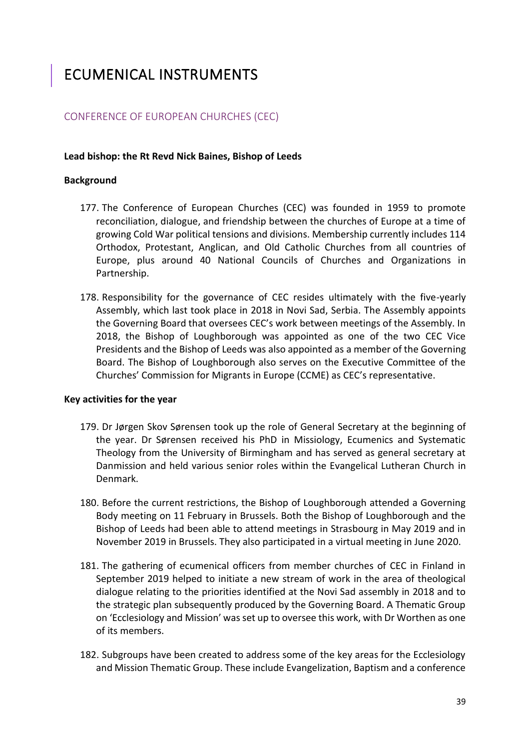# ECUMENICAL INSTRUMENTS

## CONFERENCE OF EUROPEAN CHURCHES (CEC)

**Lead bishop: the Rt Revd Nick Baines, Bishop of Leeds**

**Background**

177. The Conference of European Churches (CEC) was founded in 1959 to promote reconciliation, dialogue, and friendship between the churches of Europe at a time of growing Cold War political tensions and divisions. Membership currently includes 114 Orthodox, Protestant, Anglican, and Old Catholic Churches from all countries of Europe, plus around 40 National Councils of Churches and Organizations in Partnership.

178. Responsibility for the governance of CEC resides ultimately with the five-yearly Assembly, which last took place in 2018 in Novi Sad, Serbia. The Assembly appoints the Governing Board that oversees CEC's work between meetings of the Assembly. In 2018, the Bishop of Loughborough was appointed as one of the two CEC Vice Presidents and the Bishop of Leeds was also appointed as a member of the Governing Board. The Bishop of Loughborough also serves on the Executive Committee of the Churches' Commission for Migrants in Europe (CCME) as CEC's representative.

**Key activities for the year**

179. Dr Jørgen Skov Sørensen took up the role of General Secretary at the beginning of the year. Dr Sørensen received his PhD in Missiology, Ecumenics and Systematic Theology from the University of Birmingham and has served as general secretary at Danmission and held various senior roles within the Evangelical Lutheran Church in Denmark.

180. Before the current restrictions, the Bishop of Loughborough attended a Governing Body meeting on 11 February in Brussels. Both the Bishop of Loughborough and the Bishop of Leeds had been able to attend meetings in Strasbourg in May 2019 and in November 2019 in Brussels. They also participated in a virtual meeting in June 2020.

181. The gathering of ecumenical officers from member churches of CEC in Finland in September 2019 helped to initiate a new stream of work in the area of theological dialogue relating to the priorities identified at the Novi Sad assembly in 2018 and to the strategic plan subsequently produced by the Governing Board. A Thematic Group on 'Ecclesiology and Mission' was set up to oversee this work, with Dr Worthen as one of its members.

182. Subgroups have been created to address some of the key areas for the Ecclesiology and Mission Thematic Group. These include Evangelization, Baptism and a conference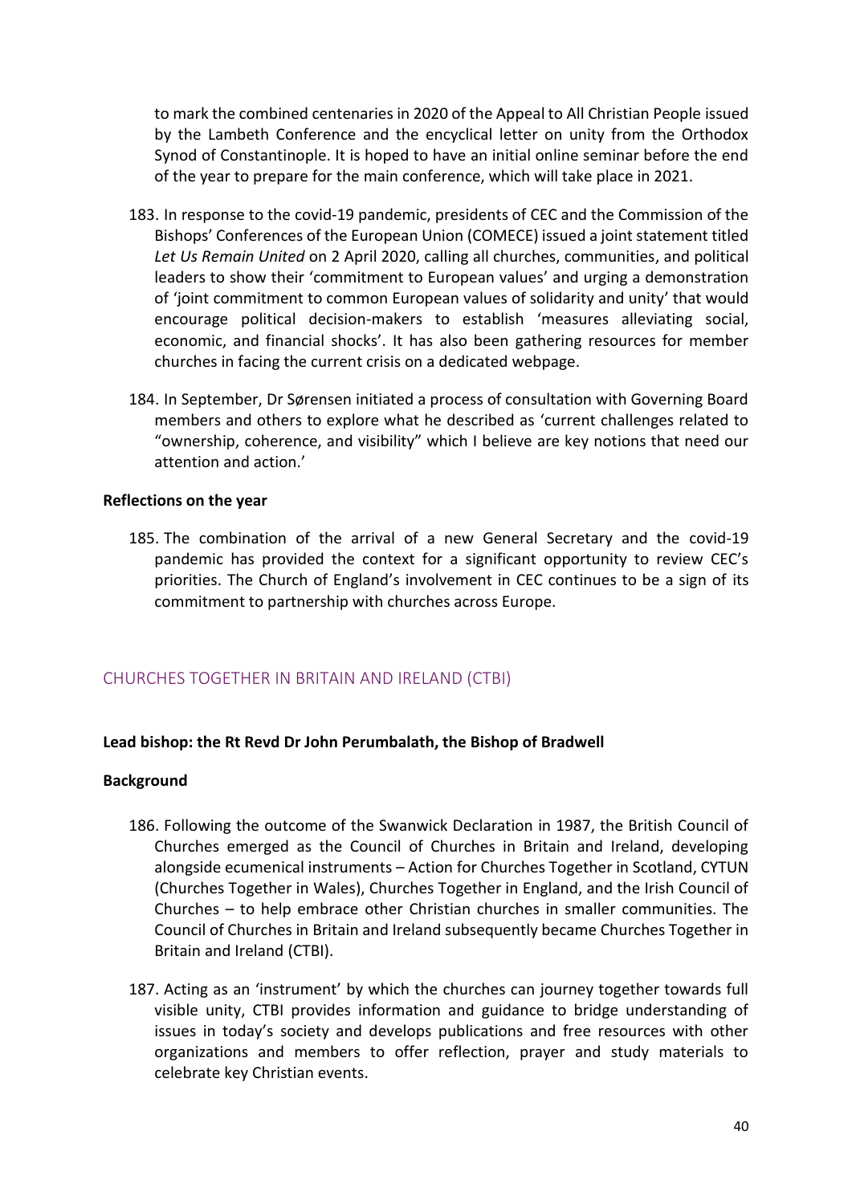to mark the combined centenaries in 2020 of the Appeal to All Christian People issued by the Lambeth Conference and the encyclical letter on unity from the Orthodox Synod of Constantinople. It is hoped to have an initial online seminar before the end of the year to prepare for the main conference, which will take place in 2021.

183. In response to the covid-19 pandemic, presidents of CEC and the Commission of the Bishops' Conferences of the European Union (COMECE) issued a joint statement titled *Let Us Remain United* on 2 April 2020, calling all churches, communities, and political leaders to show their 'commitment to European values' and urging a demonstration of 'joint commitment to common European values of solidarity and unity' that would encourage political decision-makers to establish 'measures alleviating social, economic, and financial shocks'. It has also been gathering resources for member churches in facing the current crisis on a dedicated webpage.

184. In September, Dr Sørensen initiated a process of consultation with Governing Board members and others to explore what he described as 'current challenges related to "ownership, coherence, and visibility" which I believe are key notions that need our attention and action.'

**Reflections on the year**

185. The combination of the arrival of a new General Secretary and the covid-19 pandemic has provided the context for a significant opportunity to review CEC's priorities. The Church of England's involvement in CEC continues to be a sign of its commitment to partnership with churches across Europe.

## CHURCHES TOGETHER IN BRITAIN AND IRELAND (CTBI)

**Lead bishop: the Rt Revd Dr John Perumbalath, the Bishop of Bradwell**

**Background**

186. Following the outcome of the Swanwick Declaration in 1987, the British Council of Churches emerged as the Council of Churches in Britain and Ireland, developing alongside ecumenical instruments – Action for Churches Together in Scotland, CYTUN (Churches Together in Wales), Churches Together in England, and the Irish Council of Churches – to help embrace other Christian churches in smaller communities. The Council of Churches in Britain and Ireland subsequently became Churches Together in Britain and Ireland (CTBI).

187. Acting as an 'instrument' by which the churches can journey together towards full visible unity, CTBI provides information and guidance to bridge understanding of issues in today's society and develops publications and free resources with other organizations and members to offer reflection, prayer and study materials to celebrate key Christian events.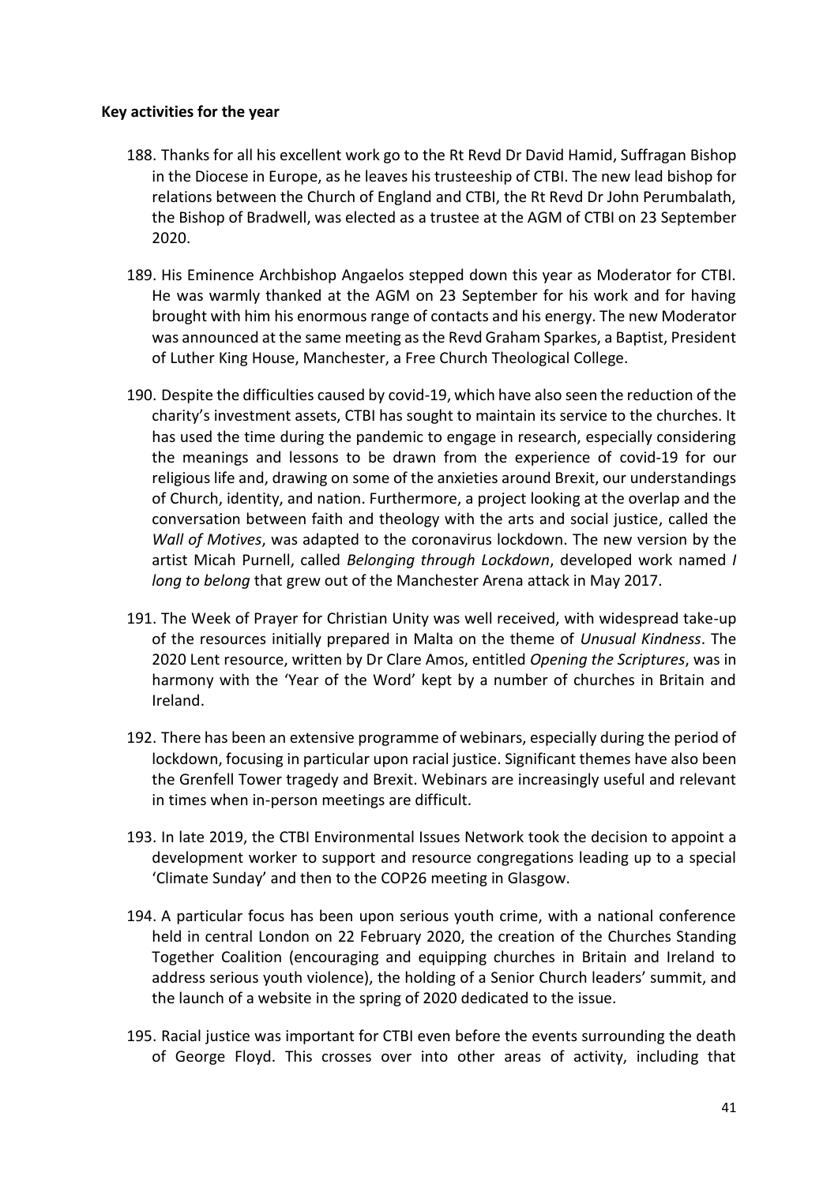**Key activities for the year**

188. Thanks for all his excellent work go to the Rt Revd Dr David Hamid, Suffragan Bishop in the Diocese in Europe, as he leaves his trusteeship of CTBI. The new lead bishop for relations between the Church of England and CTBI, the Rt Revd Dr John Perumbalath, the Bishop of Bradwell, was elected as a trustee at the AGM of CTBI on 23 September 2020.

189. His Eminence Archbishop Angaelos stepped down this year as Moderator for CTBI. He was warmly thanked at the AGM on 23 September for his work and for having brought with him his enormous range of contacts and his energy. The new Moderator was announced at the same meeting as the Revd Graham Sparkes, a Baptist, President of Luther King House, Manchester, a Free Church Theological College.

190. Despite the difficulties caused by covid-19, which have also seen the reduction of the charity's investment assets, CTBI has sought to maintain its service to the churches. It has used the time during the pandemic to engage in research, especially considering the meanings and lessons to be drawn from the experience of covid-19 for our religious life and, drawing on some of the anxieties around Brexit, our understandings of Church, identity, and nation. Furthermore, a project looking at the overlap and the conversation between faith and theology with the arts and social justice, called the *Wall of Motives*, was adapted to the coronavirus lockdown. The new version by the artist Micah Purnell, called *Belonging through Lockdown*, developed work named *I long to belong* that grew out of the Manchester Arena attack in May 2017.

191. The Week of Prayer for Christian Unity was well received, with widespread take-up of the resources initially prepared in Malta on the theme of *Unusual Kindness*. The 2020 Lent resource, written by Dr Clare Amos, entitled *Opening the Scriptures*, was in harmony with the 'Year of the Word' kept by a number of churches in Britain and Ireland.

192. There has been an extensive programme of webinars, especially during the period of lockdown, focusing in particular upon racial justice. Significant themes have also been the Grenfell Tower tragedy and Brexit. Webinars are increasingly useful and relevant in times when in-person meetings are difficult.

193. In late 2019, the CTBI Environmental Issues Network took the decision to appoint a development worker to support and resource congregations leading up to a special 'Climate Sunday' and then to the COP26 meeting in Glasgow.

194. A particular focus has been upon serious youth crime, with a national conference held in central London on 22 February 2020, the creation of the Churches Standing Together Coalition (encouraging and equipping churches in Britain and Ireland to address serious youth violence), the holding of a Senior Church leaders' summit, and the launch of a website in the spring of 2020 dedicated to the issue.

195. Racial justice was important for CTBI even before the events surrounding the death of George Floyd. This crosses over into other areas of activity, including that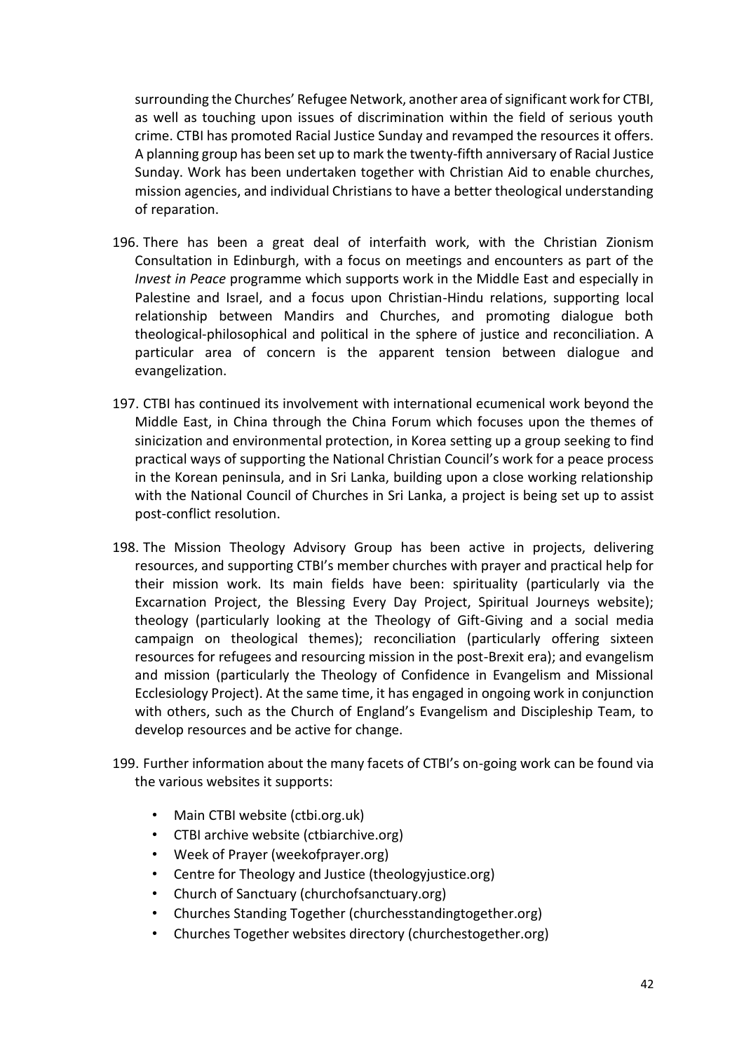surrounding the Churches' Refugee Network, another area of significant work for CTBI, as well as touching upon issues of discrimination within the field of serious youth crime. CTBI has promoted Racial Justice Sunday and revamped the resources it offers. A planning group has been set up to mark the twenty-fifth anniversary of Racial Justice Sunday. Work has been undertaken together with Christian Aid to enable churches, mission agencies, and individual Christians to have a better theological understanding of reparation.

196. There has been a great deal of interfaith work, with the Christian Zionism Consultation in Edinburgh, with a focus on meetings and encounters as part of the *Invest in Peace* programme which supports work in the Middle East and especially in Palestine and Israel, and a focus upon Christian-Hindu relations, supporting local relationship between Mandirs and Churches, and promoting dialogue both theological-philosophical and political in the sphere of justice and reconciliation. A particular area of concern is the apparent tension between dialogue and evangelization.

197. CTBI has continued its involvement with international ecumenical work beyond the Middle East, in China through the China Forum which focuses upon the themes of sinicization and environmental protection, in Korea setting up a group seeking to find practical ways of supporting the National Christian Council's work for a peace process in the Korean peninsula, and in Sri Lanka, building upon a close working relationship with the National Council of Churches in Sri Lanka, a project is being set up to assist post-conflict resolution.

198. The Mission Theology Advisory Group has been active in projects, delivering resources, and supporting CTBI's member churches with prayer and practical help for their mission work. Its main fields have been: spirituality (particularly via the Excarnation Project, the Blessing Every Day Project, Spiritual Journeys website); theology (particularly looking at the Theology of Gift-Giving and a social media campaign on theological themes); reconciliation (particularly offering sixteen resources for refugees and resourcing mission in the post-Brexit era); and evangelism and mission (particularly the Theology of Confidence in Evangelism and Missional Ecclesiology Project). At the same time, it has engaged in ongoing work in conjunction with others, such as the Church of England's Evangelism and Discipleship Team, to develop resources and be active for change.

199. Further information about the many facets of CTBI's on-going work can be found via the various websites it supports:

- Main CTBI website (ctbi.org.uk)
- CTBI archive website (ctbiarchive.org)
- Week of Prayer (weekofprayer.org)
- Centre for Theology and Justice (theologyjustice.org)
- Church of Sanctuary (churchofsanctuary.org)
- Churches Standing Together (churchesstandingtogether.org)
- Churches Together websites directory (churchestogether.org)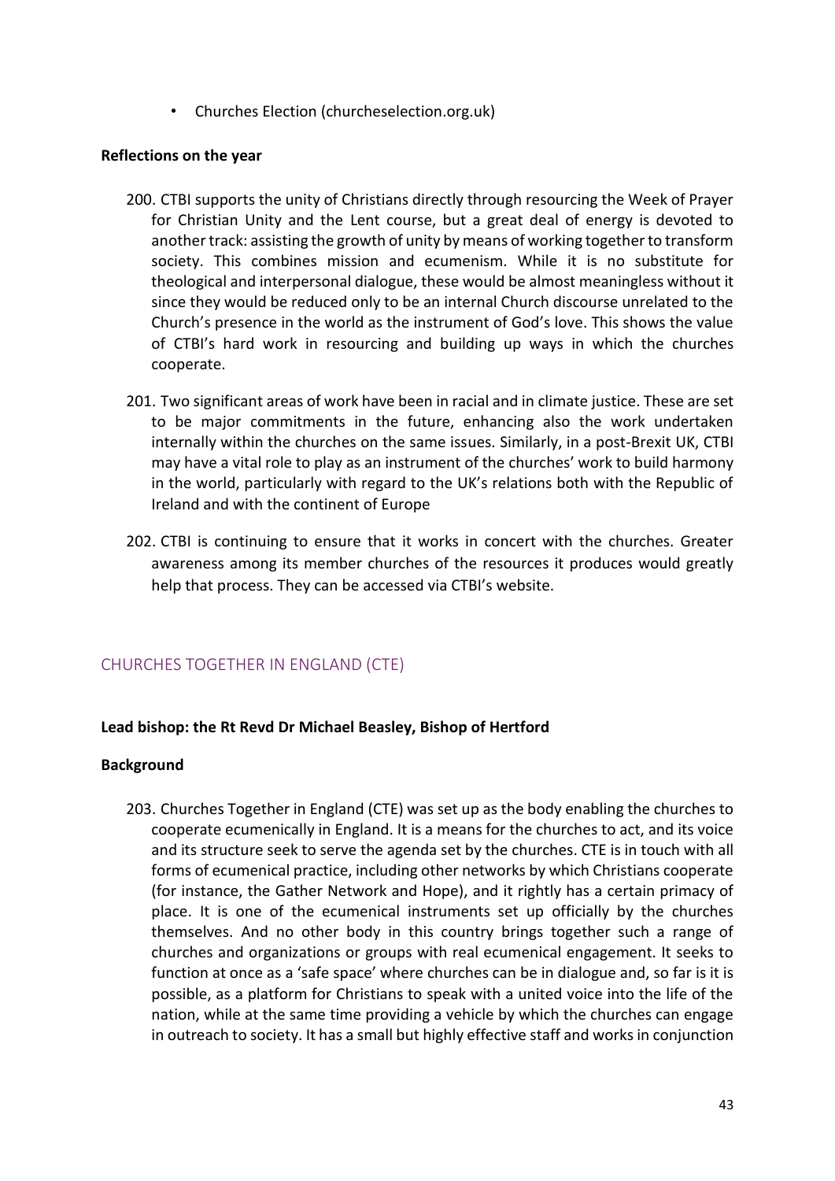- Churches Election (churcheselection.org.uk)

**Reflections on the year**

200. CTBI supports the unity of Christians directly through resourcing the Week of Prayer for Christian Unity and the Lent course, but a great deal of energy is devoted to another track: assisting the growth of unity by means of working together to transform society. This combines mission and ecumenism. While it is no substitute for theological and interpersonal dialogue, these would be almost meaningless without it since they would be reduced only to be an internal Church discourse unrelated to the Church's presence in the world as the instrument of God's love. This shows the value of CTBI's hard work in resourcing and building up ways in which the churches cooperate.

201. Two significant areas of work have been in racial and in climate justice. These are set to be major commitments in the future, enhancing also the work undertaken internally within the churches on the same issues. Similarly, in a post-Brexit UK, CTBI may have a vital role to play as an instrument of the churches' work to build harmony in the world, particularly with regard to the UK's relations both with the Republic of Ireland and with the continent of Europe

202. CTBI is continuing to ensure that it works in concert with the churches. Greater awareness among its member churches of the resources it produces would greatly help that process. They can be accessed via CTBI's website.

## CHURCHES TOGETHER IN ENGLAND (CTE)

**Lead bishop: the Rt Revd Dr Michael Beasley, Bishop of Hertford**

**Background**

203. Churches Together in England (CTE) was set up as the body enabling the churches to cooperate ecumenically in England. It is a means for the churches to act, and its voice and its structure seek to serve the agenda set by the churches. CTE is in touch with all forms of ecumenical practice, including other networks by which Christians cooperate (for instance, the Gather Network and Hope), and it rightly has a certain primacy of place. It is one of the ecumenical instruments set up officially by the churches themselves. And no other body in this country brings together such a range of churches and organizations or groups with real ecumenical engagement. It seeks to function at once as a 'safe space' where churches can be in dialogue and, so far is it is possible, as a platform for Christians to speak with a united voice into the life of the nation, while at the same time providing a vehicle by which the churches can engage in outreach to society. It has a small but highly effective staff and works in conjunction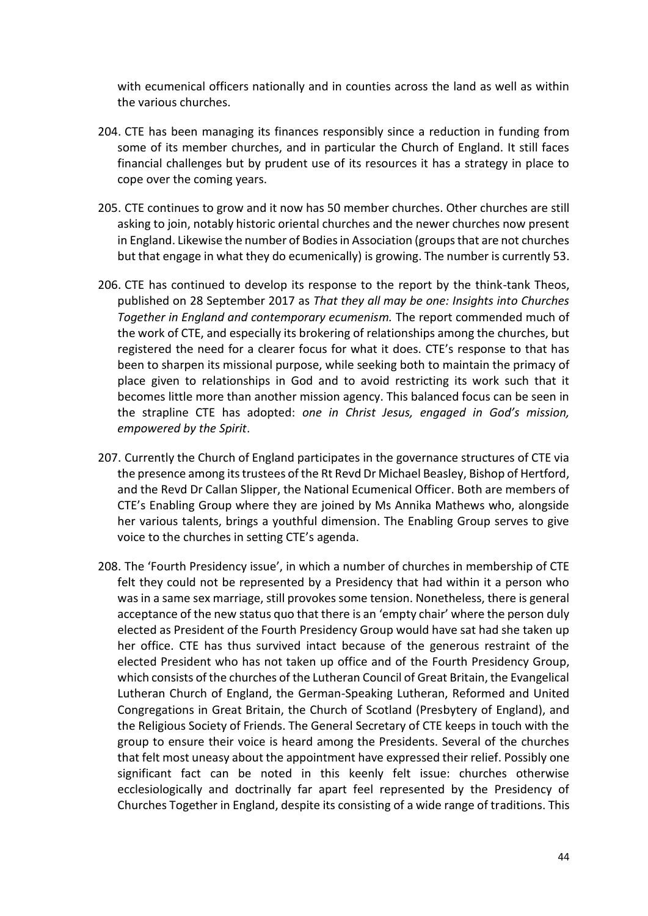with ecumenical officers nationally and in counties across the land as well as within the various churches.

204. CTE has been managing its finances responsibly since a reduction in funding from some of its member churches, and in particular the Church of England. It still faces financial challenges but by prudent use of its resources it has a strategy in place to cope over the coming years.

205. CTE continues to grow and it now has 50 member churches. Other churches are still asking to join, notably historic oriental churches and the newer churches now present in England. Likewise the number of Bodies in Association (groups that are not churches but that engage in what they do ecumenically) is growing. The number is currently 53.

206. CTE has continued to develop its response to the report by the think-tank Theos, published on 28 September 2017 as *That they all may be one: Insights into Churches Together in England and contemporary ecumenism.* The report commended much of the work of CTE, and especially its brokering of relationships among the churches, but registered the need for a clearer focus for what it does. CTE's response to that has been to sharpen its missional purpose, while seeking both to maintain the primacy of place given to relationships in God and to avoid restricting its work such that it becomes little more than another mission agency. This balanced focus can be seen in the strapline CTE has adopted: *one in Christ Jesus, engaged in God's mission, empowered by the Spirit*.

207. Currently the Church of England participates in the governance structures of CTE via the presence among its trustees of the Rt Revd Dr Michael Beasley, Bishop of Hertford, and the Revd Dr Callan Slipper, the National Ecumenical Officer. Both are members of CTE's Enabling Group where they are joined by Ms Annika Mathews who, alongside her various talents, brings a youthful dimension. The Enabling Group serves to give voice to the churches in setting CTE's agenda.

208. The 'Fourth Presidency issue', in which a number of churches in membership of CTE felt they could not be represented by a Presidency that had within it a person who was in a same sex marriage, still provokes some tension. Nonetheless, there is general acceptance of the new status quo that there is an 'empty chair' where the person duly elected as President of the Fourth Presidency Group would have sat had she taken up her office. CTE has thus survived intact because of the generous restraint of the elected President who has not taken up office and of the Fourth Presidency Group, which consists of the churches of the Lutheran Council of Great Britain, the Evangelical Lutheran Church of England, the German-Speaking Lutheran, Reformed and United Congregations in Great Britain, the Church of Scotland (Presbytery of England), and the Religious Society of Friends. The General Secretary of CTE keeps in touch with the group to ensure their voice is heard among the Presidents. Several of the churches that felt most uneasy about the appointment have expressed their relief. Possibly one significant fact can be noted in this keenly felt issue: churches otherwise ecclesiologically and doctrinally far apart feel represented by the Presidency of Churches Together in England, despite its consisting of a wide range of traditions. This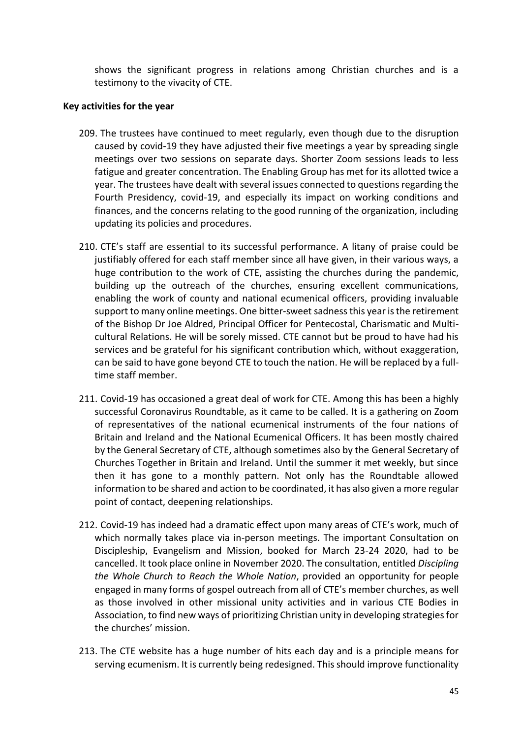shows the significant progress in relations among Christian churches and is a testimony to the vivacity of CTE.

**Key activities for the year**

209. The trustees have continued to meet regularly, even though due to the disruption caused by covid-19 they have adjusted their five meetings a year by spreading single meetings over two sessions on separate days. Shorter Zoom sessions leads to less fatigue and greater concentration. The Enabling Group has met for its allotted twice a year. The trustees have dealt with several issues connected to questions regarding the Fourth Presidency, covid-19, and especially its impact on working conditions and finances, and the concerns relating to the good running of the organization, including updating its policies and procedures.

210. CTE's staff are essential to its successful performance. A litany of praise could be justifiably offered for each staff member since all have given, in their various ways, a huge contribution to the work of CTE, assisting the churches during the pandemic, building up the outreach of the churches, ensuring excellent communications, enabling the work of county and national ecumenical officers, providing invaluable support to many online meetings. One bitter-sweet sadness this year is the retirement of the Bishop Dr Joe Aldred, Principal Officer for Pentecostal, Charismatic and Multi-cultural Relations. He will be sorely missed. CTE cannot but be proud to have had his services and be grateful for his significant contribution which, without exaggeration, can be said to have gone beyond CTE to touch the nation. He will be replaced by a full-time staff member.

211. Covid-19 has occasioned a great deal of work for CTE. Among this has been a highly successful Coronavirus Roundtable, as it came to be called. It is a gathering on Zoom of representatives of the national ecumenical instruments of the four nations of Britain and Ireland and the National Ecumenical Officers. It has been mostly chaired by the General Secretary of CTE, although sometimes also by the General Secretary of Churches Together in Britain and Ireland. Until the summer it met weekly, but since then it has gone to a monthly pattern. Not only has the Roundtable allowed information to be shared and action to be coordinated, it has also given a more regular point of contact, deepening relationships.

212. Covid-19 has indeed had a dramatic effect upon many areas of CTE's work, much of which normally takes place via in-person meetings. The important Consultation on Discipleship, Evangelism and Mission, booked for March 23-24 2020, had to be cancelled. It took place online in November 2020. The consultation, entitled *Discipling the Whole Church to Reach the Whole Nation*, provided an opportunity for people engaged in many forms of gospel outreach from all of CTE's member churches, as well as those involved in other missional unity activities and in various CTE Bodies in Association, to find new ways of prioritizing Christian unity in developing strategies for the churches' mission.

213. The CTE website has a huge number of hits each day and is a principle means for serving ecumenism. It is currently being redesigned. This should improve functionality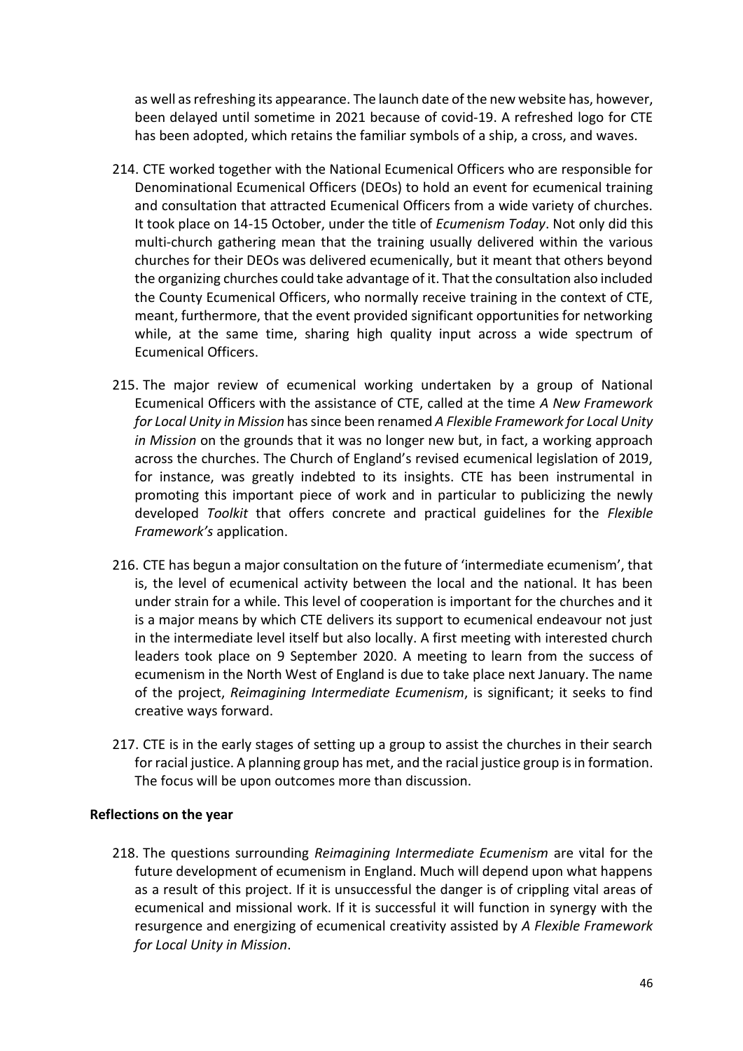as well as refreshing its appearance. The launch date of the new website has, however, been delayed until sometime in 2021 because of covid-19. A refreshed logo for CTE has been adopted, which retains the familiar symbols of a ship, a cross, and waves.

214. CTE worked together with the National Ecumenical Officers who are responsible for Denominational Ecumenical Officers (DEOs) to hold an event for ecumenical training and consultation that attracted Ecumenical Officers from a wide variety of churches. It took place on 14-15 October, under the title of *Ecumenism Today*. Not only did this multi-church gathering mean that the training usually delivered within the various churches for their DEOs was delivered ecumenically, but it meant that others beyond the organizing churches could take advantage of it. That the consultation also included the County Ecumenical Officers, who normally receive training in the context of CTE, meant, furthermore, that the event provided significant opportunities for networking while, at the same time, sharing high quality input across a wide spectrum of Ecumenical Officers.

215. The major review of ecumenical working undertaken by a group of National Ecumenical Officers with the assistance of CTE, called at the time *A New Framework for Local Unity in Mission* has since been renamed *A Flexible Framework for Local Unity in Mission* on the grounds that it was no longer new but, in fact, a working approach across the churches. The Church of England's revised ecumenical legislation of 2019, for instance, was greatly indebted to its insights. CTE has been instrumental in promoting this important piece of work and in particular to publicizing the newly developed *Toolkit* that offers concrete and practical guidelines for the *Flexible Framework's* application.

216. CTE has begun a major consultation on the future of 'intermediate ecumenism', that is, the level of ecumenical activity between the local and the national. It has been under strain for a while. This level of cooperation is important for the churches and it is a major means by which CTE delivers its support to ecumenical endeavour not just in the intermediate level itself but also locally. A first meeting with interested church leaders took place on 9 September 2020. A meeting to learn from the success of ecumenism in the North West of England is due to take place next January. The name of the project, *Reimagining Intermediate Ecumenism*, is significant; it seeks to find creative ways forward.

217. CTE is in the early stages of setting up a group to assist the churches in their search for racial justice. A planning group has met, and the racial justice group is in formation. The focus will be upon outcomes more than discussion.

**Reflections on the year**

218. The questions surrounding *Reimagining Intermediate Ecumenism* are vital for the future development of ecumenism in England. Much will depend upon what happens as a result of this project. If it is unsuccessful the danger is of crippling vital areas of ecumenical and missional work. If it is successful it will function in synergy with the resurgence and energizing of ecumenical creativity assisted by *A Flexible Framework for Local Unity in Mission*.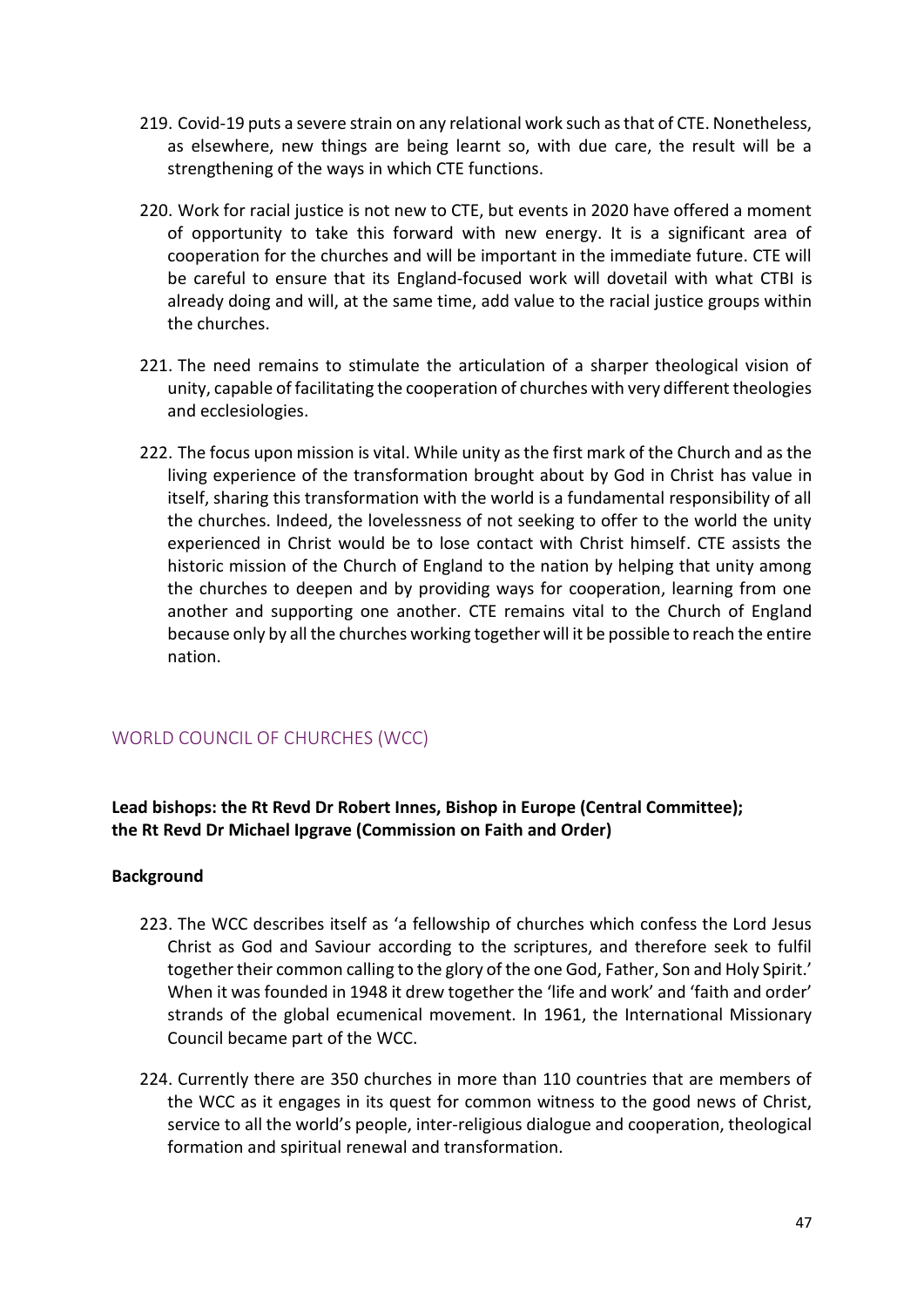219. Covid-19 puts a severe strain on any relational work such as that of CTE. Nonetheless, as elsewhere, new things are being learnt so, with due care, the result will be a strengthening of the ways in which CTE functions.

220. Work for racial justice is not new to CTE, but events in 2020 have offered a moment of opportunity to take this forward with new energy. It is a significant area of cooperation for the churches and will be important in the immediate future. CTE will be careful to ensure that its England-focused work will dovetail with what CTBI is already doing and will, at the same time, add value to the racial justice groups within the churches.

221. The need remains to stimulate the articulation of a sharper theological vision of unity, capable of facilitating the cooperation of churches with very different theologies and ecclesiologies.

222. The focus upon mission is vital. While unity as the first mark of the Church and as the living experience of the transformation brought about by God in Christ has value in itself, sharing this transformation with the world is a fundamental responsibility of all the churches. Indeed, the lovelessness of not seeking to offer to the world the unity experienced in Christ would be to lose contact with Christ himself. CTE assists the historic mission of the Church of England to the nation by helping that unity among the churches to deepen and by providing ways for cooperation, learning from one another and supporting one another. CTE remains vital to the Church of England because only by all the churches working together will it be possible to reach the entire nation.

## WORLD COUNCIL OF CHURCHES (WCC)

**Lead bishops: the Rt Revd Dr Robert Innes, Bishop in Europe (Central Committee); the Rt Revd Dr Michael Ipgrave (Commission on Faith and Order)**

**Background**

223. The WCC describes itself as 'a fellowship of churches which confess the Lord Jesus Christ as God and Saviour according to the scriptures, and therefore seek to fulfil together their common calling to the glory of the one God, Father, Son and Holy Spirit.' When it was founded in 1948 it drew together the 'life and work' and 'faith and order' strands of the global ecumenical movement. In 1961, the International Missionary Council became part of the WCC.

224. Currently there are 350 churches in more than 110 countries that are members of the WCC as it engages in its quest for common witness to the good news of Christ, service to all the world's people, inter-religious dialogue and cooperation, theological formation and spiritual renewal and transformation.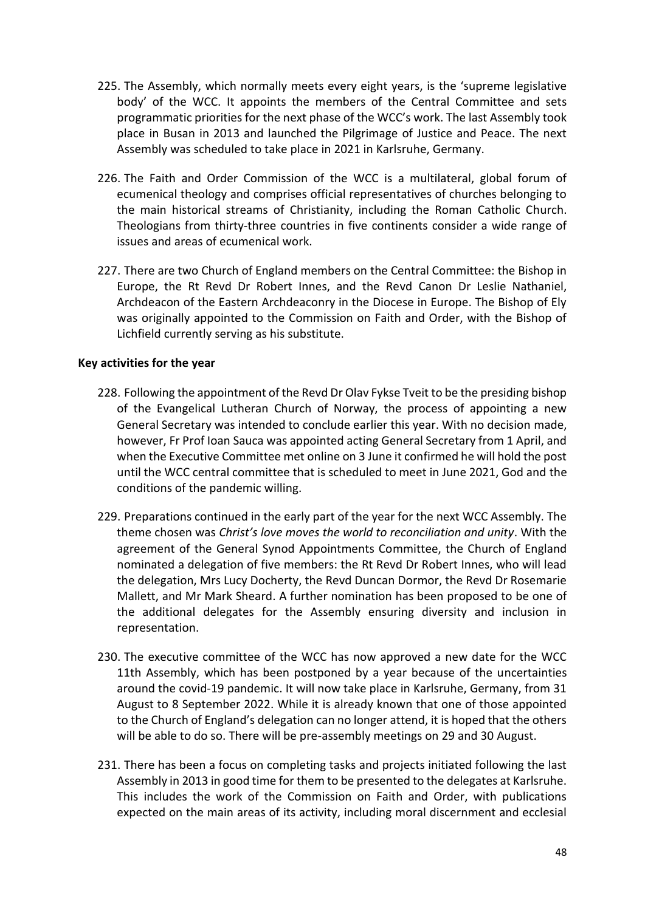225. The Assembly, which normally meets every eight years, is the 'supreme legislative body' of the WCC. It appoints the members of the Central Committee and sets programmatic priorities for the next phase of the WCC's work. The last Assembly took place in Busan in 2013 and launched the Pilgrimage of Justice and Peace. The next Assembly was scheduled to take place in 2021 in Karlsruhe, Germany.

226. The Faith and Order Commission of the WCC is a multilateral, global forum of ecumenical theology and comprises official representatives of churches belonging to the main historical streams of Christianity, including the Roman Catholic Church. Theologians from thirty-three countries in five continents consider a wide range of issues and areas of ecumenical work.

227. There are two Church of England members on the Central Committee: the Bishop in Europe, the Rt Revd Dr Robert Innes, and the Revd Canon Dr Leslie Nathaniel, Archdeacon of the Eastern Archdeaconry in the Diocese in Europe. The Bishop of Ely was originally appointed to the Commission on Faith and Order, with the Bishop of Lichfield currently serving as his substitute.

**Key activities for the year**

228. Following the appointment of the Revd Dr Olav Fykse Tveit to be the presiding bishop of the Evangelical Lutheran Church of Norway, the process of appointing a new General Secretary was intended to conclude earlier this year. With no decision made, however, Fr Prof Ioan Sauca was appointed acting General Secretary from 1 April, and when the Executive Committee met online on 3 June it confirmed he will hold the post until the WCC central committee that is scheduled to meet in June 2021, God and the conditions of the pandemic willing.

229. Preparations continued in the early part of the year for the next WCC Assembly. The theme chosen was *Christ's love moves the world to reconciliation and unity*. With the agreement of the General Synod Appointments Committee, the Church of England nominated a delegation of five members: the Rt Revd Dr Robert Innes, who will lead the delegation, Mrs Lucy Docherty, the Revd Duncan Dormor, the Revd Dr Rosemarie Mallett, and Mr Mark Sheard. A further nomination has been proposed to be one of the additional delegates for the Assembly ensuring diversity and inclusion in representation.

230. The executive committee of the WCC has now approved a new date for the WCC 11th Assembly, which has been postponed by a year because of the uncertainties around the covid-19 pandemic. It will now take place in Karlsruhe, Germany, from 31 August to 8 September 2022. While it is already known that one of those appointed to the Church of England's delegation can no longer attend, it is hoped that the others will be able to do so. There will be pre-assembly meetings on 29 and 30 August.

231. There has been a focus on completing tasks and projects initiated following the last Assembly in 2013 in good time for them to be presented to the delegates at Karlsruhe. This includes the work of the Commission on Faith and Order, with publications expected on the main areas of its activity, including moral discernment and ecclesial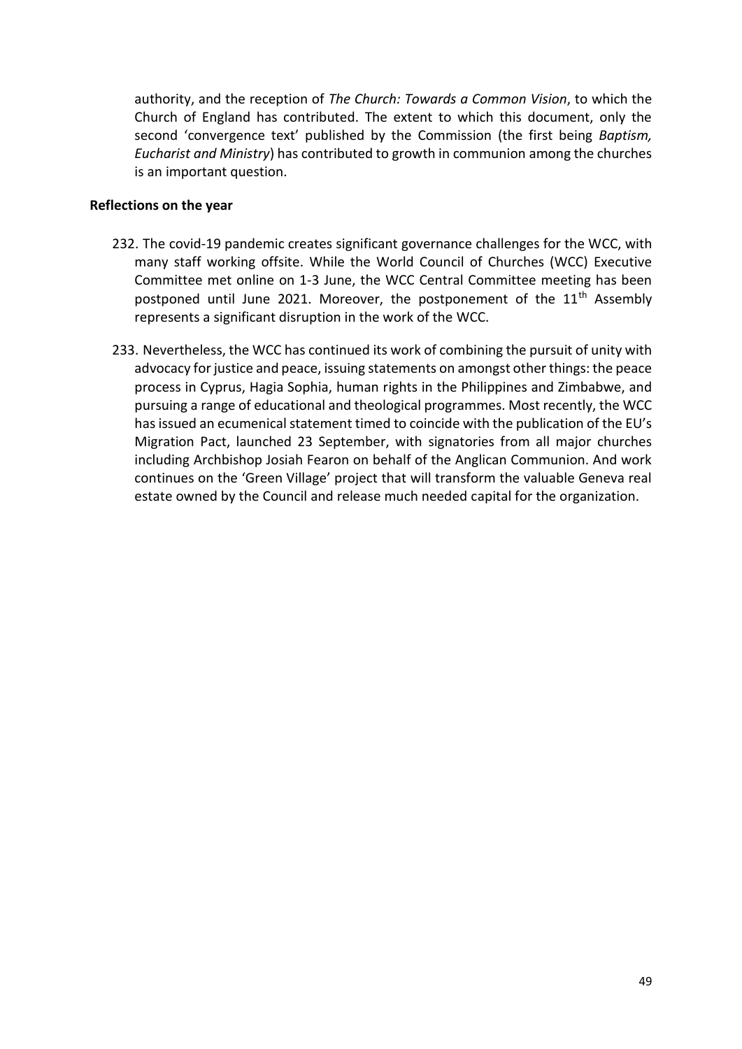authority, and the reception of *The Church: Towards a Common Vision*, to which the Church of England has contributed. The extent to which this document, only the second 'convergence text' published by the Commission (the first being *Baptism, Eucharist and Ministry*) has contributed to growth in communion among the churches is an important question.

**Reflections on the year**

232. The covid-19 pandemic creates significant governance challenges for the WCC, with many staff working offsite. While the World Council of Churches (WCC) Executive Committee met online on 1-3 June, the WCC Central Committee meeting has been postponed until June 2021. Moreover, the postponement of the 11th Assembly represents a significant disruption in the work of the WCC.

233. Nevertheless, the WCC has continued its work of combining the pursuit of unity with advocacy for justice and peace, issuing statements on amongst other things: the peace process in Cyprus, Hagia Sophia, human rights in the Philippines and Zimbabwe, and pursuing a range of educational and theological programmes. Most recently, the WCC has issued an ecumenical statement timed to coincide with the publication of the EU's Migration Pact, launched 23 September, with signatories from all major churches including Archbishop Josiah Fearon on behalf of the Anglican Communion. And work continues on the 'Green Village' project that will transform the valuable Geneva real estate owned by the Council and release much needed capital for the organization.